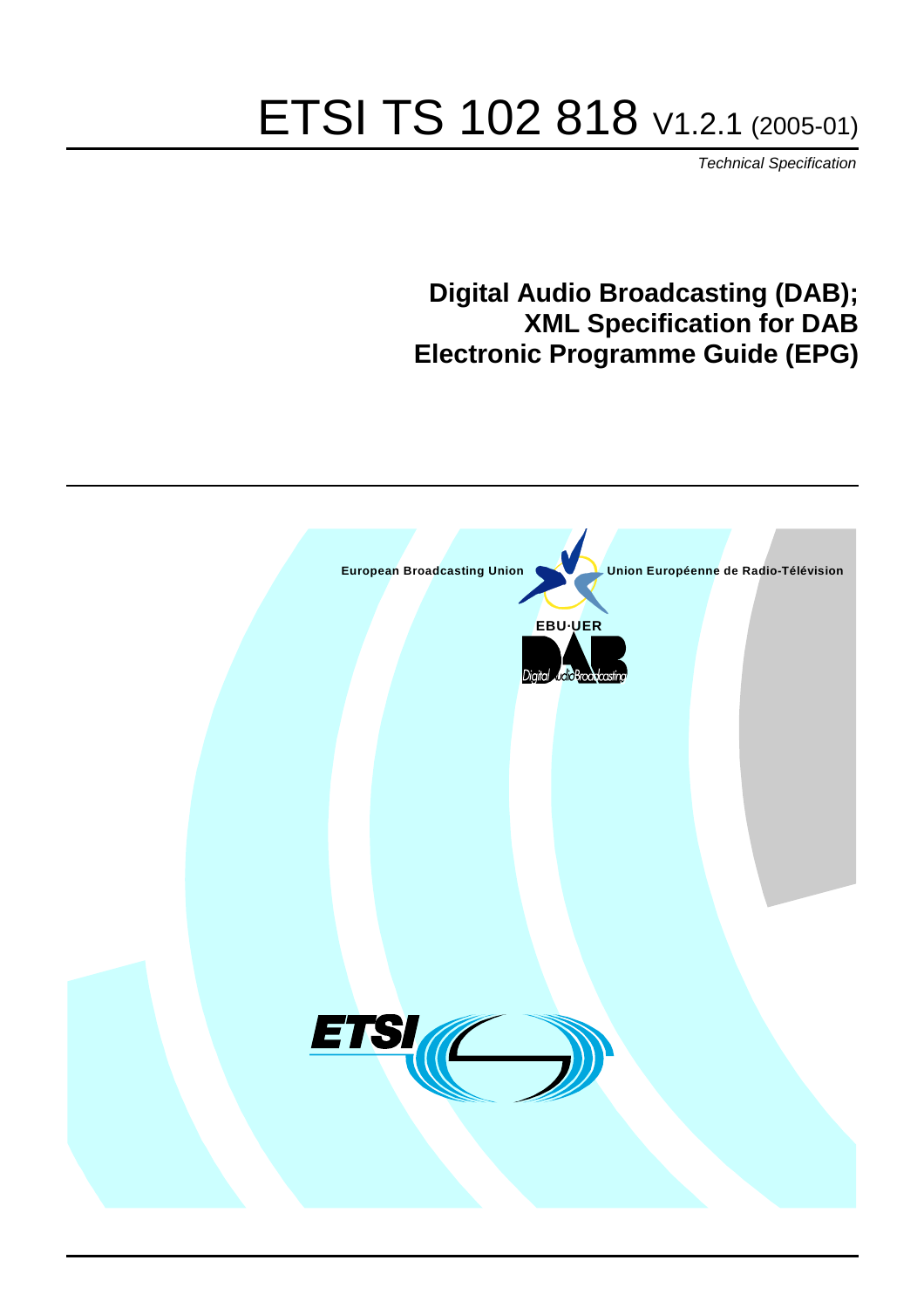# ETSI TS 102 818 V1.2.1 (2005-01)

*Technical Specification*

## Digital Audio Broadcasting (DAB); XML Specification for DAB Electronic Programme Guide (EPG)

European Broadcasting Union    Union Européenne de Radio-Télévision

EBU·UER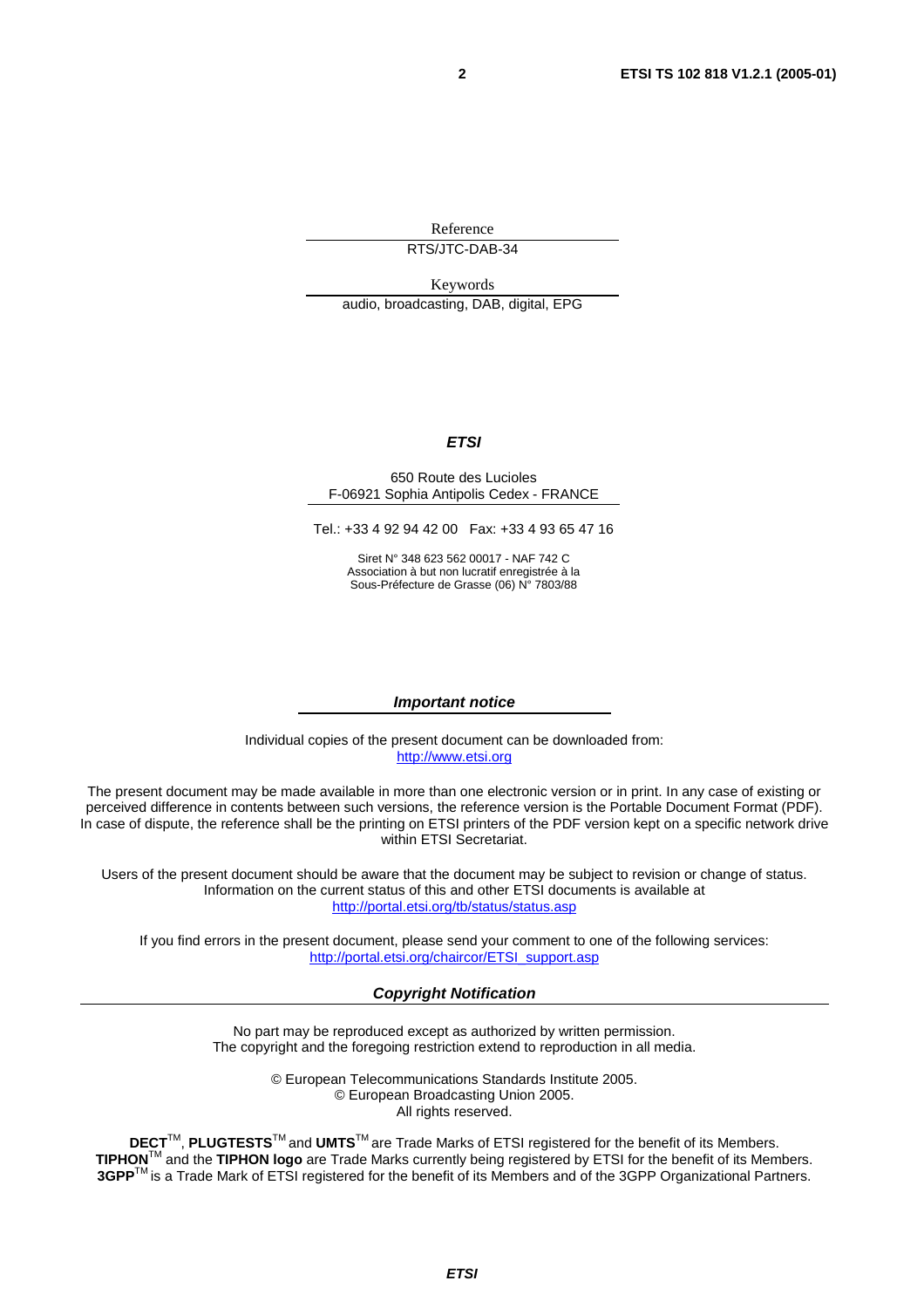Reference

RTS/JTC-DAB-34

Keywords

audio, broadcasting, DAB, digital, EPG

***ETSI***

650 Route des Lucioles
F-06921 Sophia Antipolis Cedex - FRANCE

Tel.: +33 4 92 94 42 00 Fax: +33 4 93 65 47 16

Siret N° 348 623 562 00017 - NAF 742 C
Association à but non lucratif enregistrée à la
Sous-Préfecture de Grasse (06) N° 7803/88

***Important notice***

Individual copies of the present document can be downloaded from:
http://www.etsi.org

The present document may be made available in more than one electronic version or in print. In any case of existing or perceived difference in contents between such versions, the reference version is the Portable Document Format (PDF). In case of dispute, the reference shall be the printing on ETSI printers of the PDF version kept on a specific network drive within ETSI Secretariat.

Users of the present document should be aware that the document may be subject to revision or change of status. Information on the current status of this and other ETSI documents is available at
http://portal.etsi.org/tb/status/status.asp

If you find errors in the present document, please send your comment to one of the following services:
http://portal.etsi.org/chaircor/ETSI_support.asp

***Copyright Notification***

No part may be reproduced except as authorized by written permission.
The copyright and the foregoing restriction extend to reproduction in all media.

© European Telecommunications Standards Institute 2005.
© European Broadcasting Union 2005.
All rights reserved.

**DECT**™, **PLUGTESTS**™ and **UMTS**™ are Trade Marks of ETSI registered for the benefit of its Members.
**TIPHON**™ and the **TIPHON logo** are Trade Marks currently being registered by ETSI for the benefit of its Members.
**3GPP**™ is a Trade Mark of ETSI registered for the benefit of its Members and of the 3GPP Organizational Partners.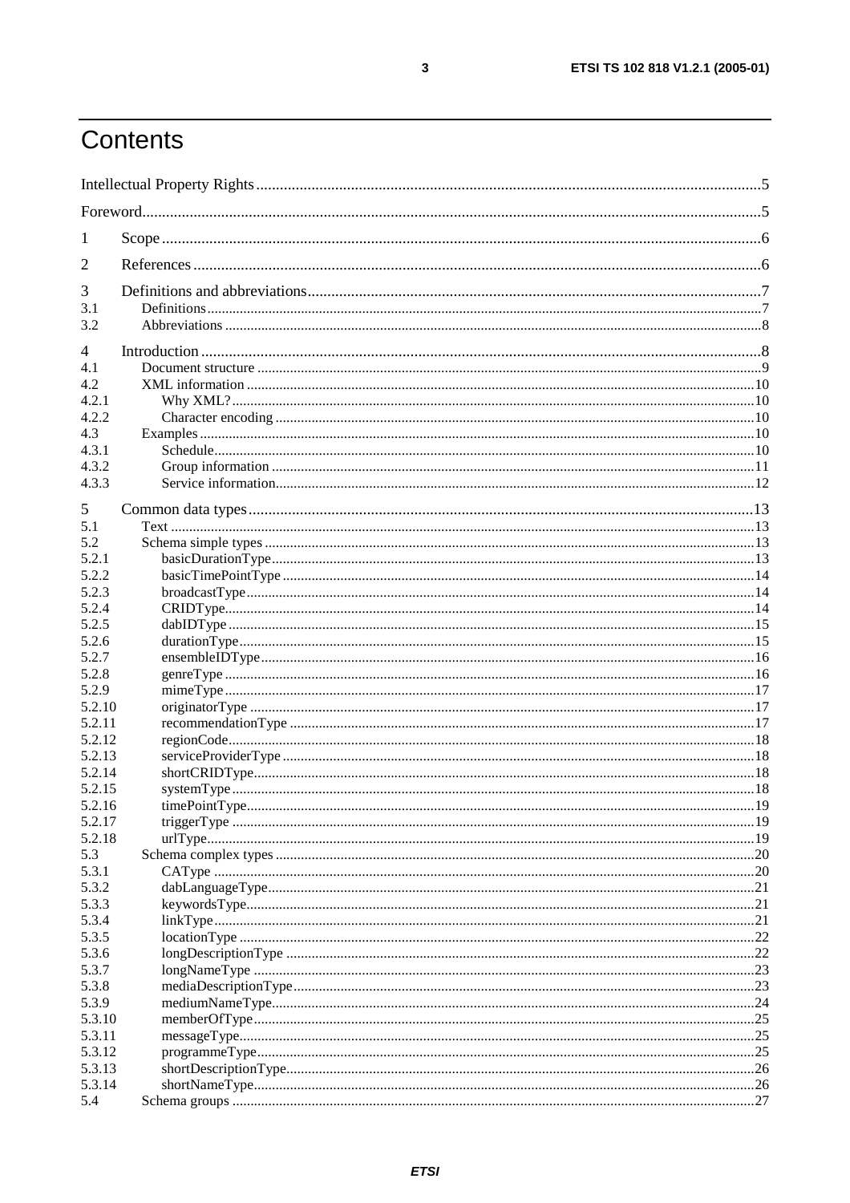# Contents

Intellectual Property Rights ....................................................................................................................... 5

Foreword ........................................................................................................................................... 5

1 Scope ............................................................................................................................................ 6

2 References ...................................................................................................................................... 6

3 Definitions and abbreviations ............................................................................................................ 7

3.1 Definitions ..................................................................................................................................... 7

3.2 Abbreviations ................................................................................................................................ 8

4 Introduction ...................................................................................................................................... 8

4.1 Document structure ........................................................................................................................ 9

4.2 XML information ......................................................................................................................... 10

4.2.1 Why XML? ............................................................................................................................... 10

4.2.2 Character encoding ................................................................................................................... 10

4.3 Examples ..................................................................................................................................... 10

4.3.1 Schedule ................................................................................................................................... 10

4.3.2 Group information .................................................................................................................... 11

4.3.3 Service information ................................................................................................................... 12

5 Common data types ......................................................................................................................... 13

5.1 Text ............................................................................................................................................. 13

5.2 Schema simple types ..................................................................................................................... 13

5.2.1 basicDurationType .................................................................................................................... 13

5.2.2 basicTimePointType ................................................................................................................. 14

5.2.3 broadcastType ........................................................................................................................... 14

5.2.4 CRIDType ................................................................................................................................ 14

5.2.5 dabIDType ............................................................................................................................... 15

5.2.6 durationType ............................................................................................................................ 15

5.2.7 ensembleIDType ....................................................................................................................... 16

5.2.8 genreType ................................................................................................................................ 16

5.2.9 mimeType ................................................................................................................................ 17

5.2.10 originatorType ........................................................................................................................ 17

5.2.11 recommendationType ............................................................................................................... 17

5.2.12 regionCode ............................................................................................................................. 18

5.2.13 serviceProviderType ................................................................................................................ 18

5.2.14 shortCRIDType ....................................................................................................................... 18

5.2.15 systemType ............................................................................................................................. 18

5.2.16 timePointType ......................................................................................................................... 19

5.2.17 triggerType ............................................................................................................................. 19

5.2.18 urlType ................................................................................................................................... 19

5.3 Schema complex types .................................................................................................................. 20

5.3.1 CAType ................................................................................................................................... 20

5.3.2 dabLanguageType ..................................................................................................................... 21

5.3.3 keywordsType ........................................................................................................................... 21

5.3.4 linkType ................................................................................................................................... 21

5.3.5 locationType ............................................................................................................................. 22

5.3.6 longDescriptionType ................................................................................................................. 22

5.3.7 longNameType ......................................................................................................................... 23

5.3.8 mediaDescriptionType ............................................................................................................... 23

5.3.9 mediumNameType .................................................................................................................... 24

5.3.10 memberOfType ........................................................................................................................ 25

5.3.11 messageType ........................................................................................................................... 25

5.3.12 programmeType ....................................................................................................................... 25

5.3.13 shortDescriptionType ............................................................................................................... 26

5.3.14 shortNameType ........................................................................................................................ 26

5.4 Schema groups ............................................................................................................................. 27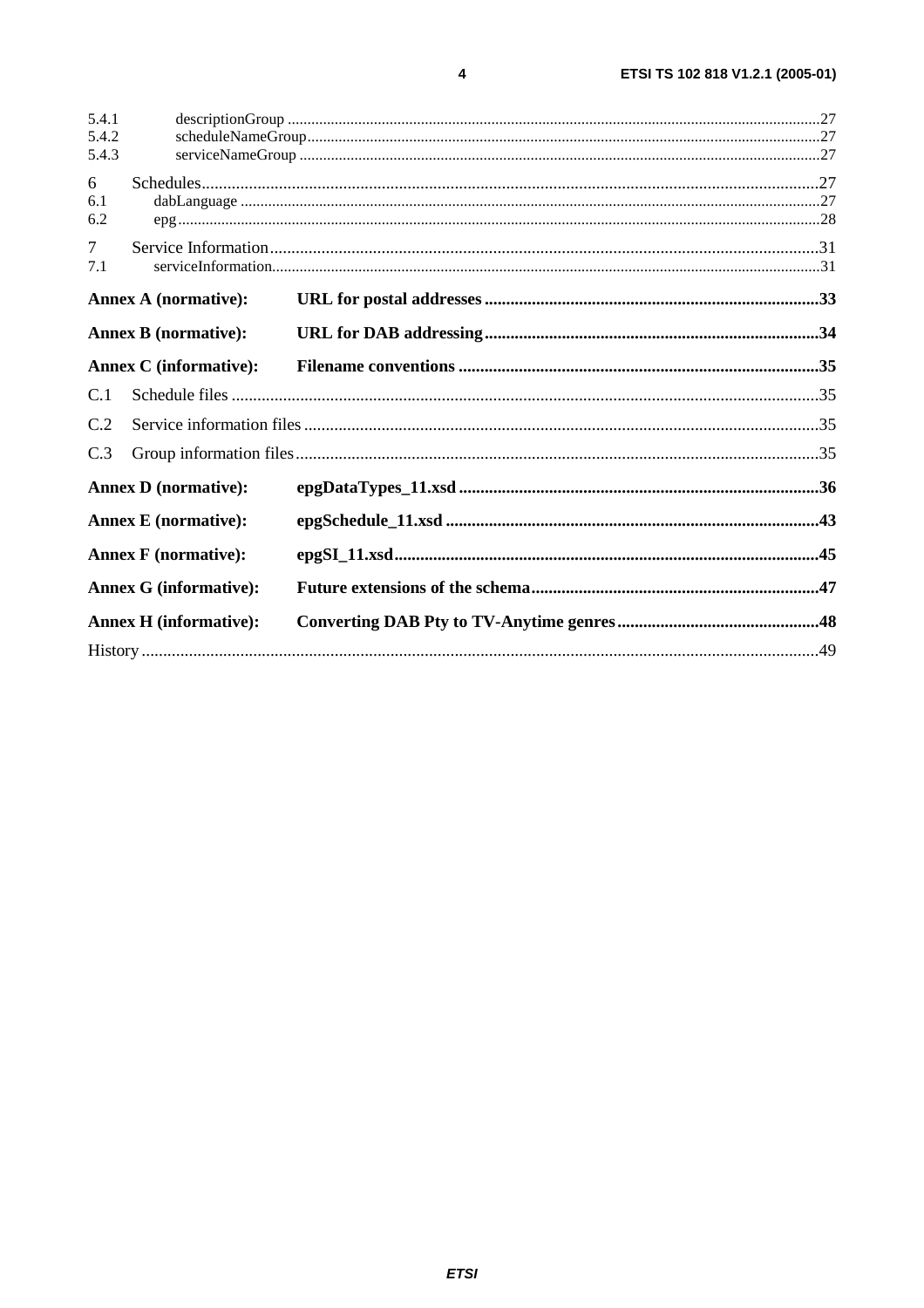5.4.1 descriptionGroup ....................................................................................................................................27
5.4.2 scheduleNameGroup................................................................................................................................27
5.4.3 serviceNameGroup ..................................................................................................................................27

6 Schedules.............................................................................................................................................27
6.1 dabLanguage ...........................................................................................................................................27
6.2 epg...........................................................................................................................................................28

7 Service Information..............................................................................................................................31
7.1 serviceInformation....................................................................................................................................31

**Annex A (normative): URL for postal addresses ............................................................................33**

**Annex B (normative): URL for DAB addressing............................................................................34**

**Annex C (informative): Filename conventions ..................................................................................35**

C.1 Schedule files .......................................................................................................................................35

C.2 Service information files ......................................................................................................................35

C.3 Group information files........................................................................................................................35

**Annex D (normative): epgDataTypes_11.xsd ..................................................................................36**

**Annex E (normative): epgSchedule_11.xsd .....................................................................................43**

**Annex F (normative): epgSI_11.xsd.................................................................................................45**

**Annex G (informative): Future extensions of the schema.................................................................47**

**Annex H (informative): Converting DAB Pty to TV-Anytime genres..............................................48**

History ............................................................................................................................................................49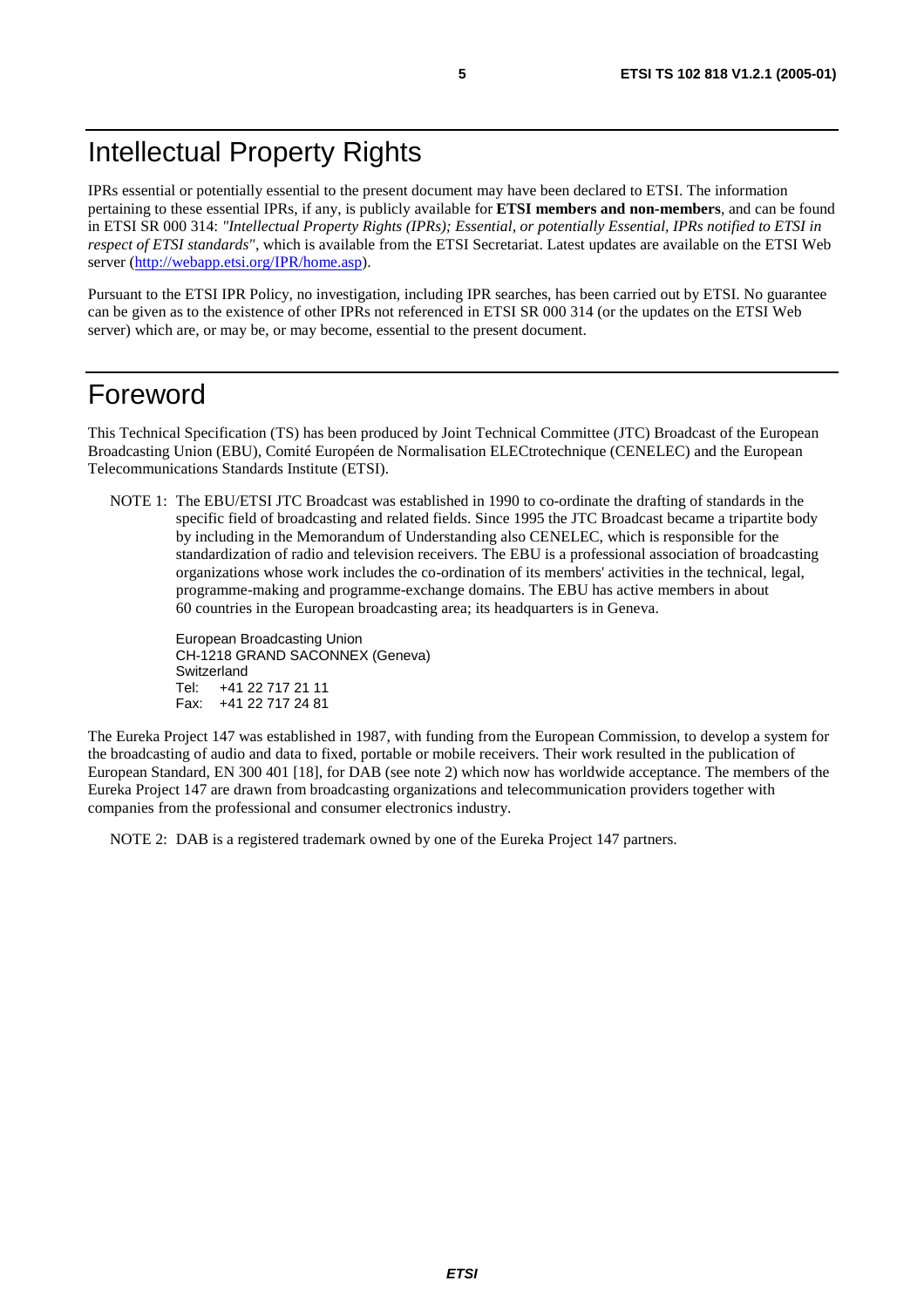# Intellectual Property Rights

IPRs essential or potentially essential to the present document may have been declared to ETSI. The information pertaining to these essential IPRs, if any, is publicly available for **ETSI members and non-members**, and can be found in ETSI SR 000 314: *"Intellectual Property Rights (IPRs); Essential, or potentially Essential, IPRs notified to ETSI in respect of ETSI standards"*, which is available from the ETSI Secretariat. Latest updates are available on the ETSI Web server (http://webapp.etsi.org/IPR/home.asp).

Pursuant to the ETSI IPR Policy, no investigation, including IPR searches, has been carried out by ETSI. No guarantee can be given as to the existence of other IPRs not referenced in ETSI SR 000 314 (or the updates on the ETSI Web server) which are, or may be, or may become, essential to the present document.

# Foreword

This Technical Specification (TS) has been produced by Joint Technical Committee (JTC) Broadcast of the European Broadcasting Union (EBU), Comité Européen de Normalisation ELECtrotechnique (CENELEC) and the European Telecommunications Standards Institute (ETSI).

NOTE 1: The EBU/ETSI JTC Broadcast was established in 1990 to co-ordinate the drafting of standards in the specific field of broadcasting and related fields. Since 1995 the JTC Broadcast became a tripartite body by including in the Memorandum of Understanding also CENELEC, which is responsible for the standardization of radio and television receivers. The EBU is a professional association of broadcasting organizations whose work includes the co-ordination of its members' activities in the technical, legal, programme-making and programme-exchange domains. The EBU has active members in about 60 countries in the European broadcasting area; its headquarters is in Geneva.

European Broadcasting Union
CH-1218 GRAND SACONNEX (Geneva)
Switzerland
Tel: +41 22 717 21 11
Fax: +41 22 717 24 81

The Eureka Project 147 was established in 1987, with funding from the European Commission, to develop a system for the broadcasting of audio and data to fixed, portable or mobile receivers. Their work resulted in the publication of European Standard, EN 300 401 [18], for DAB (see note 2) which now has worldwide acceptance. The members of the Eureka Project 147 are drawn from broadcasting organizations and telecommunication providers together with companies from the professional and consumer electronics industry.

NOTE 2: DAB is a registered trademark owned by one of the Eureka Project 147 partners.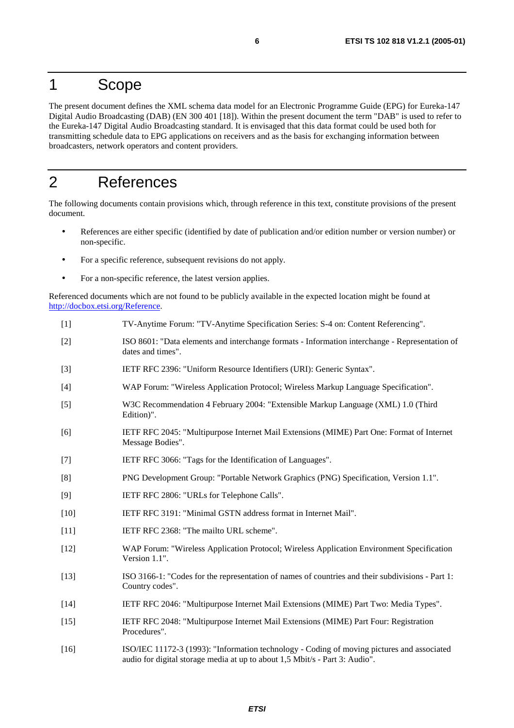# 1 Scope

The present document defines the XML schema data model for an Electronic Programme Guide (EPG) for Eureka-147 Digital Audio Broadcasting (DAB) (EN 300 401 [18]). Within the present document the term "DAB" is used to refer to the Eureka-147 Digital Audio Broadcasting standard. It is envisaged that this data format could be used both for transmitting schedule data to EPG applications on receivers and as the basis for exchanging information between broadcasters, network operators and content providers.

# 2 References

The following documents contain provisions which, through reference in this text, constitute provisions of the present document.

- References are either specific (identified by date of publication and/or edition number or version number) or non-specific.
- For a specific reference, subsequent revisions do not apply.
- For a non-specific reference, the latest version applies.

Referenced documents which are not found to be publicly available in the expected location might be found at http://docbox.etsi.org/Reference.

[1] TV-Anytime Forum: "TV-Anytime Specification Series: S-4 on: Content Referencing".

[2] ISO 8601: "Data elements and interchange formats - Information interchange - Representation of dates and times".

[3] IETF RFC 2396: "Uniform Resource Identifiers (URI): Generic Syntax".

[4] WAP Forum: "Wireless Application Protocol; Wireless Markup Language Specification".

[5] W3C Recommendation 4 February 2004: "Extensible Markup Language (XML) 1.0 (Third Edition)".

[6] IETF RFC 2045: "Multipurpose Internet Mail Extensions (MIME) Part One: Format of Internet Message Bodies".

[7] IETF RFC 3066: "Tags for the Identification of Languages".

[8] PNG Development Group: "Portable Network Graphics (PNG) Specification, Version 1.1".

[9] IETF RFC 2806: "URLs for Telephone Calls".

[10] IETF RFC 3191: "Minimal GSTN address format in Internet Mail".

[11] IETF RFC 2368: "The mailto URL scheme".

[12] WAP Forum: "Wireless Application Protocol; Wireless Application Environment Specification Version 1.1".

[13] ISO 3166-1: "Codes for the representation of names of countries and their subdivisions - Part 1: Country codes".

[14] IETF RFC 2046: "Multipurpose Internet Mail Extensions (MIME) Part Two: Media Types".

[15] IETF RFC 2048: "Multipurpose Internet Mail Extensions (MIME) Part Four: Registration Procedures".

[16] ISO/IEC 11172-3 (1993): "Information technology - Coding of moving pictures and associated audio for digital storage media at up to about 1,5 Mbit/s - Part 3: Audio".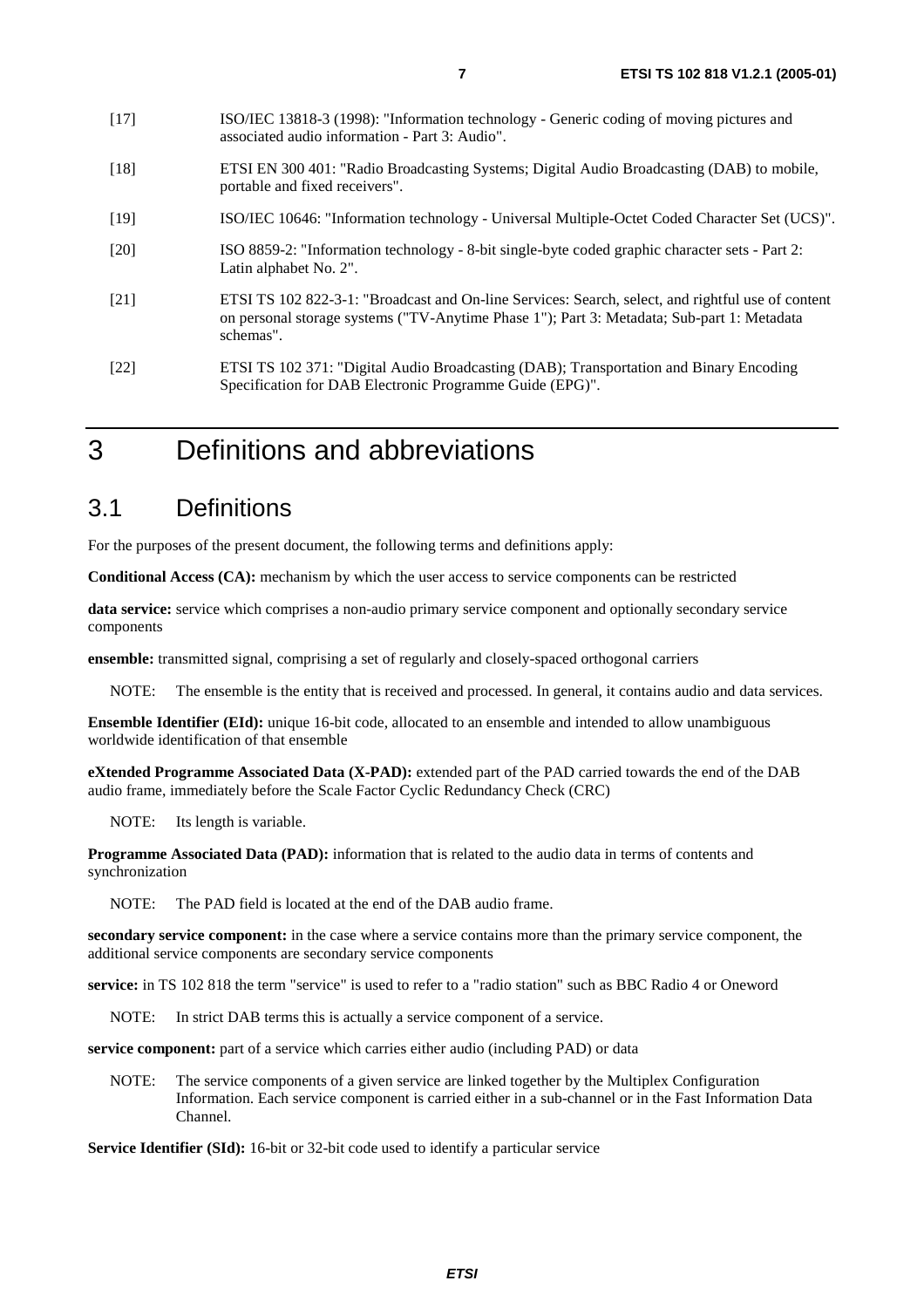[17] ISO/IEC 13818-3 (1998): "Information technology - Generic coding of moving pictures and associated audio information - Part 3: Audio".

[18] ETSI EN 300 401: "Radio Broadcasting Systems; Digital Audio Broadcasting (DAB) to mobile, portable and fixed receivers".

[19] ISO/IEC 10646: "Information technology - Universal Multiple-Octet Coded Character Set (UCS)".

[20] ISO 8859-2: "Information technology - 8-bit single-byte coded graphic character sets - Part 2: Latin alphabet No. 2".

[21] ETSI TS 102 822-3-1: "Broadcast and On-line Services: Search, select, and rightful use of content on personal storage systems ("TV-Anytime Phase 1"); Part 3: Metadata; Sub-part 1: Metadata schemas".

[22] ETSI TS 102 371: "Digital Audio Broadcasting (DAB); Transportation and Binary Encoding Specification for DAB Electronic Programme Guide (EPG)".

# 3 Definitions and abbreviations

## 3.1 Definitions

For the purposes of the present document, the following terms and definitions apply:

**Conditional Access (CA):** mechanism by which the user access to service components can be restricted

**data service:** service which comprises a non-audio primary service component and optionally secondary service components

**ensemble:** transmitted signal, comprising a set of regularly and closely-spaced orthogonal carriers

NOTE: The ensemble is the entity that is received and processed. In general, it contains audio and data services.

**Ensemble Identifier (EId):** unique 16-bit code, allocated to an ensemble and intended to allow unambiguous worldwide identification of that ensemble

**eXtended Programme Associated Data (X-PAD):** extended part of the PAD carried towards the end of the DAB audio frame, immediately before the Scale Factor Cyclic Redundancy Check (CRC)

NOTE: Its length is variable.

**Programme Associated Data (PAD):** information that is related to the audio data in terms of contents and synchronization

NOTE: The PAD field is located at the end of the DAB audio frame.

**secondary service component:** in the case where a service contains more than the primary service component, the additional service components are secondary service components

**service:** in TS 102 818 the term "service" is used to refer to a "radio station" such as BBC Radio 4 or Oneword

NOTE: In strict DAB terms this is actually a service component of a service.

**service component:** part of a service which carries either audio (including PAD) or data

NOTE: The service components of a given service are linked together by the Multiplex Configuration Information. Each service component is carried either in a sub-channel or in the Fast Information Data Channel.

**Service Identifier (SId):** 16-bit or 32-bit code used to identify a particular service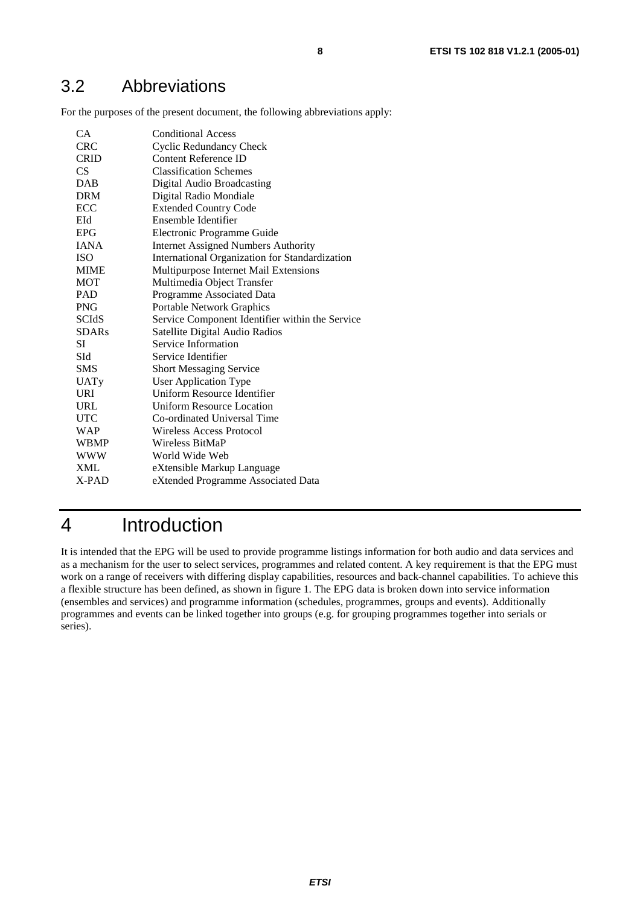## 3.2 Abbreviations

For the purposes of the present document, the following abbreviations apply:

| | |
|---|---|
| CA | Conditional Access |
| CRC | Cyclic Redundancy Check |
| CRID | Content Reference ID |
| CS | Classification Schemes |
| DAB | Digital Audio Broadcasting |
| DRM | Digital Radio Mondiale |
| ECC | Extended Country Code |
| EId | Ensemble Identifier |
| EPG | Electronic Programme Guide |
| IANA | Internet Assigned Numbers Authority |
| ISO | International Organization for Standardization |
| MIME | Multipurpose Internet Mail Extensions |
| MOT | Multimedia Object Transfer |
| PAD | Programme Associated Data |
| PNG | Portable Network Graphics |
| SCIdS | Service Component Identifier within the Service |
| SDARs | Satellite Digital Audio Radios |
| SI | Service Information |
| SId | Service Identifier |
| SMS | Short Messaging Service |
| UATy | User Application Type |
| URI | Uniform Resource Identifier |
| URL | Uniform Resource Location |
| UTC | Co-ordinated Universal Time |
| WAP | Wireless Access Protocol |
| WBMP | Wireless BitMaP |
| WWW | World Wide Web |
| XML | eXtensible Markup Language |
| X-PAD | eXtended Programme Associated Data |

# 4 Introduction

It is intended that the EPG will be used to provide programme listings information for both audio and data services and as a mechanism for the user to select services, programmes and related content. A key requirement is that the EPG must work on a range of receivers with differing display capabilities, resources and back-channel capabilities. To achieve this a flexible structure has been defined, as shown in figure 1. The EPG data is broken down into service information (ensembles and services) and programme information (schedules, programmes, groups and events). Additionally programmes and events can be linked together into groups (e.g. for grouping programmes together into serials or series).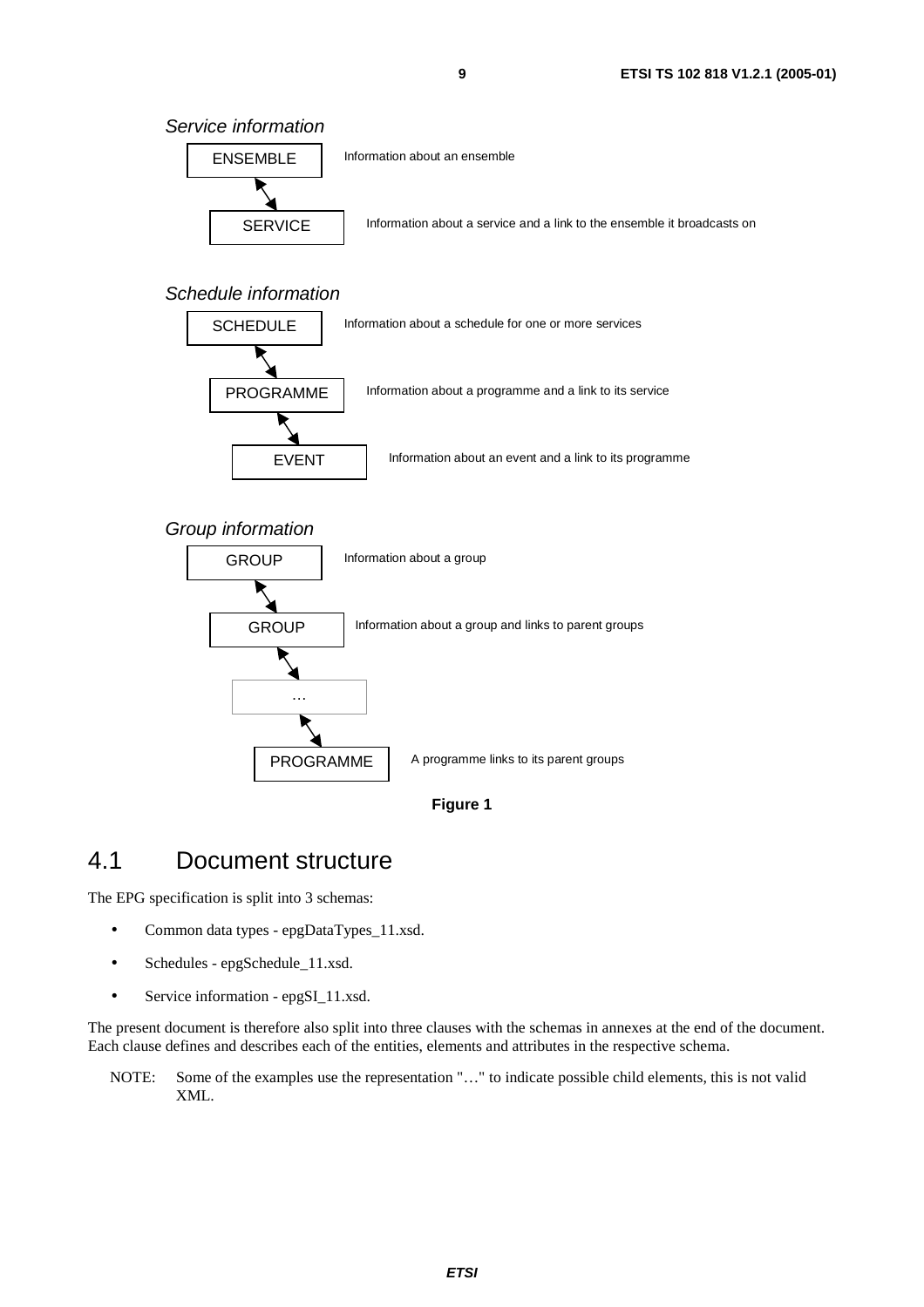*Service information*

ENSEMBLE — Information about an ensemble

SERVICE — Information about a service and a link to the ensemble it broadcasts on

*Schedule information*

SCHEDULE — Information about a schedule for one or more services

PROGRAMME — Information about a programme and a link to its service

EVENT — Information about an event and a link to its programme

*Group information*

GROUP — Information about a group

GROUP — Information about a group and links to parent groups

…

PROGRAMME — A programme links to its parent groups

**Figure 1**

## 4.1 Document structure

The EPG specification is split into 3 schemas:

- Common data types - epgDataTypes_11.xsd.
- Schedules - epgSchedule_11.xsd.
- Service information - epgSI_11.xsd.

The present document is therefore also split into three clauses with the schemas in annexes at the end of the document. Each clause defines and describes each of the entities, elements and attributes in the respective schema.

NOTE: Some of the examples use the representation "…" to indicate possible child elements, this is not valid XML.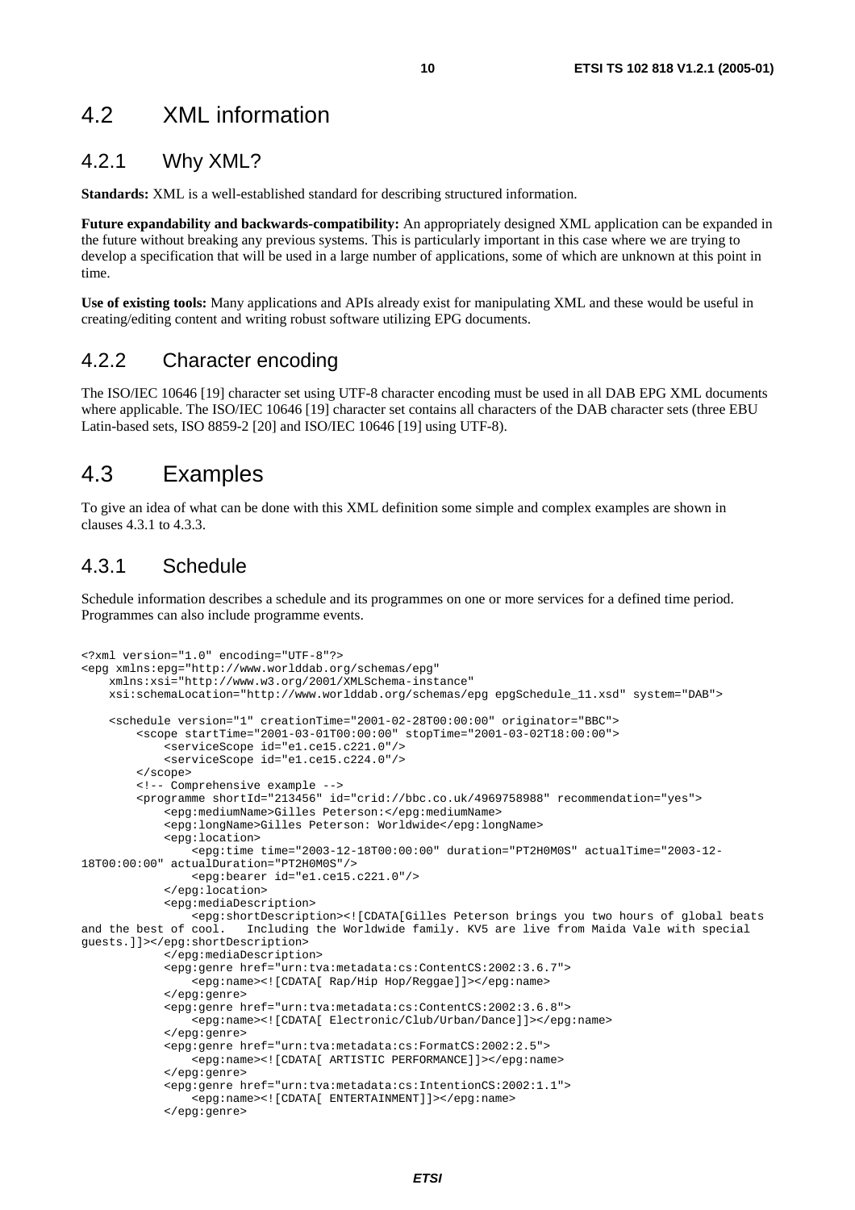## 4.2 XML information

### 4.2.1 Why XML?

**Standards:** XML is a well-established standard for describing structured information.

**Future expandability and backwards-compatibility:** An appropriately designed XML application can be expanded in the future without breaking any previous systems. This is particularly important in this case where we are trying to develop a specification that will be used in a large number of applications, some of which are unknown at this point in time.

**Use of existing tools:** Many applications and APIs already exist for manipulating XML and these would be useful in creating/editing content and writing robust software utilizing EPG documents.

### 4.2.2 Character encoding

The ISO/IEC 10646 [19] character set using UTF-8 character encoding must be used in all DAB EPG XML documents where applicable. The ISO/IEC 10646 [19] character set contains all characters of the DAB character sets (three EBU Latin-based sets, ISO 8859-2 [20] and ISO/IEC 10646 [19] using UTF-8).

## 4.3 Examples

To give an idea of what can be done with this XML definition some simple and complex examples are shown in clauses 4.3.1 to 4.3.3.

### 4.3.1 Schedule

Schedule information describes a schedule and its programmes on one or more services for a defined time period. Programmes can also include programme events.

```
<?xml version="1.0" encoding="UTF-8"?>
<epg xmlns:epg="http://www.worlddab.org/schemas/epg"
    xmlns:xsi="http://www.w3.org/2001/XMLSchema-instance"
    xsi:schemaLocation="http://www.worlddab.org/schemas/epg epgSchedule_11.xsd" system="DAB">

    <schedule version="1" creationTime="2001-02-28T00:00:00" originator="BBC">
        <scope startTime="2001-03-01T00:00:00" stopTime="2001-03-02T18:00:00">
            <serviceScope id="e1.ce15.c221.0"/>
            <serviceScope id="e1.ce15.c224.0"/>
        </scope>
        <!-- Comprehensive example -->
        <programme shortId="213456" id="crid://bbc.co.uk/4969758988" recommendation="yes">
            <epg:mediumName>Gilles Peterson:</epg:mediumName>
            <epg:longName>Gilles Peterson: Worldwide</epg:longName>
            <epg:location>
                <epg:time time="2003-12-18T00:00:00" duration="PT2H0M0S" actualTime="2003-12-
18T00:00:00" actualDuration="PT2H0M0S"/>
                <epg:bearer id="e1.ce15.c221.0"/>
            </epg:location>
            <epg:mediaDescription>
                <epg:shortDescription><![CDATA[Gilles Peterson brings you two hours of global beats
and the best of cool.   Including the Worldwide family. KV5 are live from Maida Vale with special
guests.]]></epg:shortDescription>
            </epg:mediaDescription>
            <epg:genre href="urn:tva:metadata:cs:ContentCS:2002:3.6.7">
                <epg:name><![CDATA[ Rap/Hip Hop/Reggae]]></epg:name>
            </epg:genre>
            <epg:genre href="urn:tva:metadata:cs:ContentCS:2002:3.6.8">
                <epg:name><![CDATA[ Electronic/Club/Urban/Dance]]></epg:name>
            </epg:genre>
            <epg:genre href="urn:tva:metadata:cs:FormatCS:2002:2.5">
                <epg:name><![CDATA[ ARTISTIC PERFORMANCE]]></epg:name>
            </epg:genre>
            <epg:genre href="urn:tva:metadata:cs:IntentionCS:2002:1.1">
                <epg:name><![CDATA[ ENTERTAINMENT]]></epg:name>
            </epg:genre>
```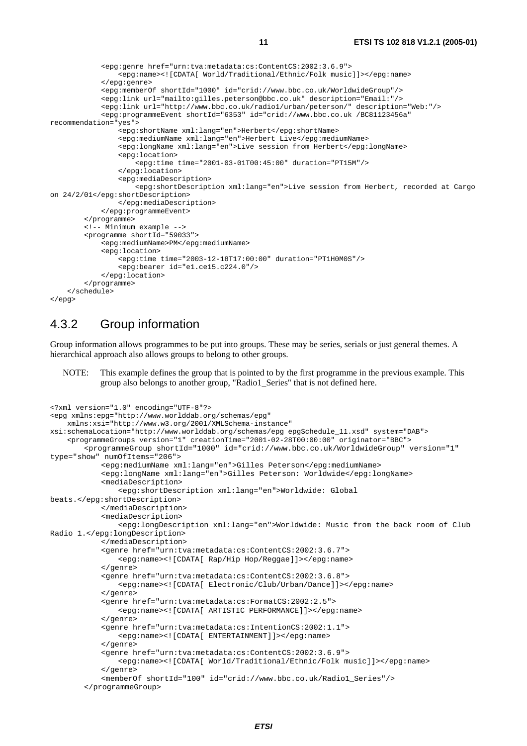```
            <epg:genre href="urn:tva:metadata:cs:ContentCS:2002:3.6.9">
                <epg:name><![CDATA[ World/Traditional/Ethnic/Folk music]]></epg:name>
            </epg:genre>
            <epg:memberOf shortId="1000" id="crid://www.bbc.co.uk/WorldwideGroup"/>
            <epg:link url="mailto:gilles.peterson@bbc.co.uk" description="Email:"/>
            <epg:link url="http://www.bbc.co.uk/radio1/urban/peterson/" description="Web:"/>
            <epg:programmeEvent shortId="6353" id="crid://www.bbc.co.uk /BC81123456a"
recommendation="yes">
                <epg:shortName xml:lang="en">Herbert</epg:shortName>
                <epg:mediumName xml:lang="en">Herbert Live</epg:mediumName>
                <epg:longName xml:lang="en">Live session from Herbert</epg:longName>
                <epg:location>
                    <epg:time time="2001-03-01T00:45:00" duration="PT15M"/>
                </epg:location>
                <epg:mediaDescription>
                    <epg:shortDescription xml:lang="en">Live session from Herbert, recorded at Cargo
on 24/2/01</epg:shortDescription>
                </epg:mediaDescription>
            </epg:programmeEvent>
        </programme>
        <!-- Minimum example -->
        <programme shortId="59033">
            <epg:mediumName>PM</epg:mediumName>
            <epg:location>
                <epg:time time="2003-12-18T17:00:00" duration="PT1H0M0S"/>
                <epg:bearer id="e1.ce15.c224.0"/>
            </epg:location>
        </programme>
    </schedule>
</epg>
```

## 4.3.2 Group information

Group information allows programmes to be put into groups. These may be series, serials or just general themes. A hierarchical approach also allows groups to belong to other groups.

NOTE: This example defines the group that is pointed to by the first programme in the previous example. This group also belongs to another group, "Radio1_Series" that is not defined here.

```
<?xml version="1.0" encoding="UTF-8"?>
<epg xmlns:epg="http://www.worlddab.org/schemas/epg"
    xmlns:xsi="http://www.w3.org/2001/XMLSchema-instance"
xsi:schemaLocation="http://www.worlddab.org/schemas/epg epgSchedule_11.xsd" system="DAB">
    <programmeGroups version="1" creationTime="2001-02-28T00:00:00" originator="BBC">
        <programmeGroup shortId="1000" id="crid://www.bbc.co.uk/WorldwideGroup" version="1"
type="show" numOfItems="206">
            <epg:mediumName xml:lang="en">Gilles Peterson</epg:mediumName>
            <epg:longName xml:lang="en">Gilles Peterson: Worldwide</epg:longName>
            <mediaDescription>
                <epg:shortDescription xml:lang="en">Worldwide: Global
beats.</epg:shortDescription>
            </mediaDescription>
            <mediaDescription>
                <epg:longDescription xml:lang="en">Worldwide: Music from the back room of Club
Radio 1.</epg:longDescription>
            </mediaDescription>
            <genre href="urn:tva:metadata:cs:ContentCS:2002:3.6.7">
                <epg:name><![CDATA[ Rap/Hip Hop/Reggae]]></epg:name>
            </genre>
            <genre href="urn:tva:metadata:cs:ContentCS:2002:3.6.8">
                <epg:name><![CDATA[ Electronic/Club/Urban/Dance]]></epg:name>
            </genre>
            <genre href="urn:tva:metadata:cs:FormatCS:2002:2.5">
                <epg:name><![CDATA[ ARTISTIC PERFORMANCE]]></epg:name>
            </genre>
            <genre href="urn:tva:metadata:cs:IntentionCS:2002:1.1">
                <epg:name><![CDATA[ ENTERTAINMENT]]></epg:name>
            </genre>
            <genre href="urn:tva:metadata:cs:ContentCS:2002:3.6.9">
                <epg:name><![CDATA[ World/Traditional/Ethnic/Folk music]]></epg:name>
            </genre>
            <memberOf shortId="100" id="crid://www.bbc.co.uk/Radio1_Series"/>
        </programmeGroup>
```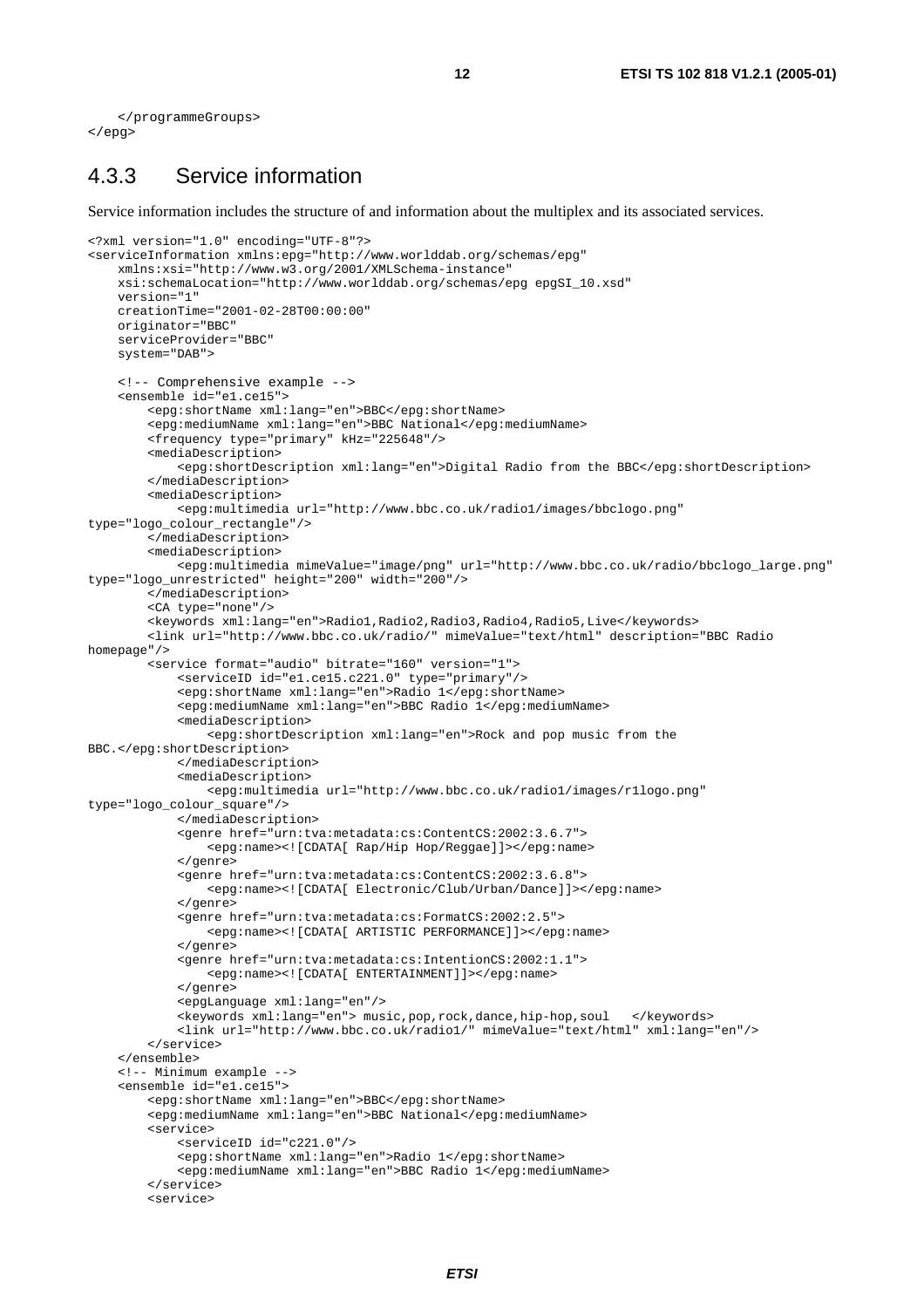```
    </programmeGroups>
</epg>
```

### 4.3.3 Service information

Service information includes the structure of and information about the multiplex and its associated services.

```
<?xml version="1.0" encoding="UTF-8"?>
<serviceInformation xmlns:epg="http://www.worlddab.org/schemas/epg"
    xmlns:xsi="http://www.w3.org/2001/XMLSchema-instance"
    xsi:schemaLocation="http://www.worlddab.org/schemas/epg epgSI_10.xsd"
    version="1"
    creationTime="2001-02-28T00:00:00"
    originator="BBC"
    serviceProvider="BBC"
    system="DAB">

    <!-- Comprehensive example -->
    <ensemble id="e1.ce15">
        <epg:shortName xml:lang="en">BBC</epg:shortName>
        <epg:mediumName xml:lang="en">BBC National</epg:mediumName>
        <frequency type="primary" kHz="225648"/>
        <mediaDescription>
            <epg:shortDescription xml:lang="en">Digital Radio from the BBC</epg:shortDescription>
        </mediaDescription>
        <mediaDescription>
            <epg:multimedia url="http://www.bbc.co.uk/radio1/images/bbclogo.png"
type="logo_colour_rectangle"/>
        </mediaDescription>
        <mediaDescription>
            <epg:multimedia mimeValue="image/png" url="http://www.bbc.co.uk/radio/bbclogo_large.png"
type="logo_unrestricted" height="200" width="200"/>
        </mediaDescription>
        <CA type="none"/>
        <keywords xml:lang="en">Radio1,Radio2,Radio3,Radio4,Radio5,Live</keywords>
        <link url="http://www.bbc.co.uk/radio/" mimeValue="text/html" description="BBC Radio
homepage"/>
        <service format="audio" bitrate="160" version="1">
            <serviceID id="e1.ce15.c221.0" type="primary"/>
            <epg:shortName xml:lang="en">Radio 1</epg:shortName>
            <epg:mediumName xml:lang="en">BBC Radio 1</epg:mediumName>
            <mediaDescription>
                <epg:shortDescription xml:lang="en">Rock and pop music from the
BBC.</epg:shortDescription>
            </mediaDescription>
            <mediaDescription>
                <epg:multimedia url="http://www.bbc.co.uk/radio1/images/r1logo.png"
type="logo_colour_square"/>
            </mediaDescription>
            <genre href="urn:tva:metadata:cs:ContentCS:2002:3.6.7">
                <epg:name><![CDATA[ Rap/Hip Hop/Reggae]]></epg:name>
            </genre>
            <genre href="urn:tva:metadata:cs:ContentCS:2002:3.6.8">
                <epg:name><![CDATA[ Electronic/Club/Urban/Dance]]></epg:name>
            </genre>
            <genre href="urn:tva:metadata:cs:FormatCS:2002:2.5">
                <epg:name><![CDATA[ ARTISTIC PERFORMANCE]]></epg:name>
            </genre>
            <genre href="urn:tva:metadata:cs:IntentionCS:2002:1.1">
                <epg:name><![CDATA[ ENTERTAINMENT]]></epg:name>
            </genre>
            <epgLanguage xml:lang="en"/>
            <keywords xml:lang="en"> music,pop,rock,dance,hip-hop,soul   </keywords>
            <link url="http://www.bbc.co.uk/radio1/" mimeValue="text/html" xml:lang="en"/>
        </service>
    </ensemble>
    <!-- Minimum example -->
    <ensemble id="e1.ce15">
        <epg:shortName xml:lang="en">BBC</epg:shortName>
        <epg:mediumName xml:lang="en">BBC National</epg:mediumName>
        <service>
            <serviceID id="c221.0"/>
            <epg:shortName xml:lang="en">Radio 1</epg:shortName>
            <epg:mediumName xml:lang="en">BBC Radio 1</epg:mediumName>
        </service>
        <service>
```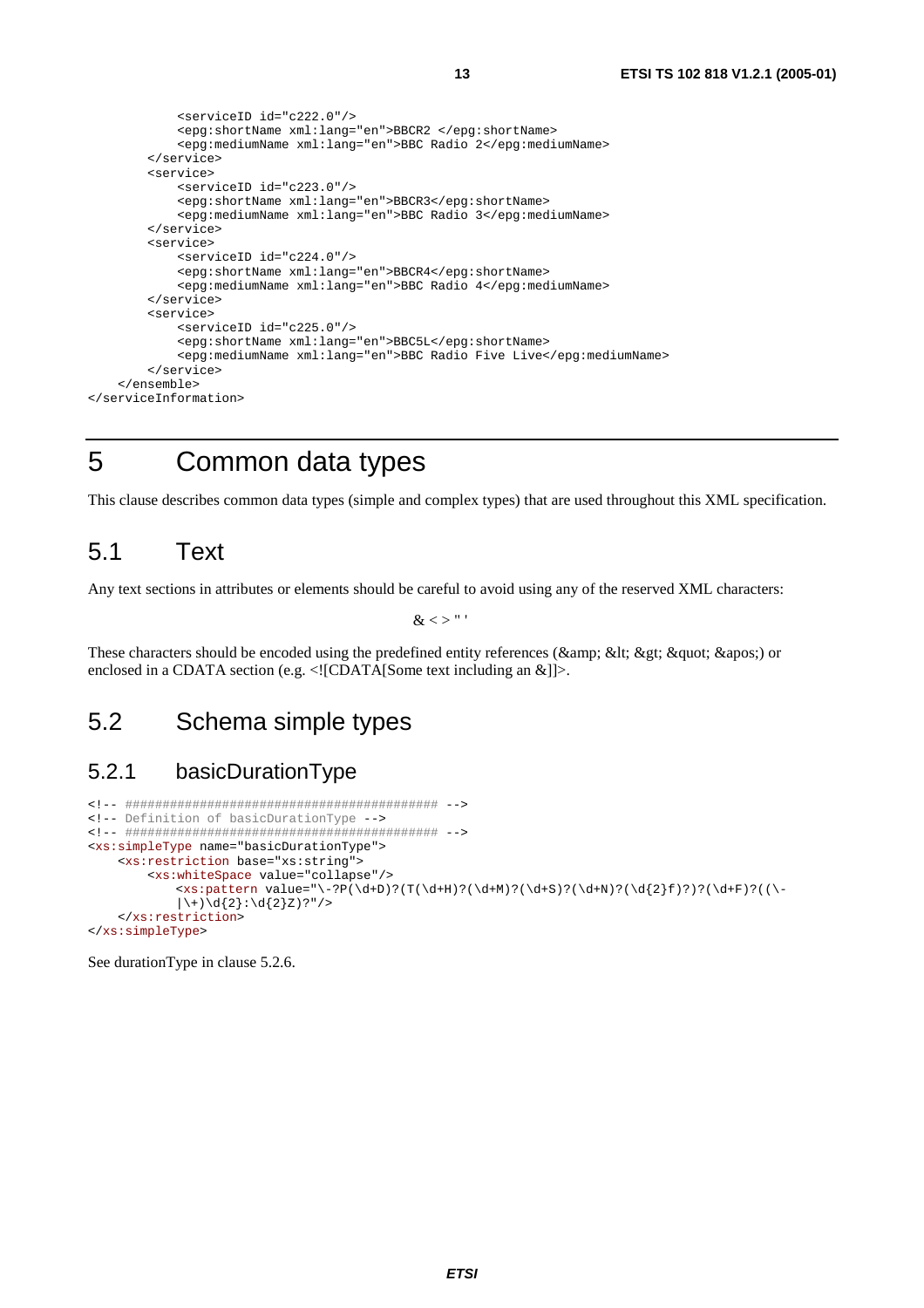```
            <serviceID id="c222.0"/>
            <epg:shortName xml:lang="en">BBCR2 </epg:shortName>
            <epg:mediumName xml:lang="en">BBC Radio 2</epg:mediumName>
        </service>
        <service>
            <serviceID id="c223.0"/>
            <epg:shortName xml:lang="en">BBCR3</epg:shortName>
            <epg:mediumName xml:lang="en">BBC Radio 3</epg:mediumName>
        </service>
        <service>
            <serviceID id="c224.0"/>
            <epg:shortName xml:lang="en">BBCR4</epg:shortName>
            <epg:mediumName xml:lang="en">BBC Radio 4</epg:mediumName>
        </service>
        <service>
            <serviceID id="c225.0"/>
            <epg:shortName xml:lang="en">BBC5L</epg:shortName>
            <epg:mediumName xml:lang="en">BBC Radio Five Live</epg:mediumName>
        </service>
    </ensemble>
</serviceInformation>
```

# 5 Common data types

This clause describes common data types (simple and complex types) that are used throughout this XML specification.

## 5.1 Text

Any text sections in attributes or elements should be careful to avoid using any of the reserved XML characters:

& < > " '

These characters should be encoded using the predefined entity references (&amp; &lt; &gt; &quot; &apos;) or enclosed in a CDATA section (e.g. <![CDATA[Some text including an &]]>.

## 5.2 Schema simple types

### 5.2.1 basicDurationType

```
<!-- ########################################## -->
<!-- Definition of basicDurationType -->
<!-- ########################################## -->
<xs:simpleType name="basicDurationType">
    <xs:restriction base="xs:string">
        <xs:whiteSpace value="collapse"/>
            <xs:pattern value="\-?P(\d+D)?(T(\d+H)?(\d+M)?(\d+S)?(\d+N)?(\d{2}f)?)?(\d+F)?((\-
            |\+)\d{2}:\d{2}Z)?"/>
    </xs:restriction>
</xs:simpleType>
```

See durationType in clause 5.2.6.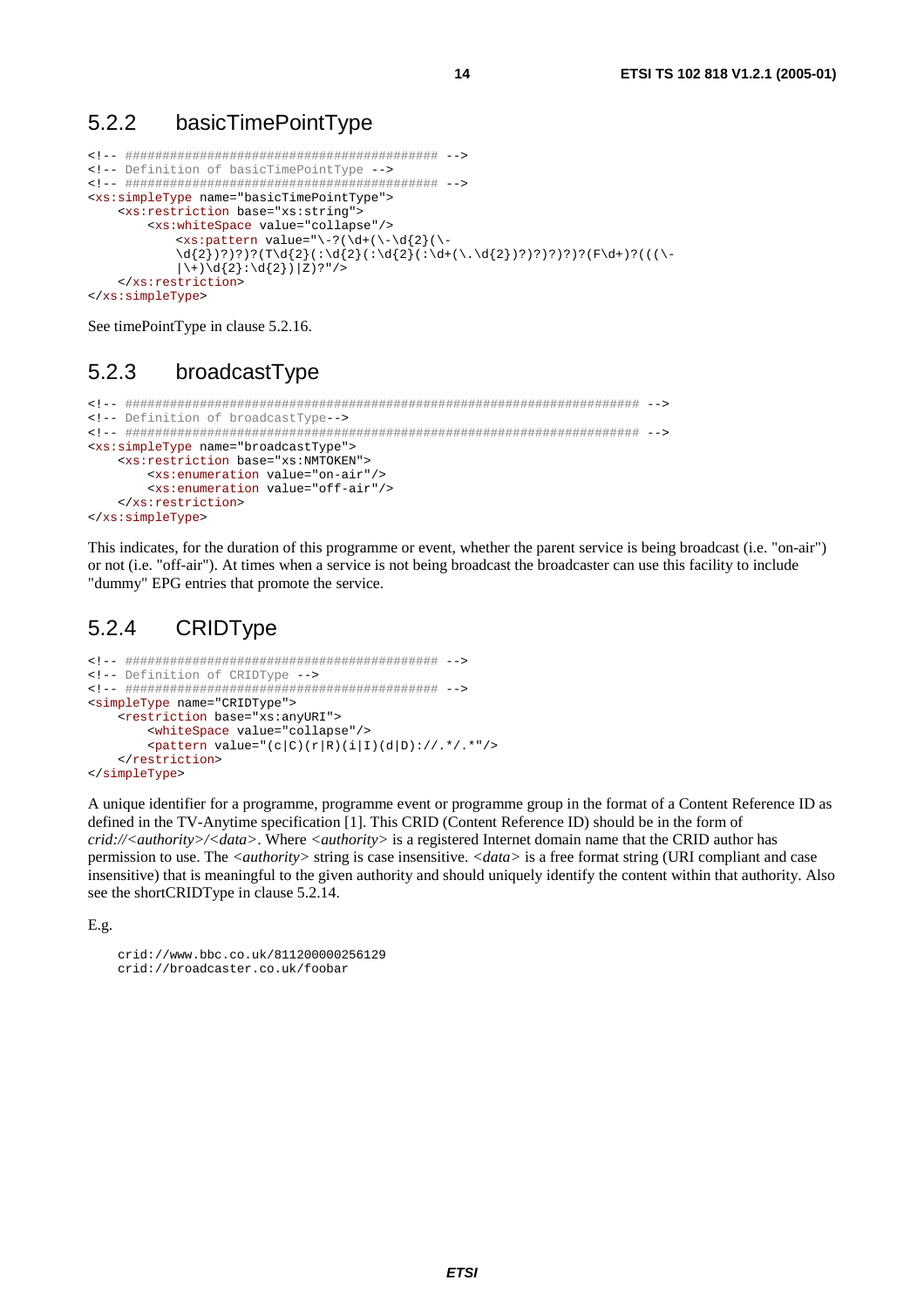## 5.2.2 basicTimePointType

```
<!-- ######################################### -->
<!-- Definition of basicTimePointType -->
<!-- ######################################### -->
<xs:simpleType name="basicTimePointType">
    <xs:restriction base="xs:string">
        <xs:whiteSpace value="collapse"/>
            <xs:pattern value="\-?(\d+(\-\d{2}(\-
            \d{2})?)?)?(T\d{2}(:\d{2}(:\d{2}(:\d+(\.\d{2})?)?)?)?)?(F\d+)?(((\-
            |\+)\d{2}:\d{2})|Z)?"/>
    </xs:restriction>
</xs:simpleType>
```

See timePointType in clause 5.2.16.

## 5.2.3 broadcastType

```
<!-- ##################################################################### -->
<!-- Definition of broadcastType-->
<!-- ##################################################################### -->
<xs:simpleType name="broadcastType">
    <xs:restriction base="xs:NMTOKEN">
        <xs:enumeration value="on-air"/>
        <xs:enumeration value="off-air"/>
    </xs:restriction>
</xs:simpleType>
```

This indicates, for the duration of this programme or event, whether the parent service is being broadcast (i.e. "on-air") or not (i.e. "off-air"). At times when a service is not being broadcast the broadcaster can use this facility to include "dummy" EPG entries that promote the service.

## 5.2.4 CRIDType

```
<!-- ######################################### -->
<!-- Definition of CRIDType -->
<!-- ######################################### -->
<simpleType name="CRIDType">
    <restriction base="xs:anyURI">
        <whiteSpace value="collapse"/>
        <pattern value="(c|C)(r|R)(i|I)(d|D)://.*/.*"/>
    </restriction>
</simpleType>
```

A unique identifier for a programme, programme event or programme group in the format of a Content Reference ID as defined in the TV-Anytime specification [1]. This CRID (Content Reference ID) should be in the form of *crid://<authority>/<data>*. Where *<authority>* is a registered Internet domain name that the CRID author has permission to use. The *<authority>* string is case insensitive. *<data>* is a free format string (URI compliant and case insensitive) that is meaningful to the given authority and should uniquely identify the content within that authority. Also see the shortCRIDType in clause 5.2.14.

E.g.

```
crid://www.bbc.co.uk/811200000256129
crid://broadcaster.co.uk/foobar
```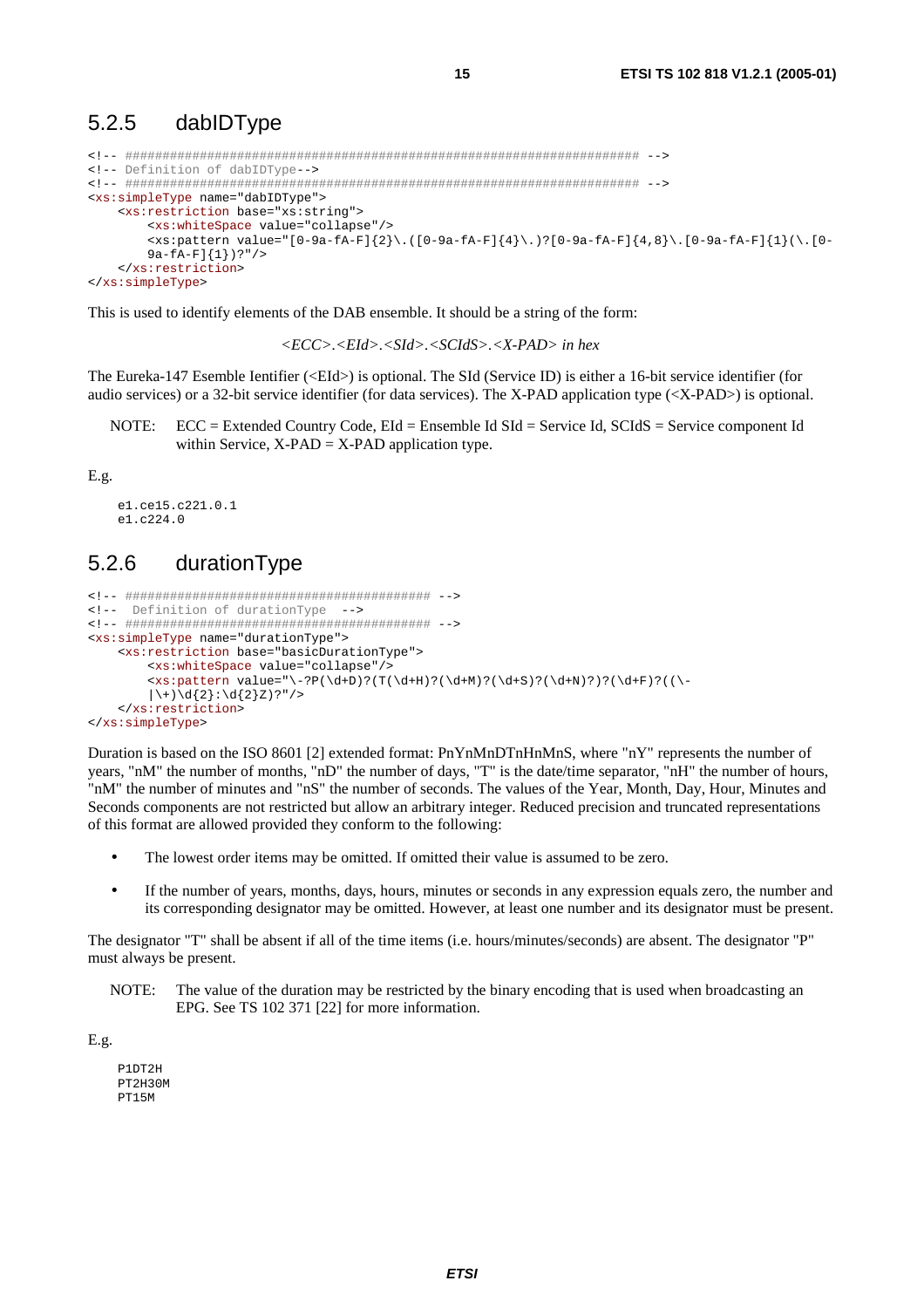## 5.2.5 dabIDType

```
<!-- ##################################################################### -->
<!-- Definition of dabIDType-->
<!-- ##################################################################### -->
<xs:simpleType name="dabIDType">
    <xs:restriction base="xs:string">
        <xs:whiteSpace value="collapse"/>
        <xs:pattern value="[0-9a-fA-F]{2}\.([0-9a-fA-F]{4}\.)?[0-9a-fA-F]{4,8}\.[0-9a-fA-F]{1}(\.[0-
        9a-fA-F]{1})?"/>
    </xs:restriction>
</xs:simpleType>
```

This is used to identify elements of the DAB ensemble. It should be a string of the form:

*<ECC>.<EId>.<SId>.<SCIdS>.<X-PAD> in hex*

The Eureka-147 Esemble Ientifier (<EId>) is optional. The SId (Service ID) is either a 16-bit service identifier (for audio services) or a 32-bit service identifier (for data services). The X-PAD application type (<X-PAD>) is optional.

NOTE: ECC = Extended Country Code, EId = Ensemble Id SId = Service Id, SCIdS = Service component Id within Service, X-PAD = X-PAD application type.

E.g.

```
e1.ce15.c221.0.1
e1.c224.0
```

## 5.2.6 durationType

```
<!-- ######################################### -->
<!--  Definition of durationType  -->
<!-- ######################################### -->
<xs:simpleType name="durationType">
    <xs:restriction base="basicDurationType">
        <xs:whiteSpace value="collapse"/>
        <xs:pattern value="\-?P(\d+D)?(T(\d+H)?(\d+M)?(\d+S)?(\d+N)?)?(\d+F)?((\-
        |\+)\d{2}:\d{2}Z)?"/>
    </xs:restriction>
</xs:simpleType>
```

Duration is based on the ISO 8601 [2] extended format: PnYnMnDTnHnMnS, where "nY" represents the number of years, "nM" the number of months, "nD" the number of days, "T" is the date/time separator, "nH" the number of hours, "nM" the number of minutes and "nS" the number of seconds. The values of the Year, Month, Day, Hour, Minutes and Seconds components are not restricted but allow an arbitrary integer. Reduced precision and truncated representations of this format are allowed provided they conform to the following:

- The lowest order items may be omitted. If omitted their value is assumed to be zero.
- If the number of years, months, days, hours, minutes or seconds in any expression equals zero, the number and its corresponding designator may be omitted. However, at least one number and its designator must be present.

The designator "T" shall be absent if all of the time items (i.e. hours/minutes/seconds) are absent. The designator "P" must always be present.

NOTE: The value of the duration may be restricted by the binary encoding that is used when broadcasting an EPG. See TS 102 371 [22] for more information.

E.g.

```
P1DT2H
PT2H30M
PT15M
```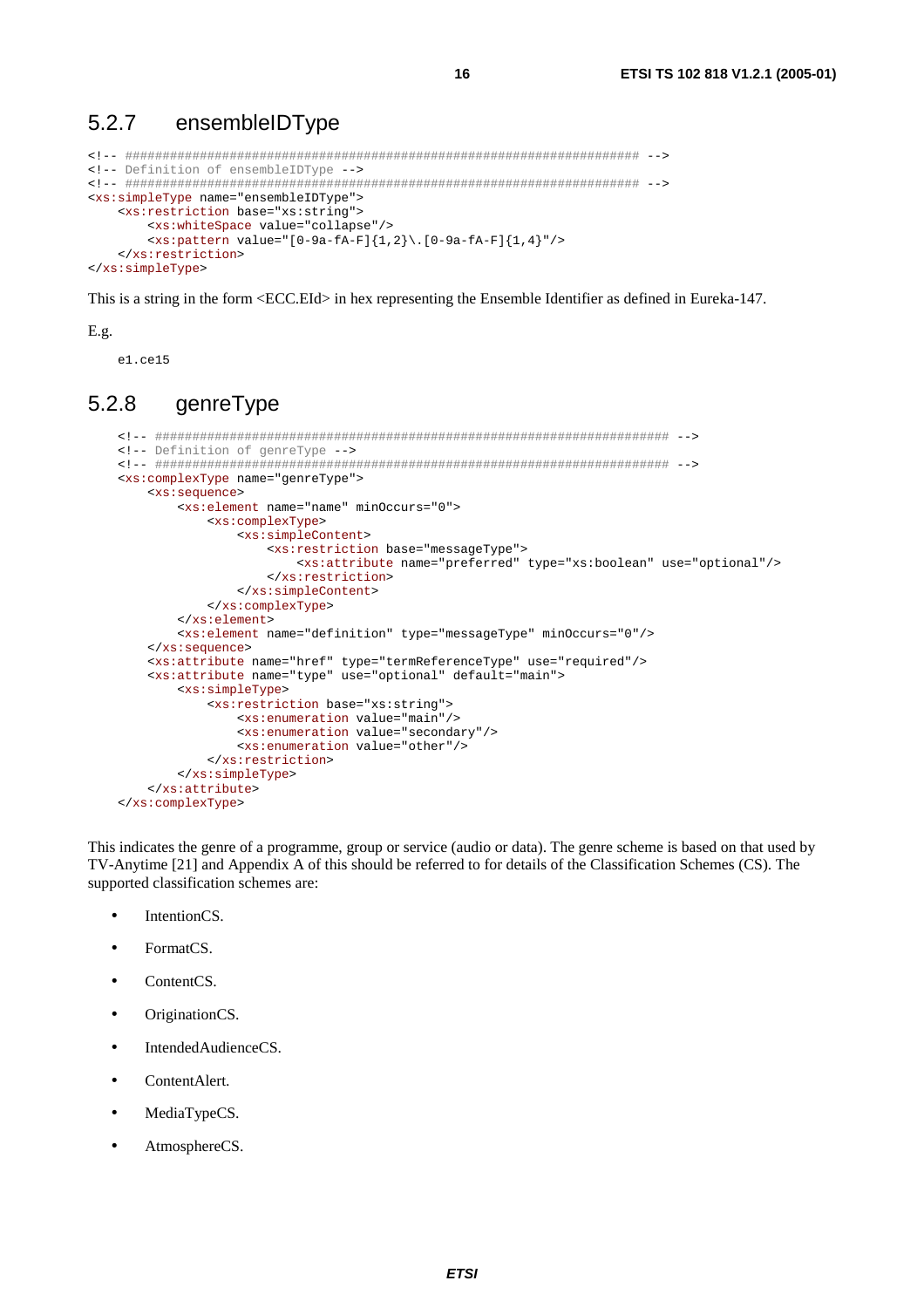### 5.2.7 ensembleIDType

```
<!-- ##################################################################### -->
<!-- Definition of ensembleIDType -->
<!-- ##################################################################### -->
<xs:simpleType name="ensembleIDType">
    <xs:restriction base="xs:string">
        <xs:whiteSpace value="collapse"/>
        <xs:pattern value="[0-9a-fA-F]{1,2}\.[0-9a-fA-F]{1,4}"/>
    </xs:restriction>
</xs:simpleType>
```

This is a string in the form <ECC.EId> in hex representing the Ensemble Identifier as defined in Eureka-147.

E.g.

```
e1.ce15
```

### 5.2.8 genreType

```
<!-- ##################################################################### -->
<!-- Definition of genreType -->
<!-- ##################################################################### -->
<xs:complexType name="genreType">
    <xs:sequence>
        <xs:element name="name" minOccurs="0">
            <xs:complexType>
                <xs:simpleContent>
                    <xs:restriction base="messageType">
                        <xs:attribute name="preferred" type="xs:boolean" use="optional"/>
                    </xs:restriction>
                </xs:simpleContent>
            </xs:complexType>
        </xs:element>
        <xs:element name="definition" type="messageType" minOccurs="0"/>
    </xs:sequence>
    <xs:attribute name="href" type="termReferenceType" use="required"/>
    <xs:attribute name="type" use="optional" default="main">
        <xs:simpleType>
            <xs:restriction base="xs:string">
                <xs:enumeration value="main"/>
                <xs:enumeration value="secondary"/>
                <xs:enumeration value="other"/>
            </xs:restriction>
        </xs:simpleType>
    </xs:attribute>
</xs:complexType>
```

This indicates the genre of a programme, group or service (audio or data). The genre scheme is based on that used by TV-Anytime [21] and Appendix A of this should be referred to for details of the Classification Schemes (CS). The supported classification schemes are:

- IntentionCS.
- FormatCS.
- ContentCS.
- OriginationCS.
- IntendedAudienceCS.
- ContentAlert.
- MediaTypeCS.
- AtmosphereCS.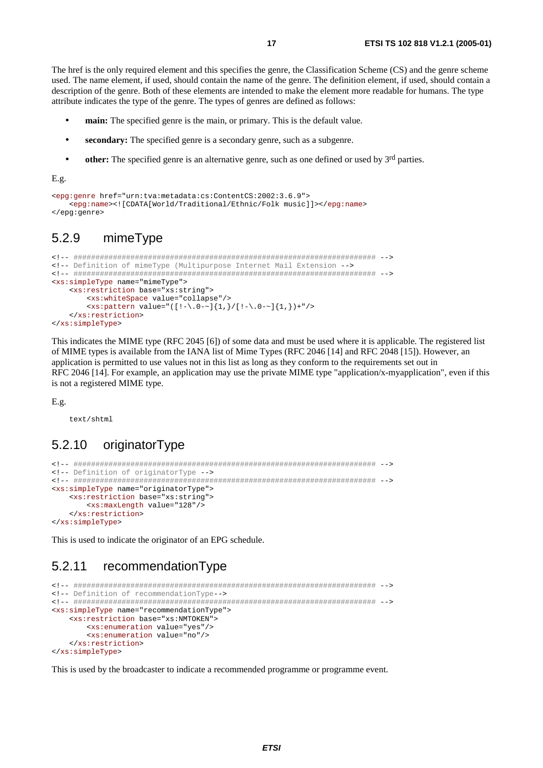The href is the only required element and this specifies the genre, the Classification Scheme (CS) and the genre scheme used. The name element, if used, should contain the name of the genre. The definition element, if used, should contain a description of the genre. Both of these elements are intended to make the element more readable for humans. The type attribute indicates the type of the genre. The types of genres are defined as follows:

- **main:** The specified genre is the main, or primary. This is the default value.
- **secondary:** The specified genre is a secondary genre, such as a subgenre.
- **other:** The specified genre is an alternative genre, such as one defined or used by 3rd parties.

E.g.

```
<epg:genre href="urn:tva:metadata:cs:ContentCS:2002:3.6.9">
    <epg:name><![CDATA[World/Traditional/Ethnic/Folk music]]></epg:name>
</epg:genre>
```

## 5.2.9 mimeType

```
<!-- ###################################################################### -->
<!-- Definition of mimeType (Multipurpose Internet Mail Extension -->
<!-- ###################################################################### -->
<xs:simpleType name="mimeType">
    <xs:restriction base="xs:string">
        <xs:whiteSpace value="collapse"/>
        <xs:pattern value="([!-\.0-~]{1,}/[!-\.0-~]{1,})+"/>
    </xs:restriction>
</xs:simpleType>
```

This indicates the MIME type (RFC 2045 [6]) of some data and must be used where it is applicable. The registered list of MIME types is available from the IANA list of Mime Types (RFC 2046 [14] and RFC 2048 [15]). However, an application is permitted to use values not in this list as long as they conform to the requirements set out in RFC 2046 [14]. For example, an application may use the private MIME type "application/x-myapplication", even if this is not a registered MIME type.

E.g.

```
text/shtml
```

## 5.2.10 originatorType

```
<!-- ###################################################################### -->
<!-- Definition of originatorType -->
<!-- ###################################################################### -->
<xs:simpleType name="originatorType">
    <xs:restriction base="xs:string">
        <xs:maxLength value="128"/>
    </xs:restriction>
</xs:simpleType>
```

This is used to indicate the originator of an EPG schedule.

## 5.2.11 recommendationType

```
<!-- ###################################################################### -->
<!-- Definition of recommendationType-->
<!-- ###################################################################### -->
<xs:simpleType name="recommendationType">
    <xs:restriction base="xs:NMTOKEN">
        <xs:enumeration value="yes"/>
        <xs:enumeration value="no"/>
    </xs:restriction>
</xs:simpleType>
```

This is used by the broadcaster to indicate a recommended programme or programme event.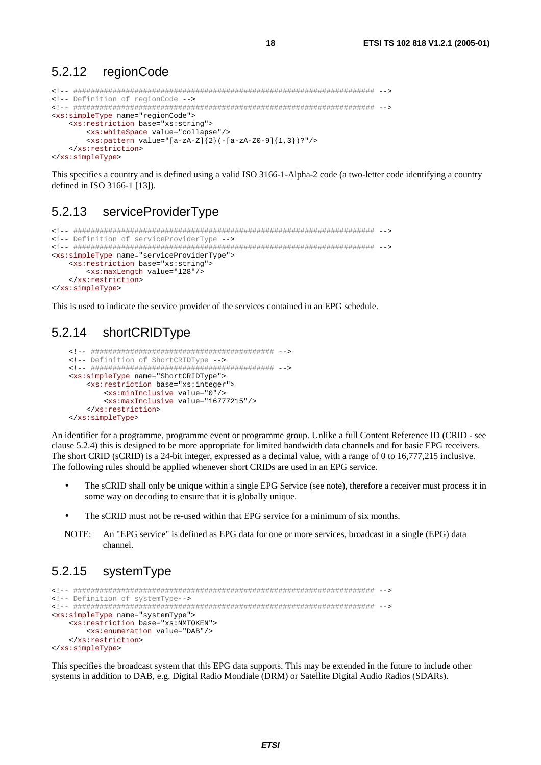## 5.2.12 regionCode

```
<!-- ##################################################################### -->
<!-- Definition of regionCode -->
<!-- ##################################################################### -->
<xs:simpleType name="regionCode">
    <xs:restriction base="xs:string">
        <xs:whiteSpace value="collapse"/>
        <xs:pattern value="[a-zA-Z]{2}(-[a-zA-Z0-9]{1,3})?"/>
    </xs:restriction>
</xs:simpleType>
```

This specifies a country and is defined using a valid ISO 3166-1-Alpha-2 code (a two-letter code identifying a country defined in ISO 3166-1 [13]).

## 5.2.13 serviceProviderType

```
<!-- ##################################################################### -->
<!-- Definition of serviceProviderType -->
<!-- ##################################################################### -->
<xs:simpleType name="serviceProviderType">
    <xs:restriction base="xs:string">
        <xs:maxLength value="128"/>
    </xs:restriction>
</xs:simpleType>
```

This is used to indicate the service provider of the services contained in an EPG schedule.

## 5.2.14 shortCRIDType

```
    <!-- ########################################## -->
    <!-- Definition of ShortCRIDType -->
    <!-- ########################################## -->
    <xs:simpleType name="ShortCRIDType">
        <xs:restriction base="xs:integer">
            <xs:minInclusive value="0"/>
            <xs:maxInclusive value="16777215"/>
        </xs:restriction>
    </xs:simpleType>
```

An identifier for a programme, programme event or programme group. Unlike a full Content Reference ID (CRID - see clause 5.2.4) this is designed to be more appropriate for limited bandwidth data channels and for basic EPG receivers. The short CRID (sCRID) is a 24-bit integer, expressed as a decimal value, with a range of 0 to 16,777,215 inclusive. The following rules should be applied whenever short CRIDs are used in an EPG service.

- The sCRID shall only be unique within a single EPG Service (see note), therefore a receiver must process it in some way on decoding to ensure that it is globally unique.
- The sCRID must not be re-used within that EPG service for a minimum of six months.

NOTE: An "EPG service" is defined as EPG data for one or more services, broadcast in a single (EPG) data channel.

## 5.2.15 systemType

```
<!-- ##################################################################### -->
<!-- Definition of systemType-->
<!-- ##################################################################### -->
<xs:simpleType name="systemType">
    <xs:restriction base="xs:NMTOKEN">
        <xs:enumeration value="DAB"/>
    </xs:restriction>
</xs:simpleType>
```

This specifies the broadcast system that this EPG data supports. This may be extended in the future to include other systems in addition to DAB, e.g. Digital Radio Mondiale (DRM) or Satellite Digital Audio Radios (SDARs).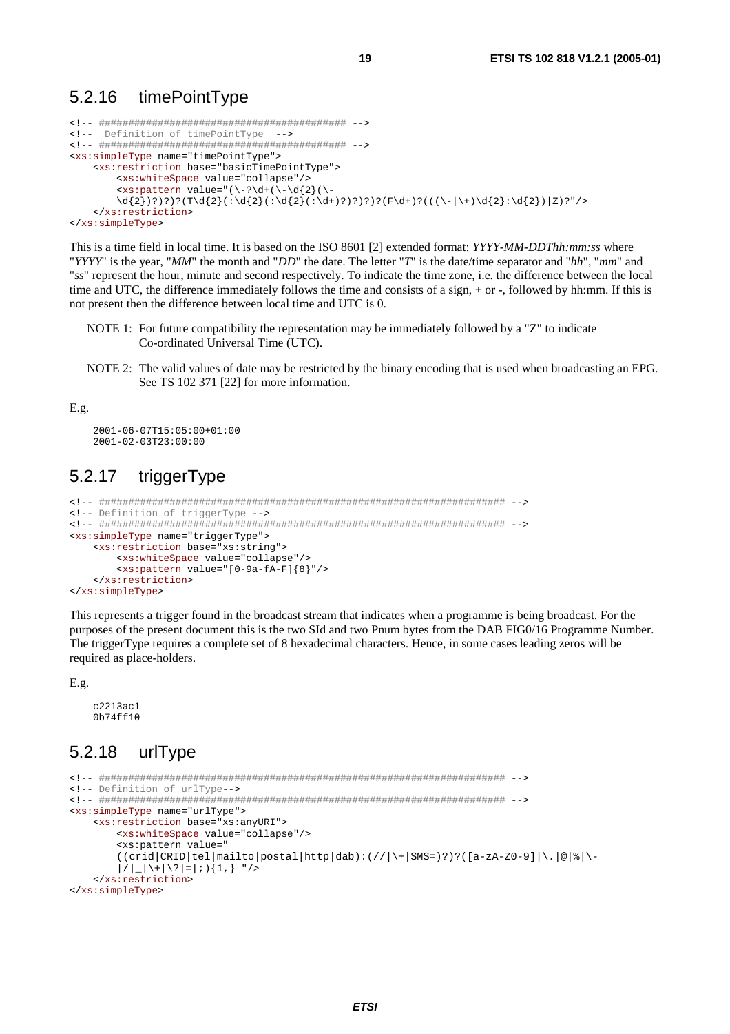## 5.2.16 timePointType

```
<!-- ########################################## -->
<!--  Definition of timePointType  -->
<!-- ########################################## -->
<xs:simpleType name="timePointType">
    <xs:restriction base="basicTimePointType">
        <xs:whiteSpace value="collapse"/>
        <xs:pattern value="(\-?\d+(\-\d{2}(\-
        \d{2})?)?)?(T\d{2}(:\d{2}(:\d{2}(:\d+)?)?)?)?(F\d+)?(((\-|\+)\d{2}:\d{2})|Z)?"/>
    </xs:restriction>
</xs:simpleType>
```

This is a time field in local time. It is based on the ISO 8601 [2] extended format: *YYYY-MM-DDThh:mm:ss* where "*YYYY*" is the year, "*MM*" the month and "*DD*" the date. The letter "*T*" is the date/time separator and "*hh*", "*mm*" and "*ss*" represent the hour, minute and second respectively. To indicate the time zone, i.e. the difference between the local time and UTC, the difference immediately follows the time and consists of a sign, + or -, followed by hh:mm. If this is not present then the difference between local time and UTC is 0.

NOTE 1: For future compatibility the representation may be immediately followed by a "Z" to indicate Co-ordinated Universal Time (UTC).

NOTE 2: The valid values of date may be restricted by the binary encoding that is used when broadcasting an EPG. See TS 102 371 [22] for more information.

E.g.

```
2001-06-07T15:05:00+01:00
2001-02-03T23:00:00
```

## 5.2.17 triggerType

```
<!-- ###################################################################### -->
<!-- Definition of triggerType -->
<!-- ###################################################################### -->
<xs:simpleType name="triggerType">
    <xs:restriction base="xs:string">
        <xs:whiteSpace value="collapse"/>
        <xs:pattern value="[0-9a-fA-F]{8}"/>
    </xs:restriction>
</xs:simpleType>
```

This represents a trigger found in the broadcast stream that indicates when a programme is being broadcast. For the purposes of the present document this is the two SId and two Pnum bytes from the DAB FIG0/16 Programme Number. The triggerType requires a complete set of 8 hexadecimal characters. Hence, in some cases leading zeros will be required as place-holders.

E.g.

```
c2213ac1
0b74ff10
```

## 5.2.18 urlType

```
<!-- ###################################################################### -->
<!-- Definition of urlType-->
<!-- ###################################################################### -->
<xs:simpleType name="urlType">
    <xs:restriction base="xs:anyURI">
        <xs:whiteSpace value="collapse"/>
        <xs:pattern value="
        ((crid|CRID|tel|mailto|postal|http|dab):(//|\+|SMS=)?)?([a-zA-Z0-9]|\.|@|%|\-
        |/|_|\+|\?|=|;){1,} "/>
    </xs:restriction>
</xs:simpleType>
```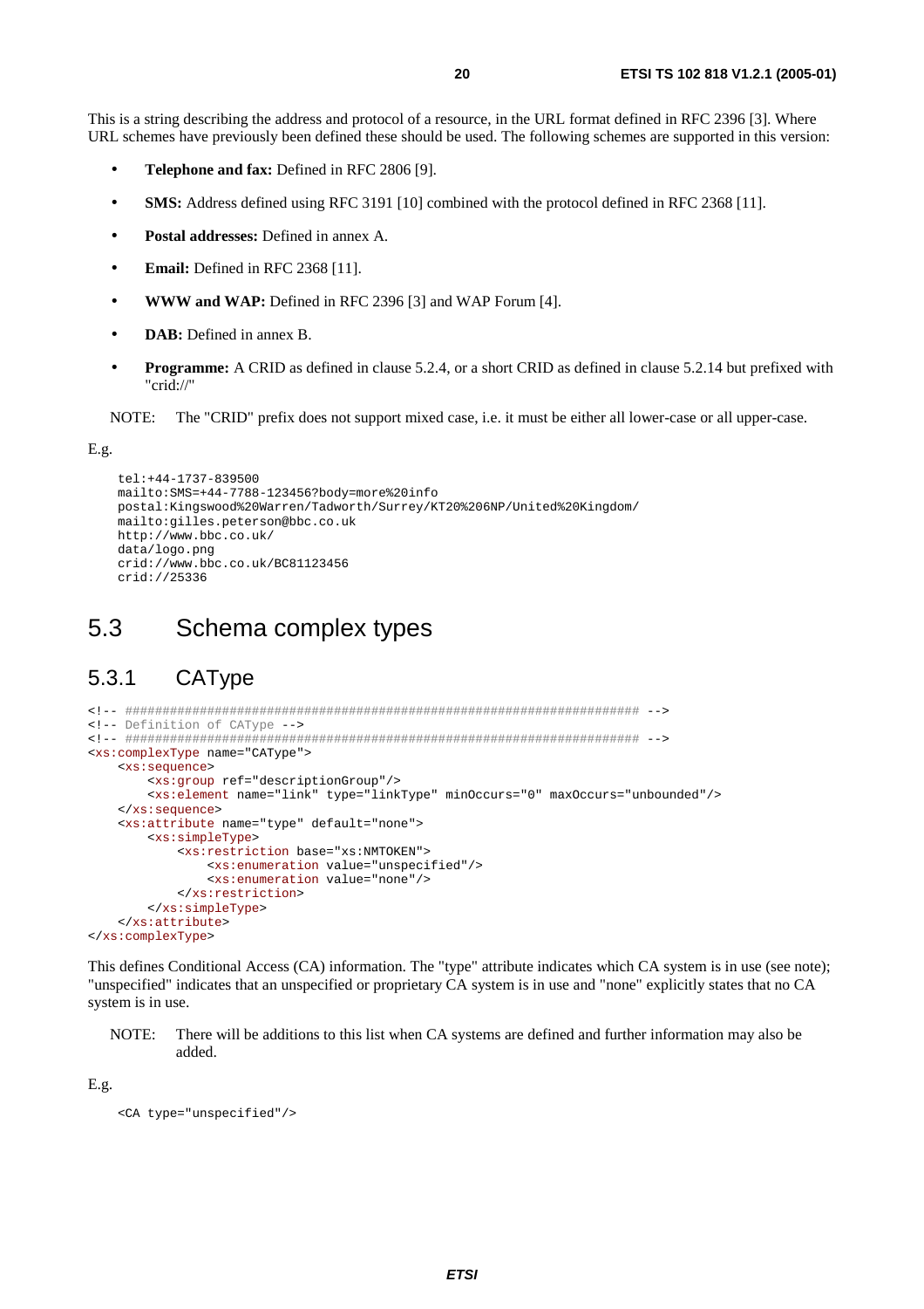This is a string describing the address and protocol of a resource, in the URL format defined in RFC 2396 [3]. Where URL schemes have previously been defined these should be used. The following schemes are supported in this version:

- **Telephone and fax:** Defined in RFC 2806 [9].
- **SMS:** Address defined using RFC 3191 [10] combined with the protocol defined in RFC 2368 [11].
- **Postal addresses:** Defined in annex A.
- **Email:** Defined in RFC 2368 [11].
- **WWW and WAP:** Defined in RFC 2396 [3] and WAP Forum [4].
- **DAB:** Defined in annex B.
- **Programme:** A CRID as defined in clause 5.2.4, or a short CRID as defined in clause 5.2.14 but prefixed with "crid://"

NOTE: The "CRID" prefix does not support mixed case, i.e. it must be either all lower-case or all upper-case.

E.g.

```
tel:+44-1737-839500
mailto:SMS=+44-7788-123456?body=more%20info
postal:Kingswood%20Warren/Tadworth/Surrey/KT20%206NP/United%20Kingdom/
mailto:gilles.peterson@bbc.co.uk
http://www.bbc.co.uk/
data/logo.png
crid://www.bbc.co.uk/BC81123456
crid://25336
```

# 5.3 Schema complex types

## 5.3.1 CAType

```
<!-- ##################################################################### -->
<!-- Definition of CAType -->
<!-- ##################################################################### -->
<xs:complexType name="CAType">
    <xs:sequence>
        <xs:group ref="descriptionGroup"/>
        <xs:element name="link" type="linkType" minOccurs="0" maxOccurs="unbounded"/>
    </xs:sequence>
    <xs:attribute name="type" default="none">
        <xs:simpleType>
            <xs:restriction base="xs:NMTOKEN">
                <xs:enumeration value="unspecified"/>
                <xs:enumeration value="none"/>
            </xs:restriction>
        </xs:simpleType>
    </xs:attribute>
</xs:complexType>
```

This defines Conditional Access (CA) information. The "type" attribute indicates which CA system is in use (see note); "unspecified" indicates that an unspecified or proprietary CA system is in use and "none" explicitly states that no CA system is in use.

NOTE: There will be additions to this list when CA systems are defined and further information may also be added.

E.g.

```
<CA type="unspecified"/>
```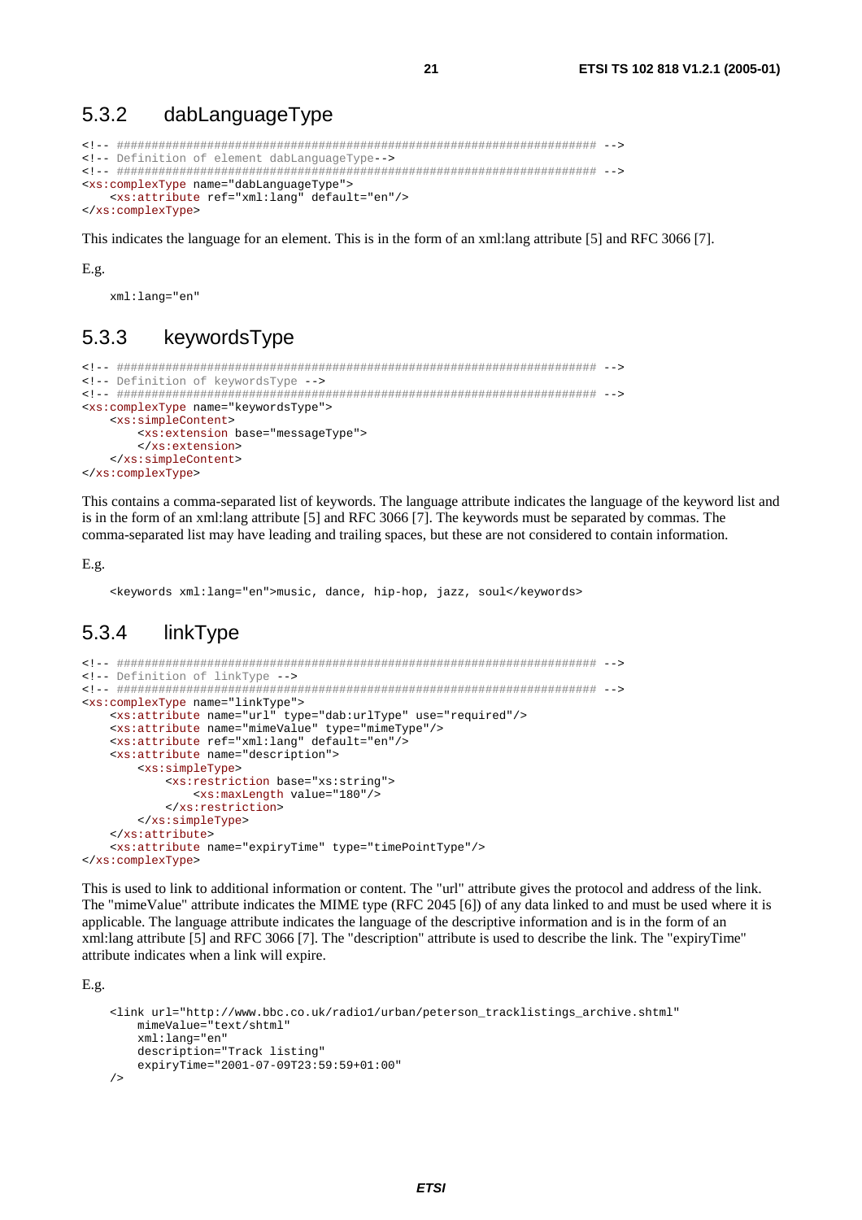### 5.3.2 dabLanguageType

```
<!-- ##################################################################### -->
<!-- Definition of element dabLanguageType-->
<!-- ##################################################################### -->
<xs:complexType name="dabLanguageType">
    <xs:attribute ref="xml:lang" default="en"/>
</xs:complexType>
```

This indicates the language for an element. This is in the form of an xml:lang attribute [5] and RFC 3066 [7].

E.g.

```
xml:lang="en"
```

### 5.3.3 keywordsType

```
<!-- ##################################################################### -->
<!-- Definition of keywordsType -->
<!-- ##################################################################### -->
<xs:complexType name="keywordsType">
    <xs:simpleContent>
        <xs:extension base="messageType">
        </xs:extension>
    </xs:simpleContent>
</xs:complexType>
```

This contains a comma-separated list of keywords. The language attribute indicates the language of the keyword list and is in the form of an xml:lang attribute [5] and RFC 3066 [7]. The keywords must be separated by commas. The comma-separated list may have leading and trailing spaces, but these are not considered to contain information.

E.g.

```
<keywords xml:lang="en">music, dance, hip-hop, jazz, soul</keywords>
```

### 5.3.4 linkType

```
<!-- ##################################################################### -->
<!-- Definition of linkType -->
<!-- ##################################################################### -->
<xs:complexType name="linkType">
    <xs:attribute name="url" type="dab:urlType" use="required"/>
    <xs:attribute name="mimeValue" type="mimeType"/>
    <xs:attribute ref="xml:lang" default="en"/>
    <xs:attribute name="description">
        <xs:simpleType>
            <xs:restriction base="xs:string">
                <xs:maxLength value="180"/>
            </xs:restriction>
        </xs:simpleType>
    </xs:attribute>
    <xs:attribute name="expiryTime" type="timePointType"/>
</xs:complexType>
```

This is used to link to additional information or content. The "url" attribute gives the protocol and address of the link. The "mimeValue" attribute indicates the MIME type (RFC 2045 [6]) of any data linked to and must be used where it is applicable. The language attribute indicates the language of the descriptive information and is in the form of an xml:lang attribute [5] and RFC 3066 [7]. The "description" attribute is used to describe the link. The "expiryTime" attribute indicates when a link will expire.

E.g.

```
<link url="http://www.bbc.co.uk/radio1/urban/peterson_tracklistings_archive.shtml"
    mimeValue="text/shtml"
    xml:lang="en"
    description="Track listing"
    expiryTime="2001-07-09T23:59:59+01:00"
/>
```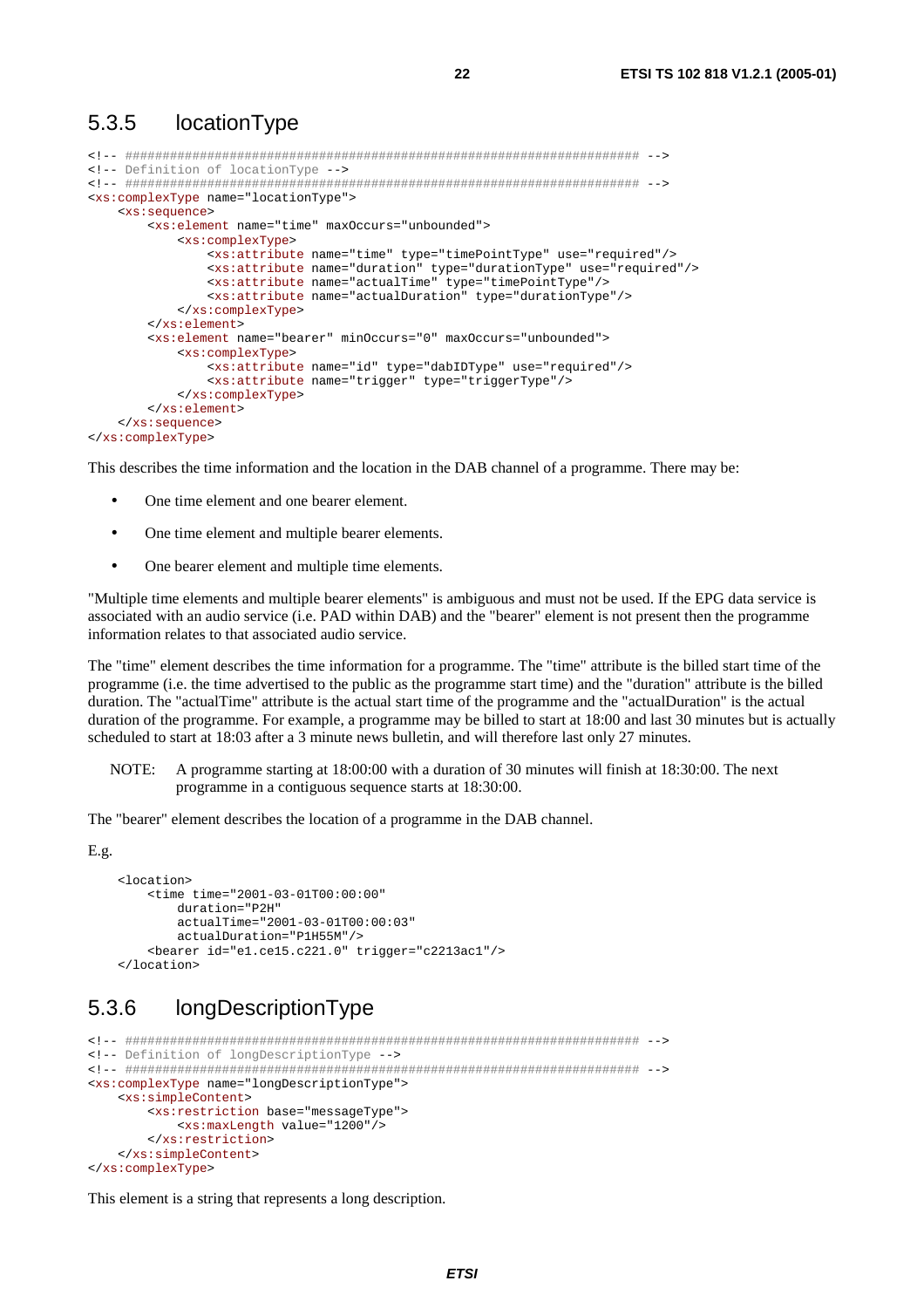### 5.3.5 locationType

```
<!-- ##################################################################### -->
<!-- Definition of locationType -->
<!-- ##################################################################### -->
<xs:complexType name="locationType">
    <xs:sequence>
        <xs:element name="time" maxOccurs="unbounded">
            <xs:complexType>
                <xs:attribute name="time" type="timePointType" use="required"/>
                <xs:attribute name="duration" type="durationType" use="required"/>
                <xs:attribute name="actualTime" type="timePointType"/>
                <xs:attribute name="actualDuration" type="durationType"/>
            </xs:complexType>
        </xs:element>
        <xs:element name="bearer" minOccurs="0" maxOccurs="unbounded">
            <xs:complexType>
                <xs:attribute name="id" type="dabIDType" use="required"/>
                <xs:attribute name="trigger" type="triggerType"/>
            </xs:complexType>
        </xs:element>
    </xs:sequence>
</xs:complexType>
```

This describes the time information and the location in the DAB channel of a programme. There may be:

- One time element and one bearer element.
- One time element and multiple bearer elements.
- One bearer element and multiple time elements.

"Multiple time elements and multiple bearer elements" is ambiguous and must not be used. If the EPG data service is associated with an audio service (i.e. PAD within DAB) and the "bearer" element is not present then the programme information relates to that associated audio service.

The "time" element describes the time information for a programme. The "time" attribute is the billed start time of the programme (i.e. the time advertised to the public as the programme start time) and the "duration" attribute is the billed duration. The "actualTime" attribute is the actual start time of the programme and the "actualDuration" is the actual duration of the programme. For example, a programme may be billed to start at 18:00 and last 30 minutes but is actually scheduled to start at 18:03 after a 3 minute news bulletin, and will therefore last only 27 minutes.

NOTE: A programme starting at 18:00:00 with a duration of 30 minutes will finish at 18:30:00. The next programme in a contiguous sequence starts at 18:30:00.

The "bearer" element describes the location of a programme in the DAB channel.

E.g.

```
<location>
    <time time="2001-03-01T00:00:00"
        duration="P2H"
        actualTime="2001-03-01T00:00:03"
        actualDuration="P1H55M"/>
    <bearer id="e1.ce15.c221.0" trigger="c2213ac1"/>
</location>
```

### 5.3.6 longDescriptionType

```
<!-- ##################################################################### -->
<!-- Definition of longDescriptionType -->
<!-- ##################################################################### -->
<xs:complexType name="longDescriptionType">
    <xs:simpleContent>
        <xs:restriction base="messageType">
            <xs:maxLength value="1200"/>
        </xs:restriction>
    </xs:simpleContent>
</xs:complexType>
```

This element is a string that represents a long description.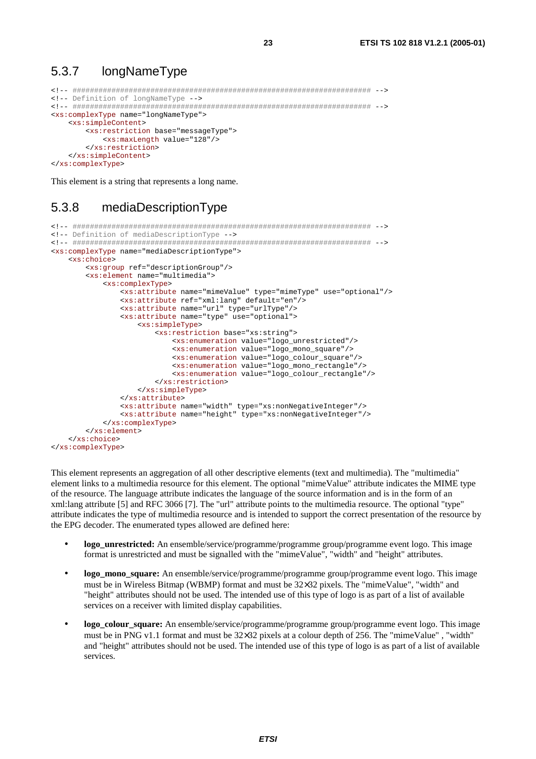## 5.3.7 longNameType

```
<!-- ##################################################################### -->
<!-- Definition of longNameType -->
<!-- ##################################################################### -->
<xs:complexType name="longNameType">
    <xs:simpleContent>
        <xs:restriction base="messageType">
            <xs:maxLength value="128"/>
        </xs:restriction>
    </xs:simpleContent>
</xs:complexType>
```

This element is a string that represents a long name.

## 5.3.8 mediaDescriptionType

```
<!-- ##################################################################### -->
<!-- Definition of mediaDescriptionType -->
<!-- ##################################################################### -->
<xs:complexType name="mediaDescriptionType">
    <xs:choice>
        <xs:group ref="descriptionGroup"/>
        <xs:element name="multimedia">
            <xs:complexType>
                <xs:attribute name="mimeValue" type="mimeType" use="optional"/>
                <xs:attribute ref="xml:lang" default="en"/>
                <xs:attribute name="url" type="urlType"/>
                <xs:attribute name="type" use="optional">
                    <xs:simpleType>
                        <xs:restriction base="xs:string">
                            <xs:enumeration value="logo_unrestricted"/>
                            <xs:enumeration value="logo_mono_square"/>
                            <xs:enumeration value="logo_colour_square"/>
                            <xs:enumeration value="logo_mono_rectangle"/>
                            <xs:enumeration value="logo_colour_rectangle"/>
                        </xs:restriction>
                    </xs:simpleType>
                </xs:attribute>
                <xs:attribute name="width" type="xs:nonNegativeInteger"/>
                <xs:attribute name="height" type="xs:nonNegativeInteger"/>
            </xs:complexType>
        </xs:element>
    </xs:choice>
</xs:complexType>
```

This element represents an aggregation of all other descriptive elements (text and multimedia). The "multimedia" element links to a multimedia resource for this element. The optional "mimeValue" attribute indicates the MIME type of the resource. The language attribute indicates the language of the source information and is in the form of an xml:lang attribute [5] and RFC 3066 [7]. The "url" attribute points to the multimedia resource. The optional "type" attribute indicates the type of multimedia resource and is intended to support the correct presentation of the resource by the EPG decoder. The enumerated types allowed are defined here:

- **logo_unrestricted:** An ensemble/service/programme/programme group/programme event logo. This image format is unrestricted and must be signalled with the "mimeValue", "width" and "height" attributes.
- **logo_mono_square:** An ensemble/service/programme/programme group/programme event logo. This image must be in Wireless Bitmap (WBMP) format and must be 32×32 pixels. The "mimeValue", "width" and "height" attributes should not be used. The intended use of this type of logo is as part of a list of available services on a receiver with limited display capabilities.
- **logo_colour_square:** An ensemble/service/programme/programme group/programme event logo. This image must be in PNG v1.1 format and must be 32×32 pixels at a colour depth of 256. The "mimeValue" , "width" and "height" attributes should not be used. The intended use of this type of logo is as part of a list of available services.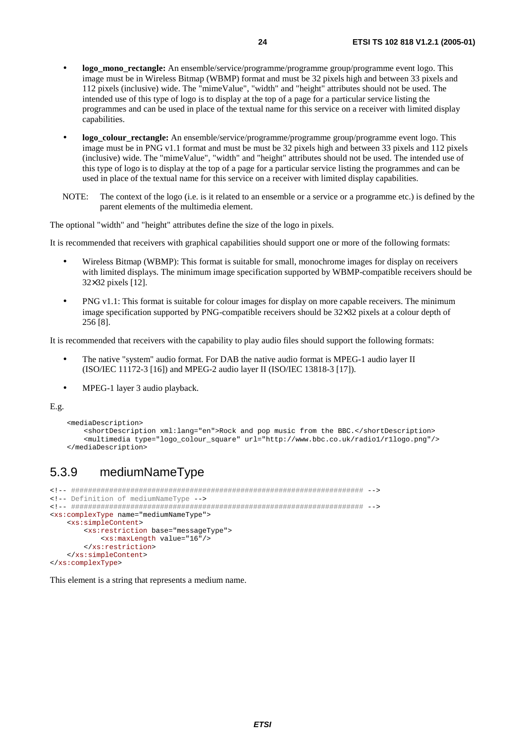- **logo_mono_rectangle:** An ensemble/service/programme/programme group/programme event logo. This image must be in Wireless Bitmap (WBMP) format and must be 32 pixels high and between 33 pixels and 112 pixels (inclusive) wide. The "mimeValue", "width" and "height" attributes should not be used. The intended use of this type of logo is to display at the top of a page for a particular service listing the programmes and can be used in place of the textual name for this service on a receiver with limited display capabilities.

- **logo_colour_rectangle:** An ensemble/service/programme/programme group/programme event logo. This image must be in PNG v1.1 format and must be must be 32 pixels high and between 33 pixels and 112 pixels (inclusive) wide. The "mimeValue", "width" and "height" attributes should not be used. The intended use of this type of logo is to display at the top of a page for a particular service listing the programmes and can be used in place of the textual name for this service on a receiver with limited display capabilities.

NOTE: The context of the logo (i.e. is it related to an ensemble or a service or a programme etc.) is defined by the parent elements of the multimedia element.

The optional "width" and "height" attributes define the size of the logo in pixels.

It is recommended that receivers with graphical capabilities should support one or more of the following formats:

- Wireless Bitmap (WBMP): This format is suitable for small, monochrome images for display on receivers with limited displays. The minimum image specification supported by WBMP-compatible receivers should be 32×32 pixels [12].

- PNG v1.1: This format is suitable for colour images for display on more capable receivers. The minimum image specification supported by PNG-compatible receivers should be 32×32 pixels at a colour depth of 256 [8].

It is recommended that receivers with the capability to play audio files should support the following formats:

- The native "system" audio format. For DAB the native audio format is MPEG-1 audio layer II (ISO/IEC 11172-3 [16]) and MPEG-2 audio layer II (ISO/IEC 13818-3 [17]).

- MPEG-1 layer 3 audio playback.

E.g.

```
<mediaDescription>
    <shortDescription xml:lang="en">Rock and pop music from the BBC.</shortDescription>
    <multimedia type="logo_colour_square" url="http://www.bbc.co.uk/radio1/r1logo.png"/>
</mediaDescription>
```

### 5.3.9 mediumNameType

```
<!-- ##################################################################### -->
<!-- Definition of mediumNameType -->
<!-- ##################################################################### -->
<xs:complexType name="mediumNameType">
    <xs:simpleContent>
        <xs:restriction base="messageType">
            <xs:maxLength value="16"/>
        </xs:restriction>
    </xs:simpleContent>
</xs:complexType>
```

This element is a string that represents a medium name.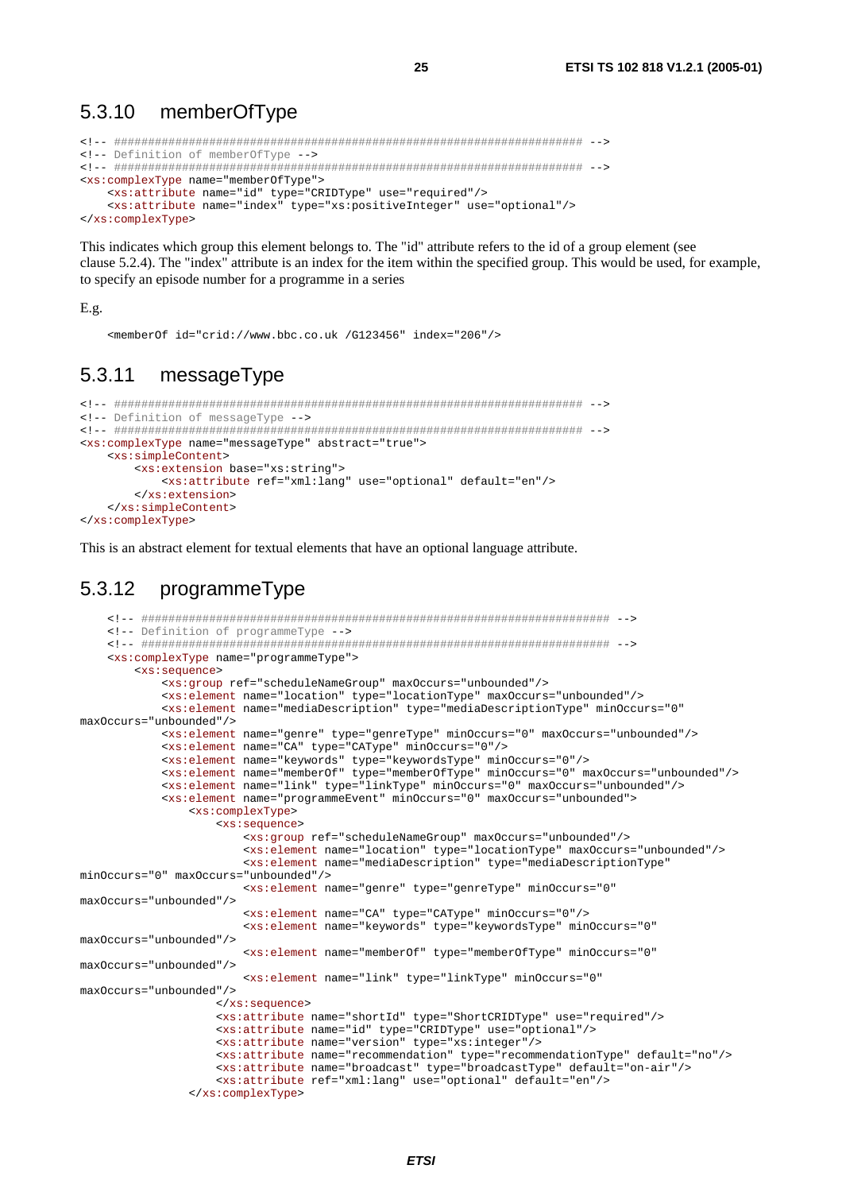### 5.3.10 memberOfType

```
<!-- ##################################################################### -->
<!-- Definition of memberOfType -->
<!-- ##################################################################### -->
<xs:complexType name="memberOfType">
    <xs:attribute name="id" type="CRIDType" use="required"/>
    <xs:attribute name="index" type="xs:positiveInteger" use="optional"/>
</xs:complexType>
```

This indicates which group this element belongs to. The "id" attribute refers to the id of a group element (see clause 5.2.4). The "index" attribute is an index for the item within the specified group. This would be used, for example, to specify an episode number for a programme in a series

E.g.

```
<memberOf id="crid://www.bbc.co.uk /G123456" index="206"/>
```

### 5.3.11 messageType

```
<!-- ##################################################################### -->
<!-- Definition of messageType -->
<!-- ##################################################################### -->
<xs:complexType name="messageType" abstract="true">
    <xs:simpleContent>
        <xs:extension base="xs:string">
            <xs:attribute ref="xml:lang" use="optional" default="en"/>
        </xs:extension>
    </xs:simpleContent>
</xs:complexType>
```

This is an abstract element for textual elements that have an optional language attribute.

### 5.3.12 programmeType

```
    <!-- ##################################################################### -->
    <!-- Definition of programmeType -->
    <!-- ##################################################################### -->
    <xs:complexType name="programmeType">
        <xs:sequence>
            <xs:group ref="scheduleNameGroup" maxOccurs="unbounded"/>
            <xs:element name="location" type="locationType" maxOccurs="unbounded"/>
            <xs:element name="mediaDescription" type="mediaDescriptionType" minOccurs="0"
maxOccurs="unbounded"/>
            <xs:element name="genre" type="genreType" minOccurs="0" maxOccurs="unbounded"/>
            <xs:element name="CA" type="CAType" minOccurs="0"/>
            <xs:element name="keywords" type="keywordsType" minOccurs="0"/>
            <xs:element name="memberOf" type="memberOfType" minOccurs="0" maxOccurs="unbounded"/>
            <xs:element name="link" type="linkType" minOccurs="0" maxOccurs="unbounded"/>
            <xs:element name="programmeEvent" minOccurs="0" maxOccurs="unbounded">
                <xs:complexType>
                    <xs:sequence>
                        <xs:group ref="scheduleNameGroup" maxOccurs="unbounded"/>
                        <xs:element name="location" type="locationType" maxOccurs="unbounded"/>
                        <xs:element name="mediaDescription" type="mediaDescriptionType"
minOccurs="0" maxOccurs="unbounded"/>
                        <xs:element name="genre" type="genreType" minOccurs="0"
maxOccurs="unbounded"/>
                        <xs:element name="CA" type="CAType" minOccurs="0"/>
                        <xs:element name="keywords" type="keywordsType" minOccurs="0"
maxOccurs="unbounded"/>
                        <xs:element name="memberOf" type="memberOfType" minOccurs="0"
maxOccurs="unbounded"/>
                        <xs:element name="link" type="linkType" minOccurs="0"
maxOccurs="unbounded"/>
                    </xs:sequence>
                    <xs:attribute name="shortId" type="ShortCRIDType" use="required"/>
                    <xs:attribute name="id" type="CRIDType" use="optional"/>
                    <xs:attribute name="version" type="xs:integer"/>
                    <xs:attribute name="recommendation" type="recommendationType" default="no"/>
                    <xs:attribute name="broadcast" type="broadcastType" default="on-air"/>
                    <xs:attribute ref="xml:lang" use="optional" default="en"/>
                </xs:complexType>
```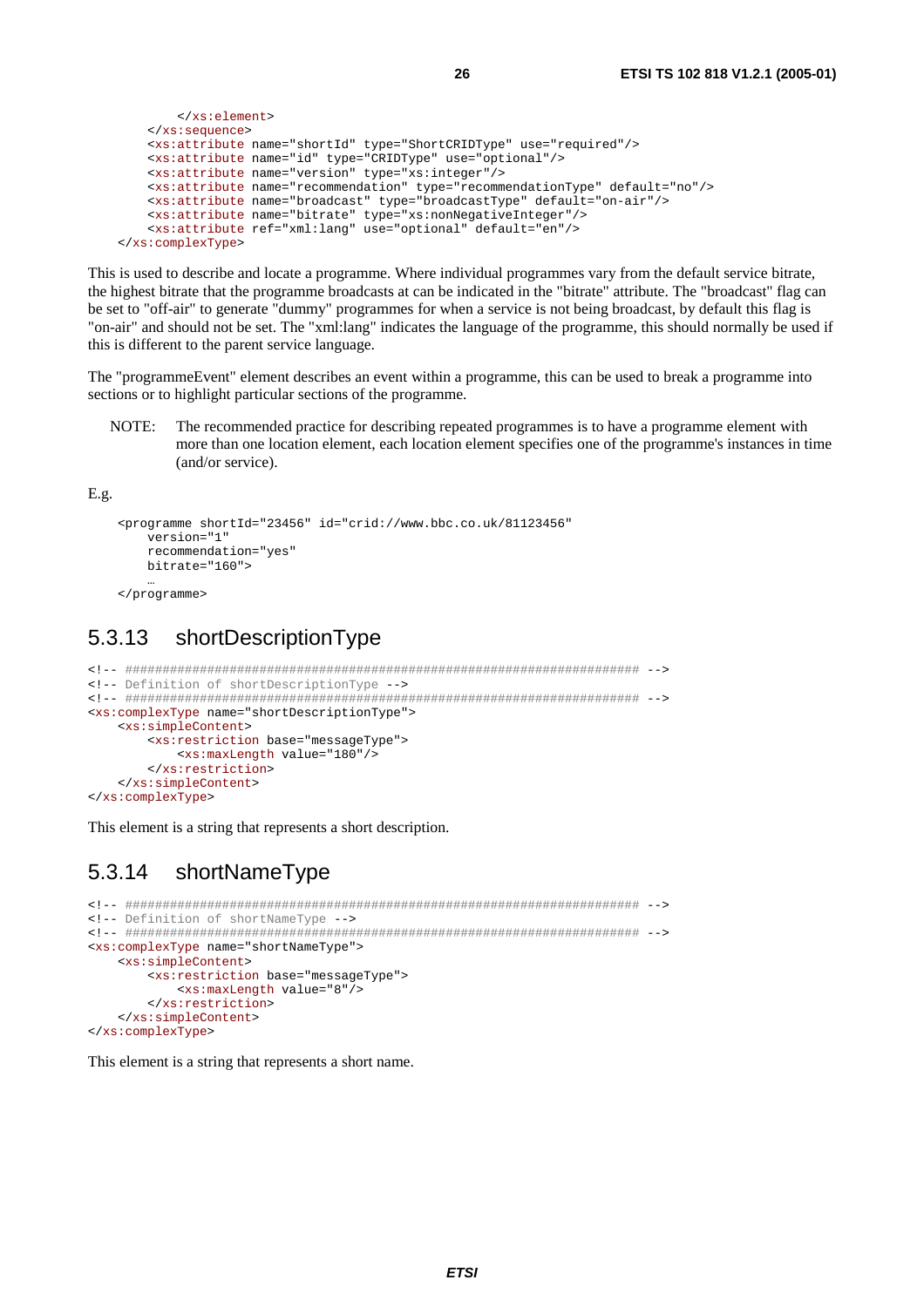```
        </xs:element>
    </xs:sequence>
    <xs:attribute name="shortId" type="ShortCRIDType" use="required"/>
    <xs:attribute name="id" type="CRIDType" use="optional"/>
    <xs:attribute name="version" type="xs:integer"/>
    <xs:attribute name="recommendation" type="recommendationType" default="no"/>
    <xs:attribute name="broadcast" type="broadcastType" default="on-air"/>
    <xs:attribute name="bitrate" type="xs:nonNegativeInteger"/>
    <xs:attribute ref="xml:lang" use="optional" default="en"/>
</xs:complexType>
```

This is used to describe and locate a programme. Where individual programmes vary from the default service bitrate, the highest bitrate that the programme broadcasts at can be indicated in the "bitrate" attribute. The "broadcast" flag can be set to "off-air" to generate "dummy" programmes for when a service is not being broadcast, by default this flag is "on-air" and should not be set. The "xml:lang" indicates the language of the programme, this should normally be used if this is different to the parent service language.

The "programmeEvent" element describes an event within a programme, this can be used to break a programme into sections or to highlight particular sections of the programme.

NOTE: The recommended practice for describing repeated programmes is to have a programme element with more than one location element, each location element specifies one of the programme's instances in time (and/or service).

E.g.

```
<programme shortId="23456" id="crid://www.bbc.co.uk/81123456"
    version="1"
    recommendation="yes"
    bitrate="160">
    …
</programme>
```

### 5.3.13 shortDescriptionType

```
<!-- ##################################################################### -->
<!-- Definition of shortDescriptionType -->
<!-- ##################################################################### -->
<xs:complexType name="shortDescriptionType">
    <xs:simpleContent>
        <xs:restriction base="messageType">
            <xs:maxLength value="180"/>
        </xs:restriction>
    </xs:simpleContent>
</xs:complexType>
```

This element is a string that represents a short description.

### 5.3.14 shortNameType

```
<!-- ##################################################################### -->
<!-- Definition of shortNameType -->
<!-- ##################################################################### -->
<xs:complexType name="shortNameType">
    <xs:simpleContent>
        <xs:restriction base="messageType">
            <xs:maxLength value="8"/>
        </xs:restriction>
    </xs:simpleContent>
</xs:complexType>
```

This element is a string that represents a short name.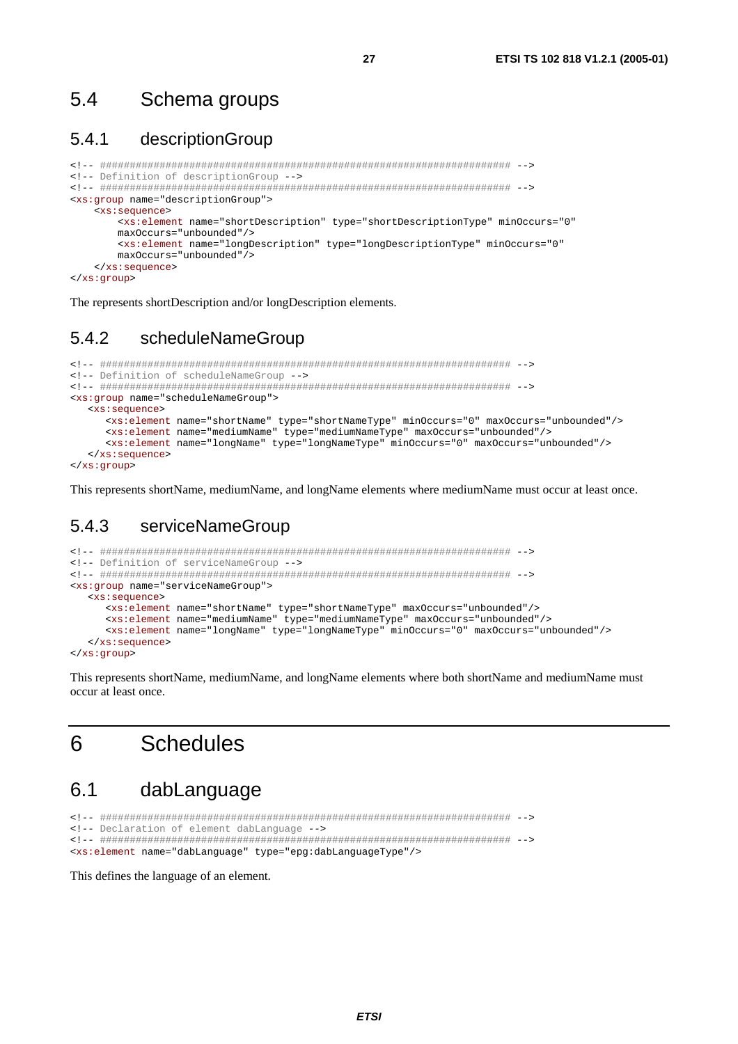## 5.4 Schema groups

### 5.4.1 descriptionGroup

```
<!-- ##################################################################### -->
<!-- Definition of descriptionGroup -->
<!-- ##################################################################### -->
<xs:group name="descriptionGroup">
    <xs:sequence>
        <xs:element name="shortDescription" type="shortDescriptionType" minOccurs="0"
        maxOccurs="unbounded"/>
        <xs:element name="longDescription" type="longDescriptionType" minOccurs="0"
        maxOccurs="unbounded"/>
    </xs:sequence>
</xs:group>
```

The represents shortDescription and/or longDescription elements.

### 5.4.2 scheduleNameGroup

```
<!-- ##################################################################### -->
<!-- Definition of scheduleNameGroup -->
<!-- ##################################################################### -->
<xs:group name="scheduleNameGroup">
   <xs:sequence>
      <xs:element name="shortName" type="shortNameType" minOccurs="0" maxOccurs="unbounded"/>
      <xs:element name="mediumName" type="mediumNameType" maxOccurs="unbounded"/>
      <xs:element name="longName" type="longNameType" minOccurs="0" maxOccurs="unbounded"/>
   </xs:sequence>
</xs:group>
```

This represents shortName, mediumName, and longName elements where mediumName must occur at least once.

### 5.4.3 serviceNameGroup

```
<!-- ##################################################################### -->
<!-- Definition of serviceNameGroup -->
<!-- ##################################################################### -->
<xs:group name="serviceNameGroup">
   <xs:sequence>
      <xs:element name="shortName" type="shortNameType" maxOccurs="unbounded"/>
      <xs:element name="mediumName" type="mediumNameType" maxOccurs="unbounded"/>
      <xs:element name="longName" type="longNameType" minOccurs="0" maxOccurs="unbounded"/>
   </xs:sequence>
</xs:group>
```

This represents shortName, mediumName, and longName elements where both shortName and mediumName must occur at least once.

# 6 Schedules

## 6.1 dabLanguage

```
<!-- ##################################################################### -->
<!-- Declaration of element dabLanguage -->
<!-- ##################################################################### -->
<xs:element name="dabLanguage" type="epg:dabLanguageType"/>
```

This defines the language of an element.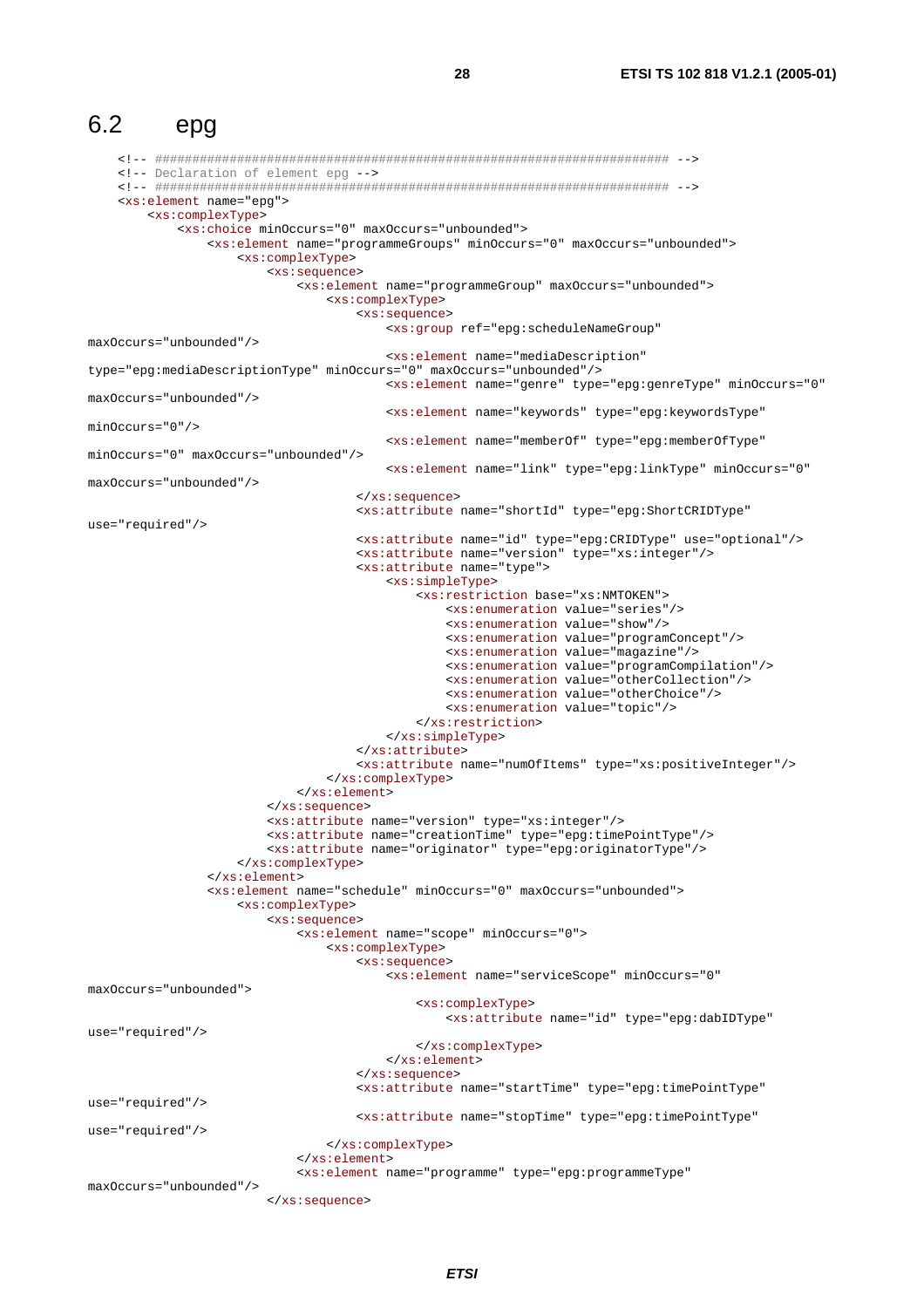## 6.2 epg

```
<!-- ##################################################################### -->
<!-- Declaration of element epg -->
<!-- ##################################################################### -->
<xs:element name="epg">
    <xs:complexType>
        <xs:choice minOccurs="0" maxOccurs="unbounded">
            <xs:element name="programmeGroups" minOccurs="0" maxOccurs="unbounded">
                <xs:complexType>
                    <xs:sequence>
                        <xs:element name="programmeGroup" maxOccurs="unbounded">
                            <xs:complexType>
                                <xs:sequence>
                                    <xs:group ref="epg:scheduleNameGroup"
maxOccurs="unbounded"/>
                                    <xs:element name="mediaDescription"
type="epg:mediaDescriptionType" minOccurs="0" maxOccurs="unbounded"/>
                                    <xs:element name="genre" type="epg:genreType" minOccurs="0"
maxOccurs="unbounded"/>
                                    <xs:element name="keywords" type="epg:keywordsType"
minOccurs="0"/>
                                    <xs:element name="memberOf" type="epg:memberOfType"
minOccurs="0" maxOccurs="unbounded"/>
                                    <xs:element name="link" type="epg:linkType" minOccurs="0"
maxOccurs="unbounded"/>
                                </xs:sequence>
                                <xs:attribute name="shortId" type="epg:ShortCRIDType"
use="required"/>
                                <xs:attribute name="id" type="epg:CRIDType" use="optional"/>
                                <xs:attribute name="version" type="xs:integer"/>
                                <xs:attribute name="type">
                                    <xs:simpleType>
                                        <xs:restriction base="xs:NMTOKEN">
                                            <xs:enumeration value="series"/>
                                            <xs:enumeration value="show"/>
                                            <xs:enumeration value="programConcept"/>
                                            <xs:enumeration value="magazine"/>
                                            <xs:enumeration value="programCompilation"/>
                                            <xs:enumeration value="otherCollection"/>
                                            <xs:enumeration value="otherChoice"/>
                                            <xs:enumeration value="topic"/>
                                        </xs:restriction>
                                    </xs:simpleType>
                                </xs:attribute>
                                <xs:attribute name="numOfItems" type="xs:positiveInteger"/>
                            </xs:complexType>
                        </xs:element>
                    </xs:sequence>
                    <xs:attribute name="version" type="xs:integer"/>
                    <xs:attribute name="creationTime" type="epg:timePointType"/>
                    <xs:attribute name="originator" type="epg:originatorType"/>
                </xs:complexType>
            </xs:element>
            <xs:element name="schedule" minOccurs="0" maxOccurs="unbounded">
                <xs:complexType>
                    <xs:sequence>
                        <xs:element name="scope" minOccurs="0">
                            <xs:complexType>
                                <xs:sequence>
                                    <xs:element name="serviceScope" minOccurs="0"
maxOccurs="unbounded">
                                        <xs:complexType>
                                            <xs:attribute name="id" type="epg:dabIDType"
use="required"/>
                                        </xs:complexType>
                                    </xs:element>
                                </xs:sequence>
                                <xs:attribute name="startTime" type="epg:timePointType"
use="required"/>
                                <xs:attribute name="stopTime" type="epg:timePointType"
use="required"/>
                            </xs:complexType>
                        </xs:element>
                        <xs:element name="programme" type="epg:programmeType"
maxOccurs="unbounded"/>
                    </xs:sequence>
```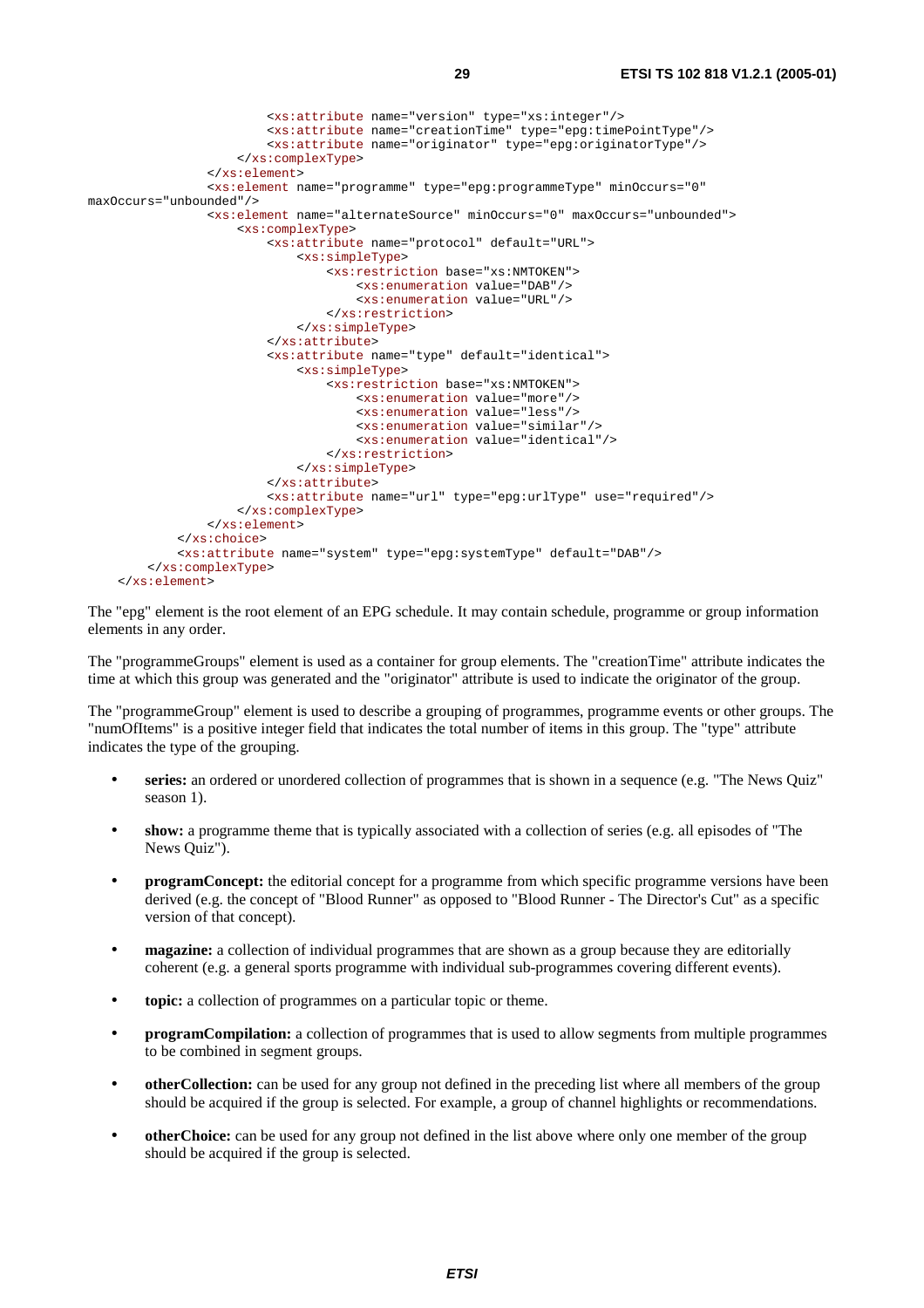```
                        <xs:attribute name="version" type="xs:integer"/>
                        <xs:attribute name="creationTime" type="epg:timePointType"/>
                        <xs:attribute name="originator" type="epg:originatorType"/>
                    </xs:complexType>
                </xs:element>
                <xs:element name="programme" type="epg:programmeType" minOccurs="0"
maxOccurs="unbounded"/>
                <xs:element name="alternateSource" minOccurs="0" maxOccurs="unbounded">
                    <xs:complexType>
                        <xs:attribute name="protocol" default="URL">
                            <xs:simpleType>
                                <xs:restriction base="xs:NMTOKEN">
                                    <xs:enumeration value="DAB"/>
                                    <xs:enumeration value="URL"/>
                                </xs:restriction>
                            </xs:simpleType>
                        </xs:attribute>
                        <xs:attribute name="type" default="identical">
                            <xs:simpleType>
                                <xs:restriction base="xs:NMTOKEN">
                                    <xs:enumeration value="more"/>
                                    <xs:enumeration value="less"/>
                                    <xs:enumeration value="similar"/>
                                    <xs:enumeration value="identical"/>
                                </xs:restriction>
                            </xs:simpleType>
                        </xs:attribute>
                        <xs:attribute name="url" type="epg:urlType" use="required"/>
                    </xs:complexType>
                </xs:element>
            </xs:choice>
            <xs:attribute name="system" type="epg:systemType" default="DAB"/>
        </xs:complexType>
    </xs:element>
```

The "epg" element is the root element of an EPG schedule. It may contain schedule, programme or group information elements in any order.

The "programmeGroups" element is used as a container for group elements. The "creationTime" attribute indicates the time at which this group was generated and the "originator" attribute is used to indicate the originator of the group.

The "programmeGroup" element is used to describe a grouping of programmes, programme events or other groups. The "numOfItems" is a positive integer field that indicates the total number of items in this group. The "type" attribute indicates the type of the grouping.

- **series:** an ordered or unordered collection of programmes that is shown in a sequence (e.g. "The News Quiz" season 1).
- **show:** a programme theme that is typically associated with a collection of series (e.g. all episodes of "The News Quiz").
- **programConcept:** the editorial concept for a programme from which specific programme versions have been derived (e.g. the concept of "Blood Runner" as opposed to "Blood Runner - The Director's Cut" as a specific version of that concept).
- **magazine:** a collection of individual programmes that are shown as a group because they are editorially coherent (e.g. a general sports programme with individual sub-programmes covering different events).
- **topic:** a collection of programmes on a particular topic or theme.
- **programCompilation:** a collection of programmes that is used to allow segments from multiple programmes to be combined in segment groups.
- **otherCollection:** can be used for any group not defined in the preceding list where all members of the group should be acquired if the group is selected. For example, a group of channel highlights or recommendations.
- **otherChoice:** can be used for any group not defined in the list above where only one member of the group should be acquired if the group is selected.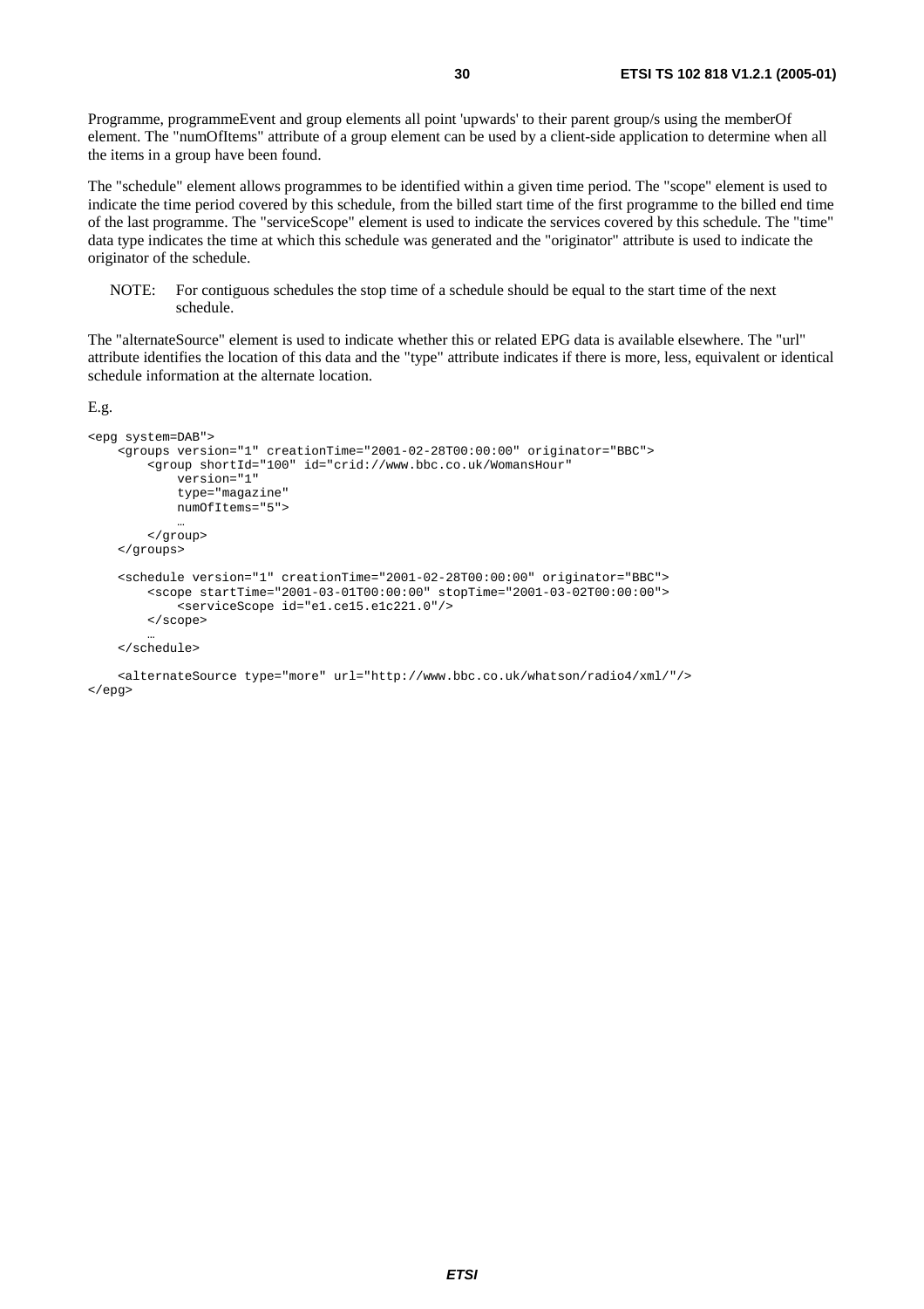Programme, programmeEvent and group elements all point 'upwards' to their parent group/s using the memberOf element. The "numOfItems" attribute of a group element can be used by a client-side application to determine when all the items in a group have been found.

The "schedule" element allows programmes to be identified within a given time period. The "scope" element is used to indicate the time period covered by this schedule, from the billed start time of the first programme to the billed end time of the last programme. The "serviceScope" element is used to indicate the services covered by this schedule. The "time" data type indicates the time at which this schedule was generated and the "originator" attribute is used to indicate the originator of the schedule.

NOTE: For contiguous schedules the stop time of a schedule should be equal to the start time of the next schedule.

The "alternateSource" element is used to indicate whether this or related EPG data is available elsewhere. The "url" attribute identifies the location of this data and the "type" attribute indicates if there is more, less, equivalent or identical schedule information at the alternate location.

E.g.

```
<epg system=DAB">
    <groups version="1" creationTime="2001-02-28T00:00:00" originator="BBC">
        <group shortId="100" id="crid://www.bbc.co.uk/WomansHour"
            version="1"
            type="magazine"
            numOfItems="5">
            …
        </group>
    </groups>

    <schedule version="1" creationTime="2001-02-28T00:00:00" originator="BBC">
        <scope startTime="2001-03-01T00:00:00" stopTime="2001-03-02T00:00:00">
            <serviceScope id="e1.ce15.e1c221.0"/>
        </scope>
        …
    </schedule>

    <alternateSource type="more" url="http://www.bbc.co.uk/whatson/radio4/xml/"/>
</epg>
```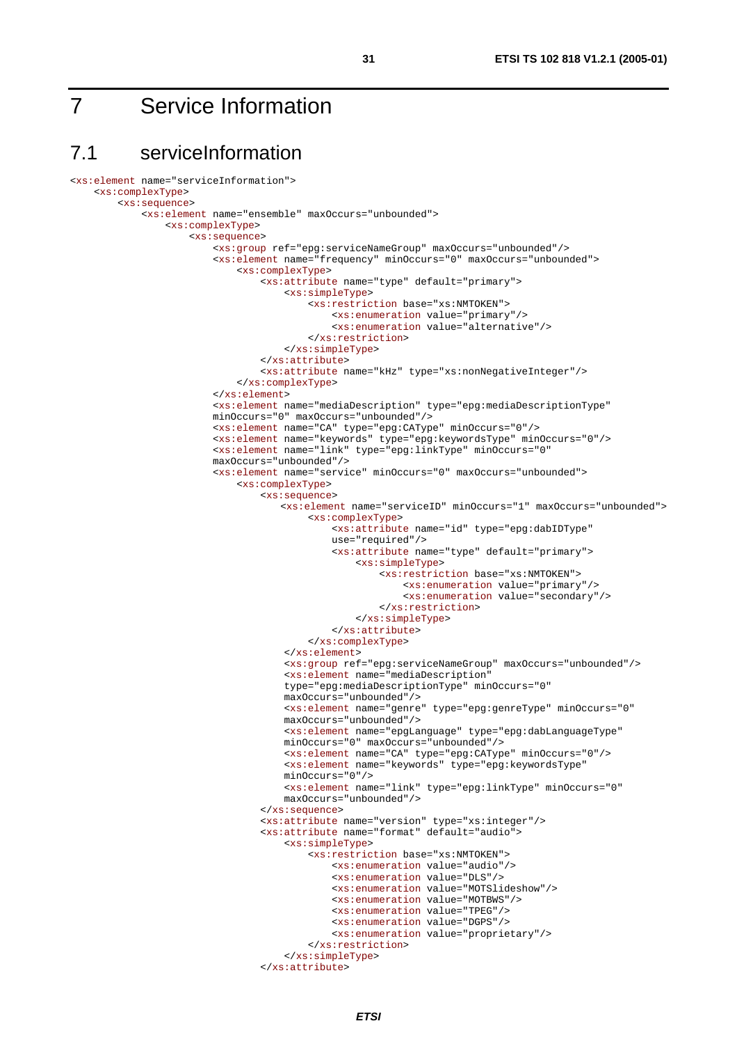# 7 Service Information

## 7.1 serviceInformation

```
<xs:element name="serviceInformation">
    <xs:complexType>
        <xs:sequence>
            <xs:element name="ensemble" maxOccurs="unbounded">
                <xs:complexType>
                    <xs:sequence>
                        <xs:group ref="epg:serviceNameGroup" maxOccurs="unbounded"/>
                        <xs:element name="frequency" minOccurs="0" maxOccurs="unbounded">
                            <xs:complexType>
                                <xs:attribute name="type" default="primary">
                                    <xs:simpleType>
                                        <xs:restriction base="xs:NMTOKEN">
                                            <xs:enumeration value="primary"/>
                                            <xs:enumeration value="alternative"/>
                                        </xs:restriction>
                                    </xs:simpleType>
                                </xs:attribute>
                                <xs:attribute name="kHz" type="xs:nonNegativeInteger"/>
                            </xs:complexType>
                        </xs:element>
                        <xs:element name="mediaDescription" type="epg:mediaDescriptionType"
                        minOccurs="0" maxOccurs="unbounded"/>
                        <xs:element name="CA" type="epg:CAType" minOccurs="0"/>
                        <xs:element name="keywords" type="epg:keywordsType" minOccurs="0"/>
                        <xs:element name="link" type="epg:linkType" minOccurs="0"
                        maxOccurs="unbounded"/>
                        <xs:element name="service" minOccurs="0" maxOccurs="unbounded">
                            <xs:complexType>
                                <xs:sequence>
                                   <xs:element name="serviceID" minOccurs="1" maxOccurs="unbounded">
                                        <xs:complexType>
                                            <xs:attribute name="id" type="epg:dabIDType"
                                            use="required"/>
                                            <xs:attribute name="type" default="primary">
                                                <xs:simpleType>
                                                    <xs:restriction base="xs:NMTOKEN">
                                                        <xs:enumeration value="primary"/>
                                                        <xs:enumeration value="secondary"/>
                                                    </xs:restriction>
                                                </xs:simpleType>
                                            </xs:attribute>
                                        </xs:complexType>
                                    </xs:element>
                                    <xs:group ref="epg:serviceNameGroup" maxOccurs="unbounded"/>
                                    <xs:element name="mediaDescription"
                                    type="epg:mediaDescriptionType" minOccurs="0"
                                    maxOccurs="unbounded"/>
                                    <xs:element name="genre" type="epg:genreType" minOccurs="0"
                                    maxOccurs="unbounded"/>
                                    <xs:element name="epgLanguage" type="epg:dabLanguageType"
                                    minOccurs="0" maxOccurs="unbounded"/>
                                    <xs:element name="CA" type="epg:CAType" minOccurs="0"/>
                                    <xs:element name="keywords" type="epg:keywordsType"
                                    minOccurs="0"/>
                                    <xs:element name="link" type="epg:linkType" minOccurs="0"
                                    maxOccurs="unbounded"/>
                                </xs:sequence>
                                <xs:attribute name="version" type="xs:integer"/>
                                <xs:attribute name="format" default="audio">
                                    <xs:simpleType>
                                        <xs:restriction base="xs:NMTOKEN">
                                            <xs:enumeration value="audio"/>
                                            <xs:enumeration value="DLS"/>
                                            <xs:enumeration value="MOTSlideshow"/>
                                            <xs:enumeration value="MOTBWS"/>
                                            <xs:enumeration value="TPEG"/>
                                            <xs:enumeration value="DGPS"/>
                                            <xs:enumeration value="proprietary"/>
                                        </xs:restriction>
                                    </xs:simpleType>
                                </xs:attribute>
```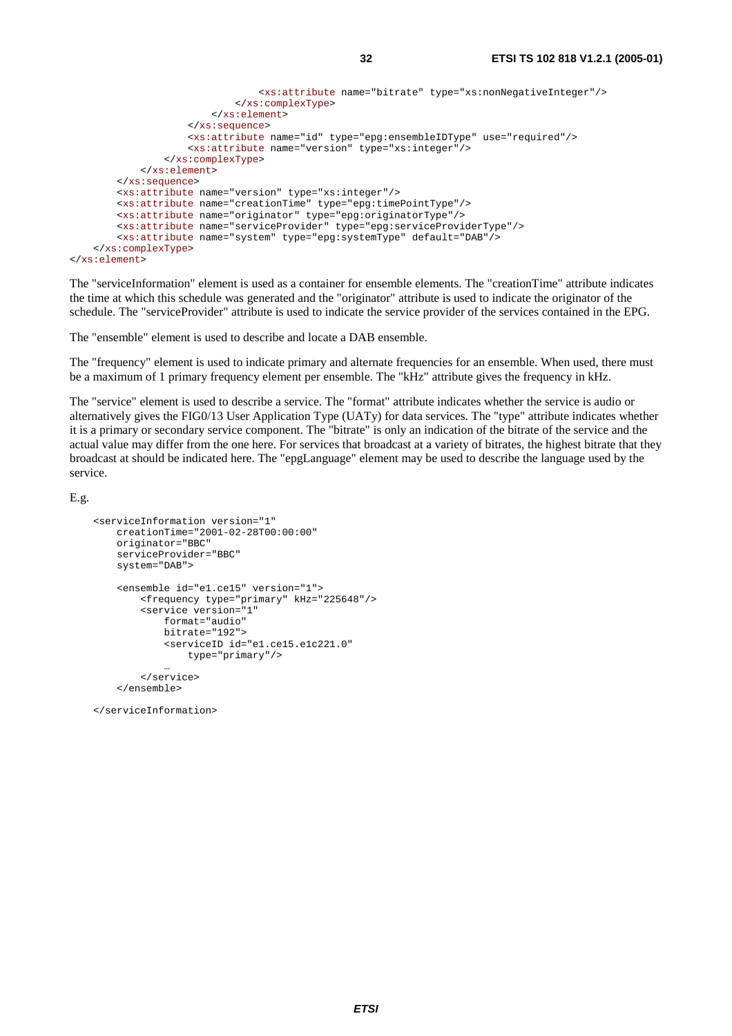```
                                <xs:attribute name="bitrate" type="xs:nonNegativeInteger"/>
                            </xs:complexType>
                        </xs:element>
                    </xs:sequence>
                    <xs:attribute name="id" type="epg:ensembleIDType" use="required"/>
                    <xs:attribute name="version" type="xs:integer"/>
                </xs:complexType>
            </xs:element>
        </xs:sequence>
        <xs:attribute name="version" type="xs:integer"/>
        <xs:attribute name="creationTime" type="epg:timePointType"/>
        <xs:attribute name="originator" type="epg:originatorType"/>
        <xs:attribute name="serviceProvider" type="epg:serviceProviderType"/>
        <xs:attribute name="system" type="epg:systemType" default="DAB"/>
    </xs:complexType>
</xs:element>
```

The "serviceInformation" element is used as a container for ensemble elements. The "creationTime" attribute indicates the time at which this schedule was generated and the "originator" attribute is used to indicate the originator of the schedule. The "serviceProvider" attribute is used to indicate the service provider of the services contained in the EPG.

The "ensemble" element is used to describe and locate a DAB ensemble.

The "frequency" element is used to indicate primary and alternate frequencies for an ensemble. When used, there must be a maximum of 1 primary frequency element per ensemble. The "kHz" attribute gives the frequency in kHz.

The "service" element is used to describe a service. The "format" attribute indicates whether the service is audio or alternatively gives the FIG0/13 User Application Type (UATy) for data services. The "type" attribute indicates whether it is a primary or secondary service component. The "bitrate" is only an indication of the bitrate of the service and the actual value may differ from the one here. For services that broadcast at a variety of bitrates, the highest bitrate that they broadcast at should be indicated here. The "epgLanguage" element may be used to describe the language used by the service.

E.g.

```
<serviceInformation version="1"
    creationTime="2001-02-28T00:00:00"
    originator="BBC"
    serviceProvider="BBC"
    system="DAB">

    <ensemble id="e1.ce15" version="1">
        <frequency type="primary" kHz="225648"/>
        <service version="1"
            format="audio"
            bitrate="192">
            <serviceID id="e1.ce15.e1c221.0"
                type="primary"/>
            …
        </service>
    </ensemble>

</serviceInformation>
```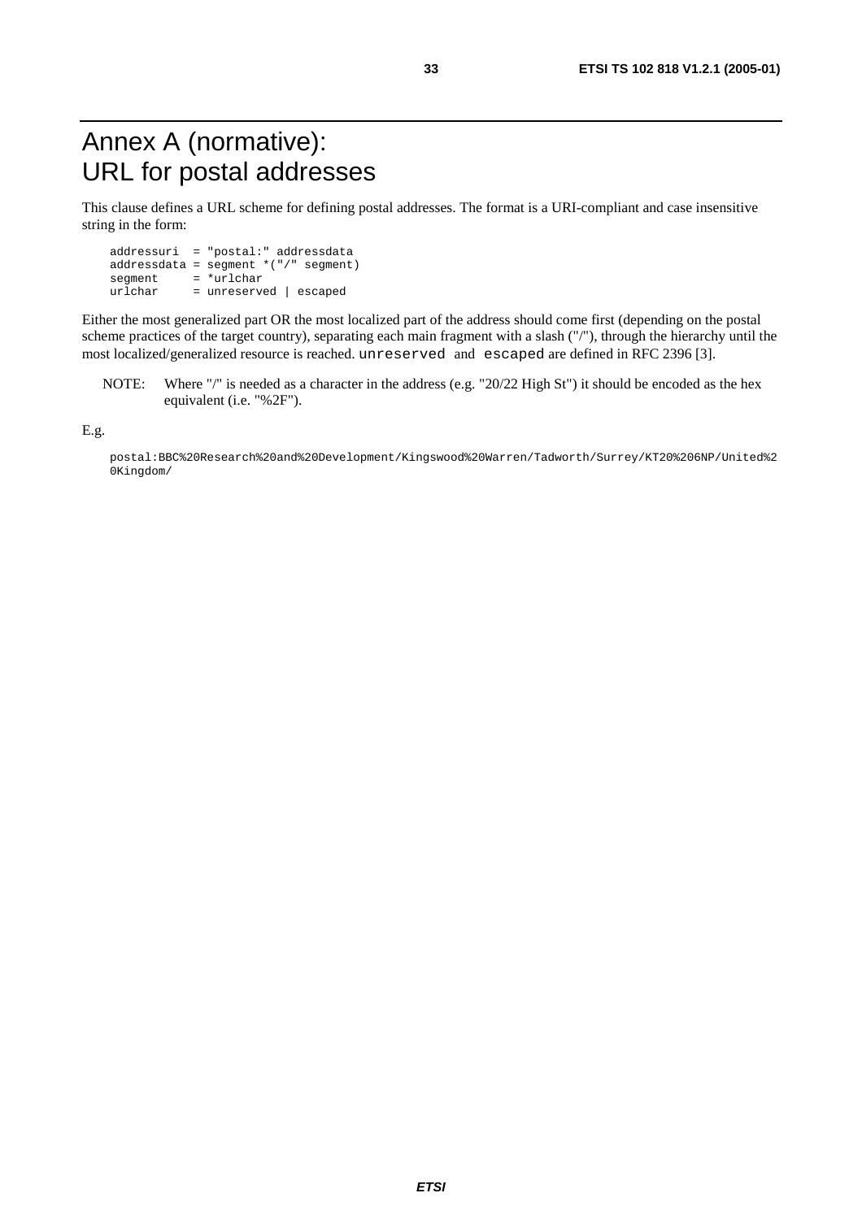# Annex A (normative): URL for postal addresses

This clause defines a URL scheme for defining postal addresses. The format is a URI-compliant and case insensitive string in the form:

```
addressuri  = "postal:" addressdata
addressdata = segment *("/" segment)
segment     = *urlchar
urlchar     = unreserved | escaped
```

Either the most generalized part OR the most localized part of the address should come first (depending on the postal scheme practices of the target country), separating each main fragment with a slash ("/"), through the hierarchy until the most localized/generalized resource is reached. `unreserved` and `escaped` are defined in RFC 2396 [3].

NOTE: Where "/" is needed as a character in the address (e.g. "20/22 High St") it should be encoded as the hex equivalent (i.e. "%2F").

E.g.

```
postal:BBC%20Research%20and%20Development/Kingswood%20Warren/Tadworth/Surrey/KT20%206NP/United%20Kingdom/
```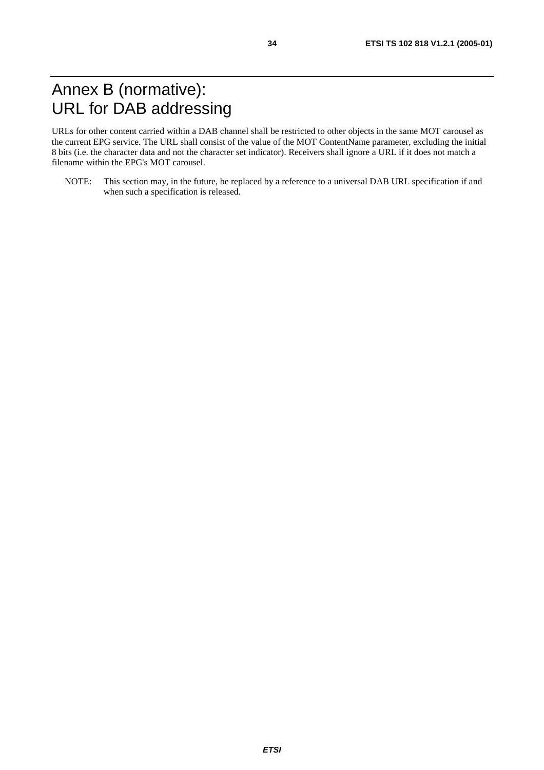# Annex B (normative): URL for DAB addressing

URLs for other content carried within a DAB channel shall be restricted to other objects in the same MOT carousel as the current EPG service. The URL shall consist of the value of the MOT ContentName parameter, excluding the initial 8 bits (i.e. the character data and not the character set indicator). Receivers shall ignore a URL if it does not match a filename within the EPG's MOT carousel.

NOTE: This section may, in the future, be replaced by a reference to a universal DAB URL specification if and when such a specification is released.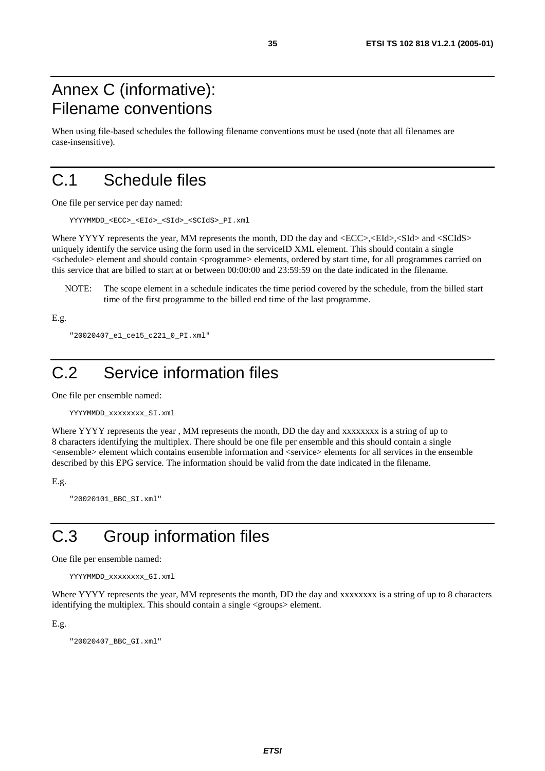# Annex C (informative): Filename conventions

When using file-based schedules the following filename conventions must be used (note that all filenames are case-insensitive).

# C.1 Schedule files

One file per service per day named:

```
YYYYMMDD_<ECC>_<EId>_<SId>_<SCIdS>_PI.xml
```

Where YYYY represents the year, MM represents the month, DD the day and <ECC>,<EId>,<SId> and <SCIdS> uniquely identify the service using the form used in the serviceID XML element. This should contain a single <schedule> element and should contain <programme> elements, ordered by start time, for all programmes carried on this service that are billed to start at or between 00:00:00 and 23:59:59 on the date indicated in the filename.

NOTE: The scope element in a schedule indicates the time period covered by the schedule, from the billed start time of the first programme to the billed end time of the last programme.

E.g.

```
"20020407_e1_ce15_c221_0_PI.xml"
```

# C.2 Service information files

One file per ensemble named:

```
YYYYMMDD_xxxxxxxx_SI.xml
```

Where YYYY represents the year , MM represents the month, DD the day and xxxxxxxx is a string of up to 8 characters identifying the multiplex. There should be one file per ensemble and this should contain a single <ensemble> element which contains ensemble information and <service> elements for all services in the ensemble described by this EPG service. The information should be valid from the date indicated in the filename.

E.g.

```
"20020101_BBC_SI.xml"
```

# C.3 Group information files

One file per ensemble named:

```
YYYYMMDD_xxxxxxxx_GI.xml
```

Where YYYY represents the year, MM represents the month, DD the day and xxxxxxxx is a string of up to 8 characters identifying the multiplex. This should contain a single <groups> element.

E.g.

```
"20020407_BBC_GI.xml"
```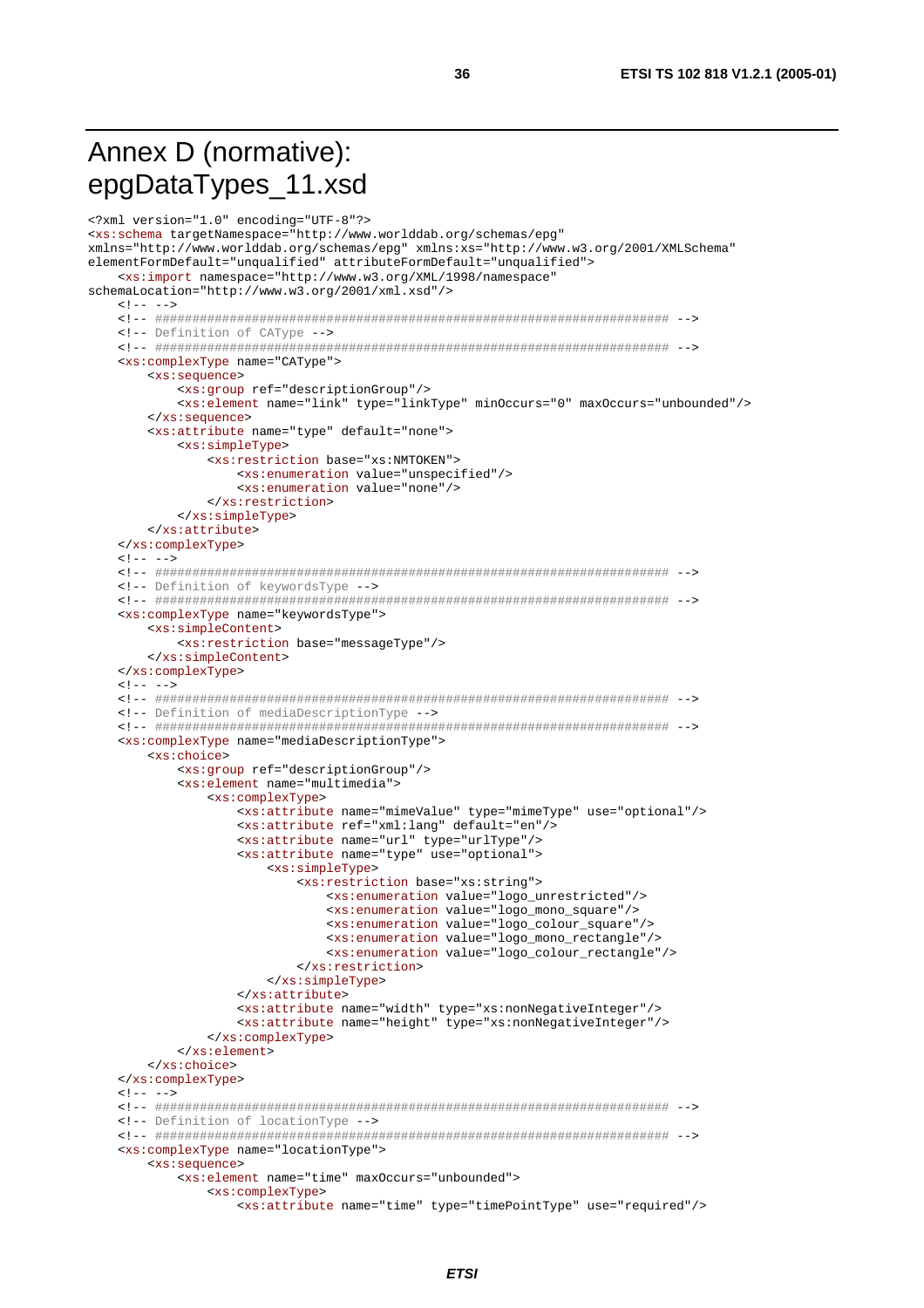# Annex D (normative): epgDataTypes_11.xsd

```
<?xml version="1.0" encoding="UTF-8"?>
<xs:schema targetNamespace="http://www.worlddab.org/schemas/epg"
xmlns="http://www.worlddab.org/schemas/epg" xmlns:xs="http://www.w3.org/2001/XMLSchema"
elementFormDefault="unqualified" attributeFormDefault="unqualified">
    <xs:import namespace="http://www.w3.org/XML/1998/namespace"
schemaLocation="http://www.w3.org/2001/xml.xsd"/>
    <!-- -->
    <!-- ##################################################################### -->
    <!-- Definition of CAType -->
    <!-- ##################################################################### -->
    <xs:complexType name="CAType">
        <xs:sequence>
            <xs:group ref="descriptionGroup"/>
            <xs:element name="link" type="linkType" minOccurs="0" maxOccurs="unbounded"/>
        </xs:sequence>
        <xs:attribute name="type" default="none">
            <xs:simpleType>
                <xs:restriction base="xs:NMTOKEN">
                    <xs:enumeration value="unspecified"/>
                    <xs:enumeration value="none"/>
                </xs:restriction>
            </xs:simpleType>
        </xs:attribute>
    </xs:complexType>
    <!-- -->
    <!-- ##################################################################### -->
    <!-- Definition of keywordsType -->
    <!-- ##################################################################### -->
    <xs:complexType name="keywordsType">
        <xs:simpleContent>
            <xs:restriction base="messageType"/>
        </xs:simpleContent>
    </xs:complexType>
    <!-- -->
    <!-- ##################################################################### -->
    <!-- Definition of mediaDescriptionType -->
    <!-- ##################################################################### -->
    <xs:complexType name="mediaDescriptionType">
        <xs:choice>
            <xs:group ref="descriptionGroup"/>
            <xs:element name="multimedia">
                <xs:complexType>
                    <xs:attribute name="mimeValue" type="mimeType" use="optional"/>
                    <xs:attribute ref="xml:lang" default="en"/>
                    <xs:attribute name="url" type="urlType"/>
                    <xs:attribute name="type" use="optional">
                        <xs:simpleType>
                            <xs:restriction base="xs:string">
                                <xs:enumeration value="logo_unrestricted"/>
                                <xs:enumeration value="logo_mono_square"/>
                                <xs:enumeration value="logo_colour_square"/>
                                <xs:enumeration value="logo_mono_rectangle"/>
                                <xs:enumeration value="logo_colour_rectangle"/>
                            </xs:restriction>
                        </xs:simpleType>
                    </xs:attribute>
                    <xs:attribute name="width" type="xs:nonNegativeInteger"/>
                    <xs:attribute name="height" type="xs:nonNegativeInteger"/>
                </xs:complexType>
            </xs:element>
        </xs:choice>
    </xs:complexType>
    <!-- -->
    <!-- ##################################################################### -->
    <!-- Definition of locationType -->
    <!-- ##################################################################### -->
    <xs:complexType name="locationType">
        <xs:sequence>
            <xs:element name="time" maxOccurs="unbounded">
                <xs:complexType>
                    <xs:attribute name="time" type="timePointType" use="required"/>
```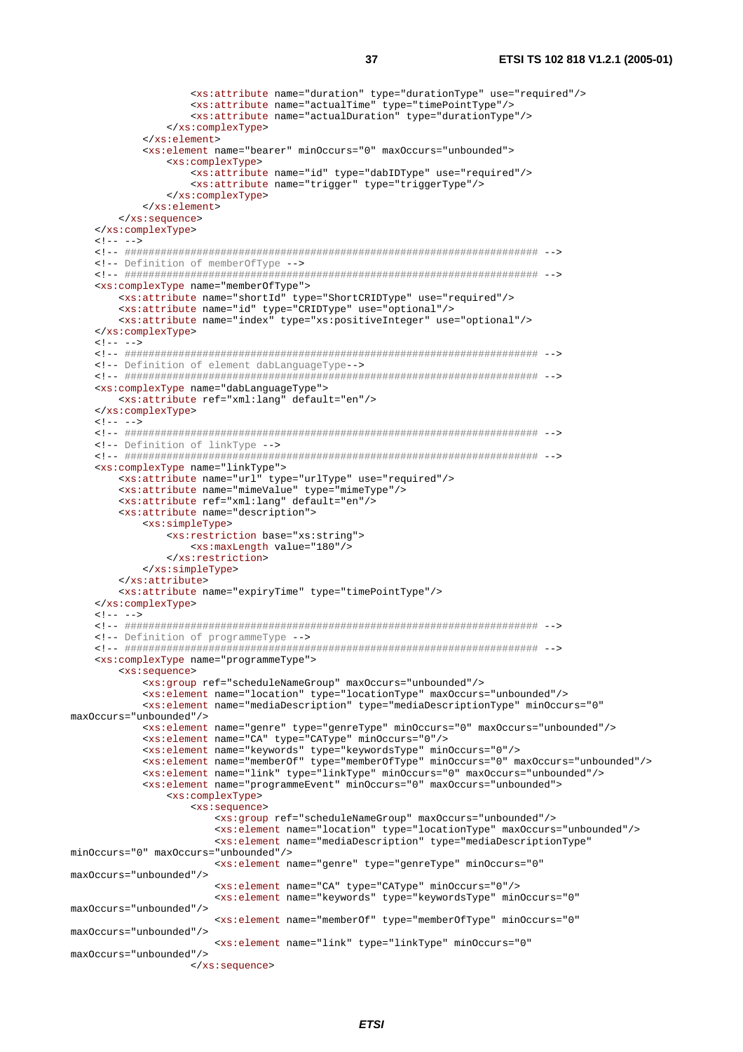```
                <xs:attribute name="duration" type="durationType" use="required"/>
                <xs:attribute name="actualTime" type="timePointType"/>
                <xs:attribute name="actualDuration" type="durationType"/>
            </xs:complexType>
        </xs:element>
        <xs:element name="bearer" minOccurs="0" maxOccurs="unbounded">
            <xs:complexType>
                <xs:attribute name="id" type="dabIDType" use="required"/>
                <xs:attribute name="trigger" type="triggerType"/>
            </xs:complexType>
        </xs:element>
    </xs:sequence>
</xs:complexType>
<!-- -->
<!-- ##################################################################### -->
<!-- Definition of memberOfType -->
<!-- ##################################################################### -->
<xs:complexType name="memberOfType">
    <xs:attribute name="shortId" type="ShortCRIDType" use="required"/>
    <xs:attribute name="id" type="CRIDType" use="optional"/>
    <xs:attribute name="index" type="xs:positiveInteger" use="optional"/>
</xs:complexType>
<!-- -->
<!-- ##################################################################### -->
<!-- Definition of element dabLanguageType-->
<!-- ##################################################################### -->
<xs:complexType name="dabLanguageType">
    <xs:attribute ref="xml:lang" default="en"/>
</xs:complexType>
<!-- -->
<!-- ##################################################################### -->
<!-- Definition of linkType -->
<!-- ##################################################################### -->
<xs:complexType name="linkType">
    <xs:attribute name="url" type="urlType" use="required"/>
    <xs:attribute name="mimeValue" type="mimeType"/>
    <xs:attribute ref="xml:lang" default="en"/>
    <xs:attribute name="description">
        <xs:simpleType>
            <xs:restriction base="xs:string">
                <xs:maxLength value="180"/>
            </xs:restriction>
        </xs:simpleType>
    </xs:attribute>
    <xs:attribute name="expiryTime" type="timePointType"/>
</xs:complexType>
<!-- -->
<!-- ##################################################################### -->
<!-- Definition of programmeType -->
<!-- ##################################################################### -->
<xs:complexType name="programmeType">
    <xs:sequence>
        <xs:group ref="scheduleNameGroup" maxOccurs="unbounded"/>
        <xs:element name="location" type="locationType" maxOccurs="unbounded"/>
        <xs:element name="mediaDescription" type="mediaDescriptionType" minOccurs="0"
maxOccurs="unbounded"/>
        <xs:element name="genre" type="genreType" minOccurs="0" maxOccurs="unbounded"/>
        <xs:element name="CA" type="CAType" minOccurs="0"/>
        <xs:element name="keywords" type="keywordsType" minOccurs="0"/>
        <xs:element name="memberOf" type="memberOfType" minOccurs="0" maxOccurs="unbounded"/>
        <xs:element name="link" type="linkType" minOccurs="0" maxOccurs="unbounded"/>
        <xs:element name="programmeEvent" minOccurs="0" maxOccurs="unbounded">
            <xs:complexType>
                <xs:sequence>
                    <xs:group ref="scheduleNameGroup" maxOccurs="unbounded"/>
                    <xs:element name="location" type="locationType" maxOccurs="unbounded"/>
                    <xs:element name="mediaDescription" type="mediaDescriptionType"
minOccurs="0" maxOccurs="unbounded"/>
                    <xs:element name="genre" type="genreType" minOccurs="0"
maxOccurs="unbounded"/>
                    <xs:element name="CA" type="CAType" minOccurs="0"/>
                    <xs:element name="keywords" type="keywordsType" minOccurs="0"
maxOccurs="unbounded"/>
                    <xs:element name="memberOf" type="memberOfType" minOccurs="0"
maxOccurs="unbounded"/>
                    <xs:element name="link" type="linkType" minOccurs="0"
maxOccurs="unbounded"/>
                </xs:sequence>
```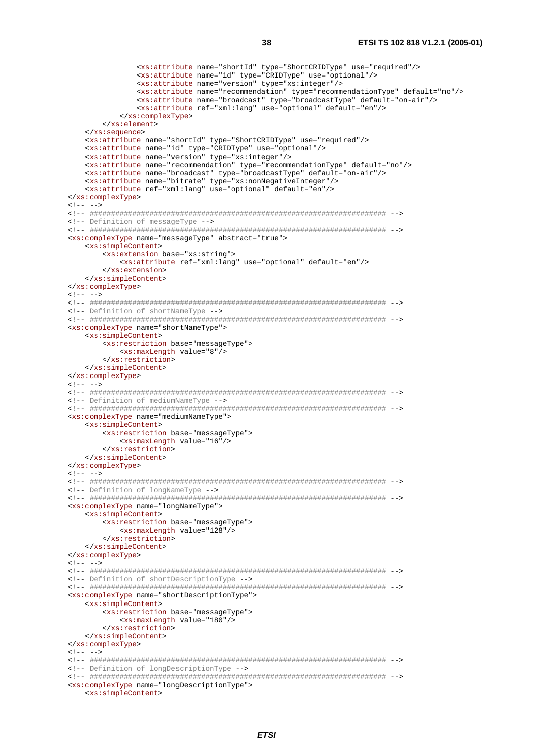```
                <xs:attribute name="shortId" type="ShortCRIDType" use="required"/>
                <xs:attribute name="id" type="CRIDType" use="optional"/>
                <xs:attribute name="version" type="xs:integer"/>
                <xs:attribute name="recommendation" type="recommendationType" default="no"/>
                <xs:attribute name="broadcast" type="broadcastType" default="on-air"/>
                <xs:attribute ref="xml:lang" use="optional" default="en"/>
            </xs:complexType>
        </xs:element>
    </xs:sequence>
    <xs:attribute name="shortId" type="ShortCRIDType" use="required"/>
    <xs:attribute name="id" type="CRIDType" use="optional"/>
    <xs:attribute name="version" type="xs:integer"/>
    <xs:attribute name="recommendation" type="recommendationType" default="no"/>
    <xs:attribute name="broadcast" type="broadcastType" default="on-air"/>
    <xs:attribute name="bitrate" type="xs:nonNegativeInteger"/>
    <xs:attribute ref="xml:lang" use="optional" default="en"/>
</xs:complexType>
<!-- -->
<!-- ##################################################################### -->
<!-- Definition of messageType -->
<!-- ##################################################################### -->
<xs:complexType name="messageType" abstract="true">
    <xs:simpleContent>
        <xs:extension base="xs:string">
            <xs:attribute ref="xml:lang" use="optional" default="en"/>
        </xs:extension>
    </xs:simpleContent>
</xs:complexType>
<!-- -->
<!-- ##################################################################### -->
<!-- Definition of shortNameType -->
<!-- ##################################################################### -->
<xs:complexType name="shortNameType">
    <xs:simpleContent>
        <xs:restriction base="messageType">
            <xs:maxLength value="8"/>
        </xs:restriction>
    </xs:simpleContent>
</xs:complexType>
<!-- -->
<!-- ##################################################################### -->
<!-- Definition of mediumNameType -->
<!-- ##################################################################### -->
<xs:complexType name="mediumNameType">
    <xs:simpleContent>
        <xs:restriction base="messageType">
            <xs:maxLength value="16"/>
        </xs:restriction>
    </xs:simpleContent>
</xs:complexType>
<!-- -->
<!-- ##################################################################### -->
<!-- Definition of longNameType -->
<!-- ##################################################################### -->
<xs:complexType name="longNameType">
    <xs:simpleContent>
        <xs:restriction base="messageType">
            <xs:maxLength value="128"/>
        </xs:restriction>
    </xs:simpleContent>
</xs:complexType>
<!-- -->
<!-- ##################################################################### -->
<!-- Definition of shortDescriptionType -->
<!-- ##################################################################### -->
<xs:complexType name="shortDescriptionType">
    <xs:simpleContent>
        <xs:restriction base="messageType">
            <xs:maxLength value="180"/>
        </xs:restriction>
    </xs:simpleContent>
</xs:complexType>
<!-- -->
<!-- ##################################################################### -->
<!-- Definition of longDescriptionType -->
<!-- ##################################################################### -->
<xs:complexType name="longDescriptionType">
    <xs:simpleContent>
```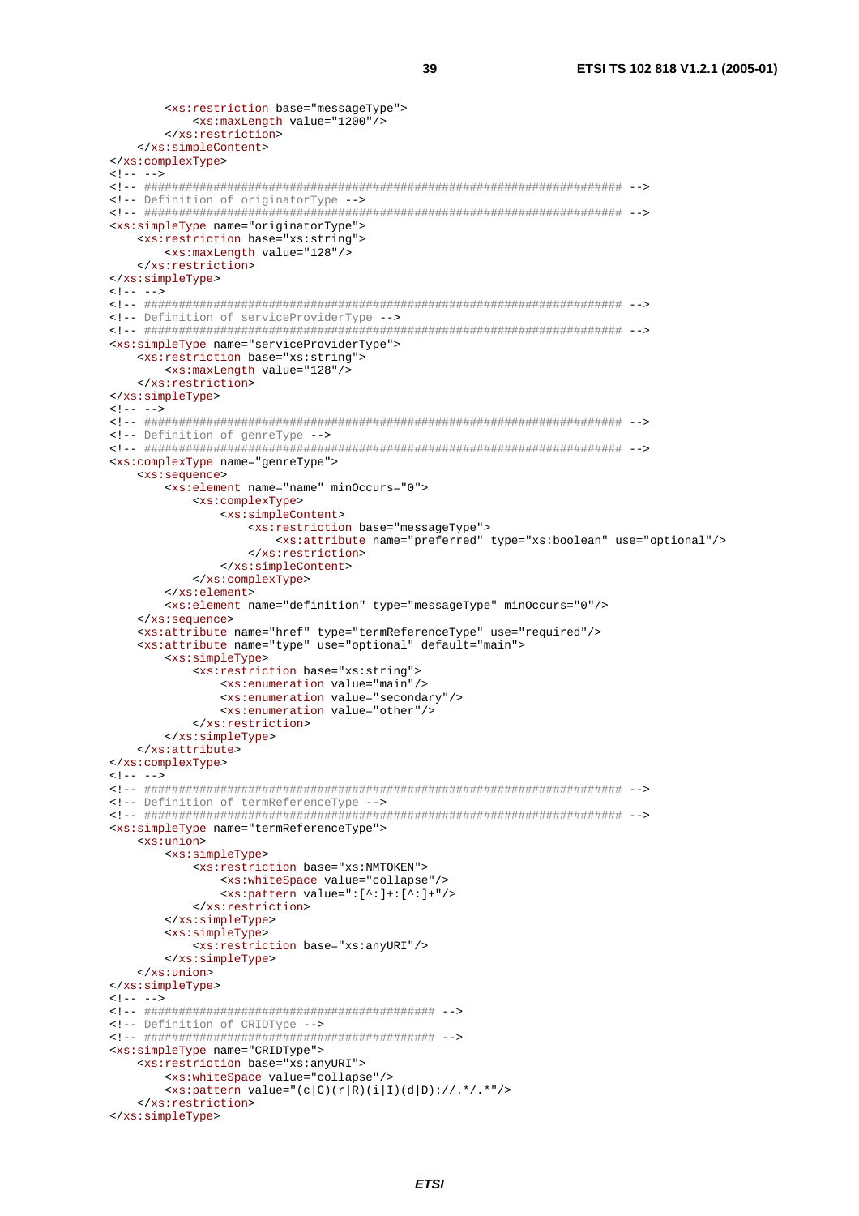```
        <xs:restriction base="messageType">
            <xs:maxLength value="1200"/>
        </xs:restriction>
    </xs:simpleContent>
</xs:complexType>
<!-- -->
<!-- ###################################################################### -->
<!-- Definition of originatorType -->
<!-- ###################################################################### -->
<xs:simpleType name="originatorType">
    <xs:restriction base="xs:string">
        <xs:maxLength value="128"/>
    </xs:restriction>
</xs:simpleType>
<!-- -->
<!-- ###################################################################### -->
<!-- Definition of serviceProviderType -->
<!-- ###################################################################### -->
<xs:simpleType name="serviceProviderType">
    <xs:restriction base="xs:string">
        <xs:maxLength value="128"/>
    </xs:restriction>
</xs:simpleType>
<!-- -->
<!-- ###################################################################### -->
<!-- Definition of genreType -->
<!-- ###################################################################### -->
<xs:complexType name="genreType">
    <xs:sequence>
        <xs:element name="name" minOccurs="0">
            <xs:complexType>
                <xs:simpleContent>
                    <xs:restriction base="messageType">
                        <xs:attribute name="preferred" type="xs:boolean" use="optional"/>
                    </xs:restriction>
                </xs:simpleContent>
            </xs:complexType>
        </xs:element>
        <xs:element name="definition" type="messageType" minOccurs="0"/>
    </xs:sequence>
    <xs:attribute name="href" type="termReferenceType" use="required"/>
    <xs:attribute name="type" use="optional" default="main">
        <xs:simpleType>
            <xs:restriction base="xs:string">
                <xs:enumeration value="main"/>
                <xs:enumeration value="secondary"/>
                <xs:enumeration value="other"/>
            </xs:restriction>
        </xs:simpleType>
    </xs:attribute>
</xs:complexType>
<!-- -->
<!-- ###################################################################### -->
<!-- Definition of termReferenceType -->
<!-- ###################################################################### -->
<xs:simpleType name="termReferenceType">
    <xs:union>
        <xs:simpleType>
            <xs:restriction base="xs:NMTOKEN">
                <xs:whiteSpace value="collapse"/>
                <xs:pattern value=":[^:]+:[^:]+"/>
            </xs:restriction>
        </xs:simpleType>
        <xs:simpleType>
            <xs:restriction base="xs:anyURI"/>
        </xs:simpleType>
    </xs:union>
</xs:simpleType>
<!-- -->
<!-- ########################################### -->
<!-- Definition of CRIDType -->
<!-- ########################################### -->
<xs:simpleType name="CRIDType">
    <xs:restriction base="xs:anyURI">
        <xs:whiteSpace value="collapse"/>
        <xs:pattern value="(c|C)(r|R)(i|I)(d|D)://.*/.*"/>
    </xs:restriction>
</xs:simpleType>
```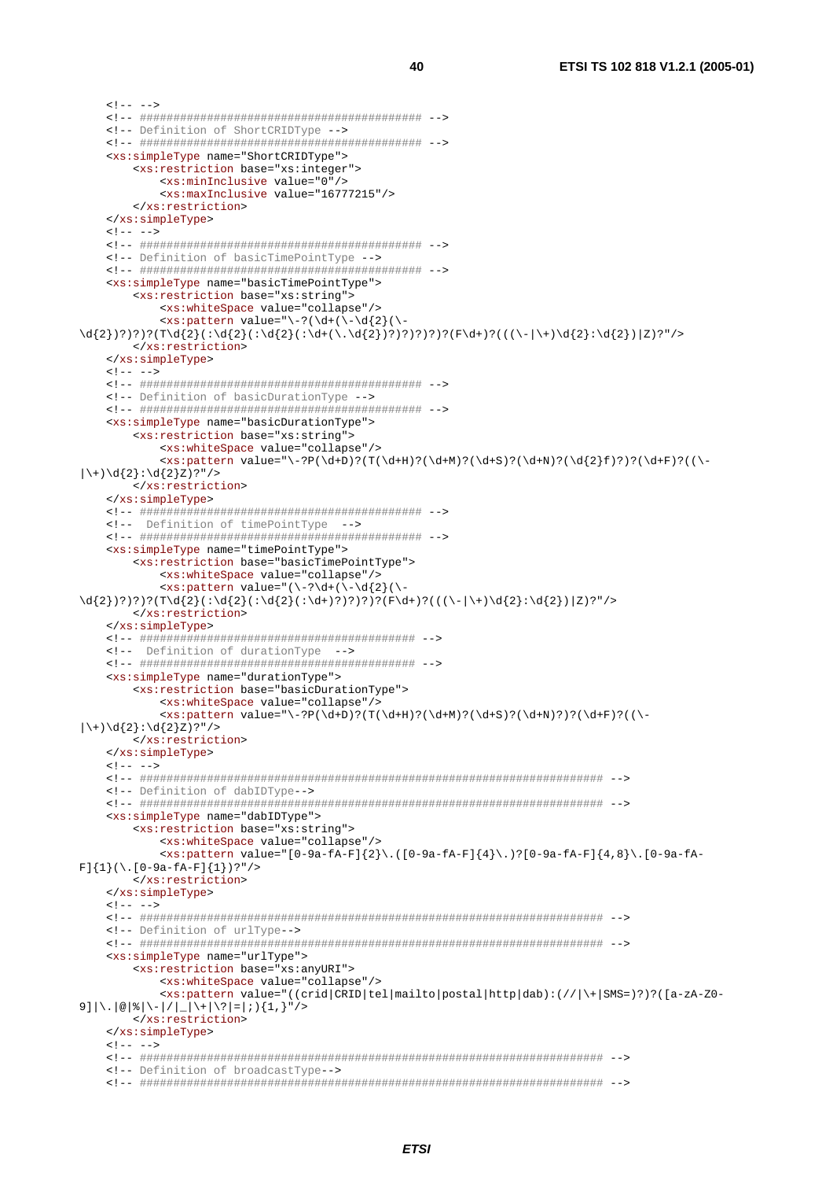```xml
	<!-- -->
	<!-- ########################################## -->
	<!-- Definition of ShortCRIDType -->
	<!-- ########################################## -->
	<xs:simpleType name="ShortCRIDType">
		<xs:restriction base="xs:integer">
			<xs:minInclusive value="0"/>
			<xs:maxInclusive value="16777215"/>
		</xs:restriction>
	</xs:simpleType>
	<!-- -->
	<!-- ########################################## -->
	<!-- Definition of basicTimePointType -->
	<!-- ########################################## -->
	<xs:simpleType name="basicTimePointType">
		<xs:restriction base="xs:string">
			<xs:whiteSpace value="collapse"/>
			<xs:pattern value="\-?(\d+(\-\d{2}(\-
\d{2})?)?)?(T\d{2}(:\d{2}(:\d{2}(:\d+(\.\d{2})?)?)?)?)?(F\d+)?(((\-|\+)\d{2}:\d{2})|Z)?"/>
		</xs:restriction>
	</xs:simpleType>
	<!-- -->
	<!-- ########################################## -->
	<!-- Definition of basicDurationType -->
	<!-- ########################################## -->
	<xs:simpleType name="basicDurationType">
		<xs:restriction base="xs:string">
			<xs:whiteSpace value="collapse"/>
			<xs:pattern value="\-?P(\d+D)?(T(\d+H)?(\d+M)?(\d+S)?(\d+N)?(\d{2}f)?)?(\d+F)?((\-
|\+)\d{2}:\d{2}Z)?"/>
		</xs:restriction>
	</xs:simpleType>
	<!-- ########################################## -->
	<!--  Definition of timePointType  -->
	<!-- ########################################## -->
	<xs:simpleType name="timePointType">
		<xs:restriction base="basicTimePointType">
			<xs:whiteSpace value="collapse"/>
			<xs:pattern value="(\-?\d+(\-\d{2}(\-
\d{2})?)?)?(T\d{2}(:\d{2}(:\d{2}(:\d+)?)?)?)?(F\d+)?(((\-|\+)\d{2}:\d{2})|Z)?"/>
		</xs:restriction>
	</xs:simpleType>
	<!-- ######################################### -->
	<!--  Definition of durationType  -->
	<!-- ######################################### -->
	<xs:simpleType name="durationType">
		<xs:restriction base="basicDurationType">
			<xs:whiteSpace value="collapse"/>
			<xs:pattern value="\-?P(\d+D)?(T(\d+H)?(\d+M)?(\d+S)?(\d+N)?)?(\d+F)?((\-
|\+)\d{2}:\d{2}Z)?"/>
		</xs:restriction>
	</xs:simpleType>
	<!-- -->
	<!-- ##################################################################### -->
	<!-- Definition of dabIDType-->
	<!-- ##################################################################### -->
	<xs:simpleType name="dabIDType">
		<xs:restriction base="xs:string">
			<xs:whiteSpace value="collapse"/>
			<xs:pattern value="[0-9a-fA-F]{2}\.([0-9a-fA-F]{4}\.)?[0-9a-fA-F]{4,8}\.[0-9a-fA-
F]{1}(\.[0-9a-fA-F]{1})?"/>
		</xs:restriction>
	</xs:simpleType>
	<!-- -->
	<!-- ##################################################################### -->
	<!-- Definition of urlType-->
	<!-- ##################################################################### -->
	<xs:simpleType name="urlType">
		<xs:restriction base="xs:anyURI">
			<xs:whiteSpace value="collapse"/>
			<xs:pattern value="((crid|CRID|tel|mailto|postal|http|dab):(//|\+|SMS=)?)?([a-zA-Z0-
9]|\.|@|%|\-|/|_|\+|\?|=|;){1,}"/>
		</xs:restriction>
	</xs:simpleType>
	<!-- -->
	<!-- ##################################################################### -->
	<!-- Definition of broadcastType-->
	<!-- ##################################################################### -->
```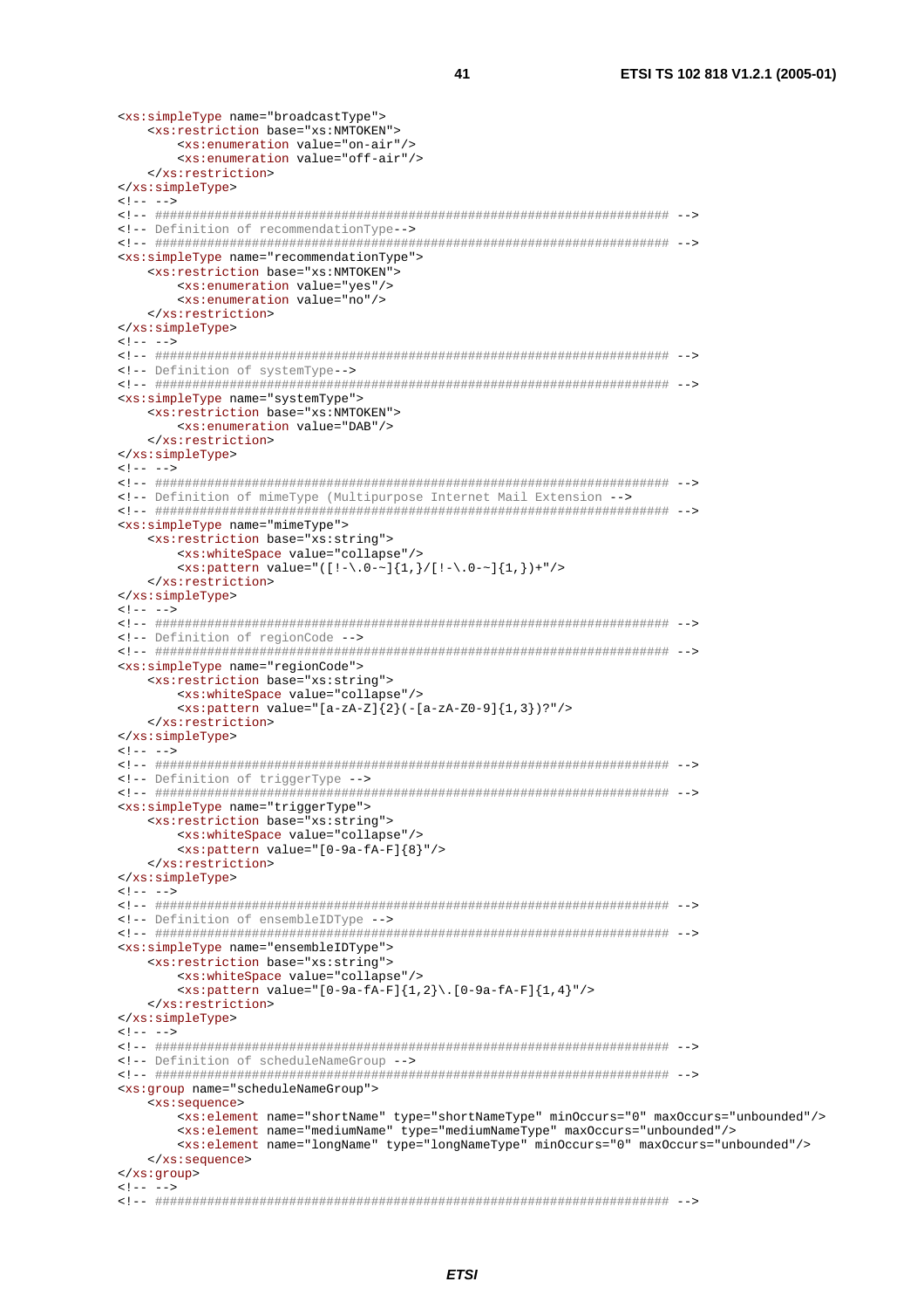```xml
<xs:simpleType name="broadcastType">
    <xs:restriction base="xs:NMTOKEN">
        <xs:enumeration value="on-air"/>
        <xs:enumeration value="off-air"/>
    </xs:restriction>
</xs:simpleType>
<!-- -->
<!-- ##################################################################### -->
<!-- Definition of recommendationType-->
<!-- ##################################################################### -->
<xs:simpleType name="recommendationType">
    <xs:restriction base="xs:NMTOKEN">
        <xs:enumeration value="yes"/>
        <xs:enumeration value="no"/>
    </xs:restriction>
</xs:simpleType>
<!-- -->
<!-- ##################################################################### -->
<!-- Definition of systemType-->
<!-- ##################################################################### -->
<xs:simpleType name="systemType">
    <xs:restriction base="xs:NMTOKEN">
        <xs:enumeration value="DAB"/>
    </xs:restriction>
</xs:simpleType>
<!-- -->
<!-- ##################################################################### -->
<!-- Definition of mimeType (Multipurpose Internet Mail Extension -->
<!-- ##################################################################### -->
<xs:simpleType name="mimeType">
    <xs:restriction base="xs:string">
        <xs:whiteSpace value="collapse"/>
        <xs:pattern value="([!-\.0-~]{1,}/[!-\.0-~]{1,})+"/>
    </xs:restriction>
</xs:simpleType>
<!-- -->
<!-- ##################################################################### -->
<!-- Definition of regionCode -->
<!-- ##################################################################### -->
<xs:simpleType name="regionCode">
    <xs:restriction base="xs:string">
        <xs:whiteSpace value="collapse"/>
        <xs:pattern value="[a-zA-Z]{2}(-[a-zA-Z0-9]{1,3})?"/>
    </xs:restriction>
</xs:simpleType>
<!-- -->
<!-- ##################################################################### -->
<!-- Definition of triggerType -->
<!-- ##################################################################### -->
<xs:simpleType name="triggerType">
    <xs:restriction base="xs:string">
        <xs:whiteSpace value="collapse"/>
        <xs:pattern value="[0-9a-fA-F]{8}"/>
    </xs:restriction>
</xs:simpleType>
<!-- -->
<!-- ##################################################################### -->
<!-- Definition of ensembleIDType -->
<!-- ##################################################################### -->
<xs:simpleType name="ensembleIDType">
    <xs:restriction base="xs:string">
        <xs:whiteSpace value="collapse"/>
        <xs:pattern value="[0-9a-fA-F]{1,2}\.[0-9a-fA-F]{1,4}"/>
    </xs:restriction>
</xs:simpleType>
<!-- -->
<!-- ##################################################################### -->
<!-- Definition of scheduleNameGroup -->
<!-- ##################################################################### -->
<xs:group name="scheduleNameGroup">
    <xs:sequence>
        <xs:element name="shortName" type="shortNameType" minOccurs="0" maxOccurs="unbounded"/>
        <xs:element name="mediumName" type="mediumNameType" maxOccurs="unbounded"/>
        <xs:element name="longName" type="longNameType" minOccurs="0" maxOccurs="unbounded"/>
    </xs:sequence>
</xs:group>
<!-- -->
<!-- ##################################################################### -->
```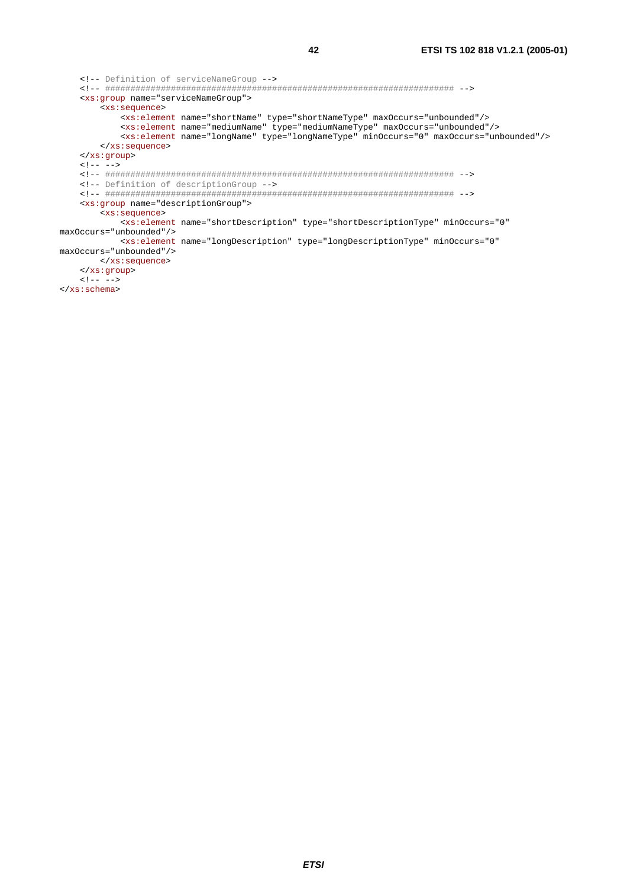```
    <!-- Definition of serviceNameGroup -->
    <!-- ##################################################################### -->
    <xs:group name="serviceNameGroup">
        <xs:sequence>
            <xs:element name="shortName" type="shortNameType" maxOccurs="unbounded"/>
            <xs:element name="mediumName" type="mediumNameType" maxOccurs="unbounded"/>
            <xs:element name="longName" type="longNameType" minOccurs="0" maxOccurs="unbounded"/>
        </xs:sequence>
    </xs:group>
    <!-- -->
    <!-- ##################################################################### -->
    <!-- Definition of descriptionGroup -->
    <!-- ##################################################################### -->
    <xs:group name="descriptionGroup">
        <xs:sequence>
            <xs:element name="shortDescription" type="shortDescriptionType" minOccurs="0"
maxOccurs="unbounded"/>
            <xs:element name="longDescription" type="longDescriptionType" minOccurs="0"
maxOccurs="unbounded"/>
        </xs:sequence>
    </xs:group>
    <!-- -->
</xs:schema>
```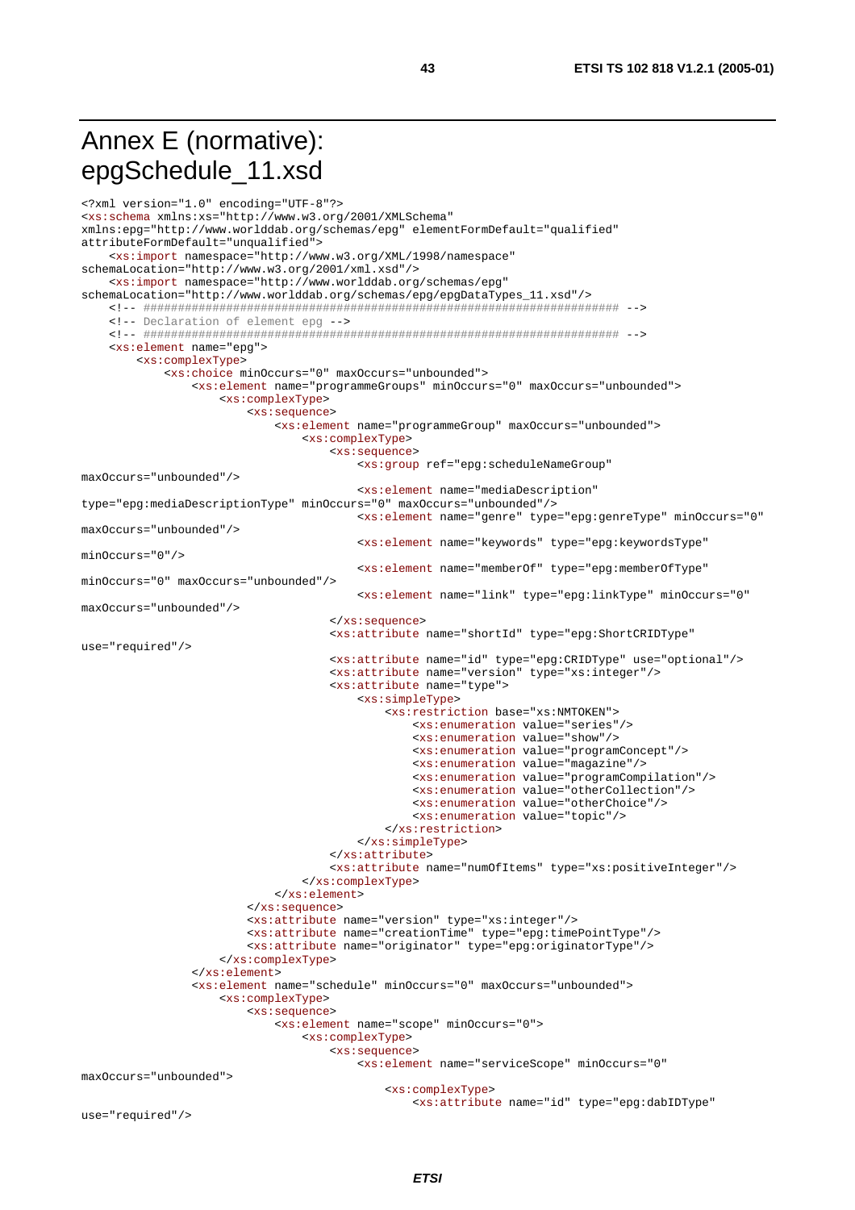# Annex E (normative): epgSchedule_11.xsd

```
<?xml version="1.0" encoding="UTF-8"?>
<xs:schema xmlns:xs="http://www.w3.org/2001/XMLSchema"
xmlns:epg="http://www.worlddab.org/schemas/epg" elementFormDefault="qualified"
attributeFormDefault="unqualified">
    <xs:import namespace="http://www.w3.org/XML/1998/namespace"
schemaLocation="http://www.w3.org/2001/xml.xsd"/>
    <xs:import namespace="http://www.worlddab.org/schemas/epg"
schemaLocation="http://www.worlddab.org/schemas/epg/epgDataTypes_11.xsd"/>
    <!-- ##################################################################### -->
    <!-- Declaration of element epg -->
    <!-- ##################################################################### -->
    <xs:element name="epg">
        <xs:complexType>
            <xs:choice minOccurs="0" maxOccurs="unbounded">
                <xs:element name="programmeGroups" minOccurs="0" maxOccurs="unbounded">
                    <xs:complexType>
                        <xs:sequence>
                            <xs:element name="programmeGroup" maxOccurs="unbounded">
                                <xs:complexType>
                                    <xs:sequence>
                                        <xs:group ref="epg:scheduleNameGroup"
maxOccurs="unbounded"/>
                                        <xs:element name="mediaDescription"
type="epg:mediaDescriptionType" minOccurs="0" maxOccurs="unbounded"/>
                                        <xs:element name="genre" type="epg:genreType" minOccurs="0"
maxOccurs="unbounded"/>
                                        <xs:element name="keywords" type="epg:keywordsType"
minOccurs="0"/>
                                        <xs:element name="memberOf" type="epg:memberOfType"
minOccurs="0" maxOccurs="unbounded"/>
                                        <xs:element name="link" type="epg:linkType" minOccurs="0"
maxOccurs="unbounded"/>
                                    </xs:sequence>
                                    <xs:attribute name="shortId" type="epg:ShortCRIDType"
use="required"/>
                                    <xs:attribute name="id" type="epg:CRIDType" use="optional"/>
                                    <xs:attribute name="version" type="xs:integer"/>
                                    <xs:attribute name="type">
                                        <xs:simpleType>
                                            <xs:restriction base="xs:NMTOKEN">
                                                <xs:enumeration value="series"/>
                                                <xs:enumeration value="show"/>
                                                <xs:enumeration value="programConcept"/>
                                                <xs:enumeration value="magazine"/>
                                                <xs:enumeration value="programCompilation"/>
                                                <xs:enumeration value="otherCollection"/>
                                                <xs:enumeration value="otherChoice"/>
                                                <xs:enumeration value="topic"/>
                                            </xs:restriction>
                                        </xs:simpleType>
                                    </xs:attribute>
                                    <xs:attribute name="numOfItems" type="xs:positiveInteger"/>
                                </xs:complexType>
                            </xs:element>
                        </xs:sequence>
                        <xs:attribute name="version" type="xs:integer"/>
                        <xs:attribute name="creationTime" type="epg:timePointType"/>
                        <xs:attribute name="originator" type="epg:originatorType"/>
                    </xs:complexType>
                </xs:element>
                <xs:element name="schedule" minOccurs="0" maxOccurs="unbounded">
                    <xs:complexType>
                        <xs:sequence>
                            <xs:element name="scope" minOccurs="0">
                                <xs:complexType>
                                    <xs:sequence>
                                        <xs:element name="serviceScope" minOccurs="0"
maxOccurs="unbounded">
                                            <xs:complexType>
                                                <xs:attribute name="id" type="epg:dabIDType"
use="required"/>
```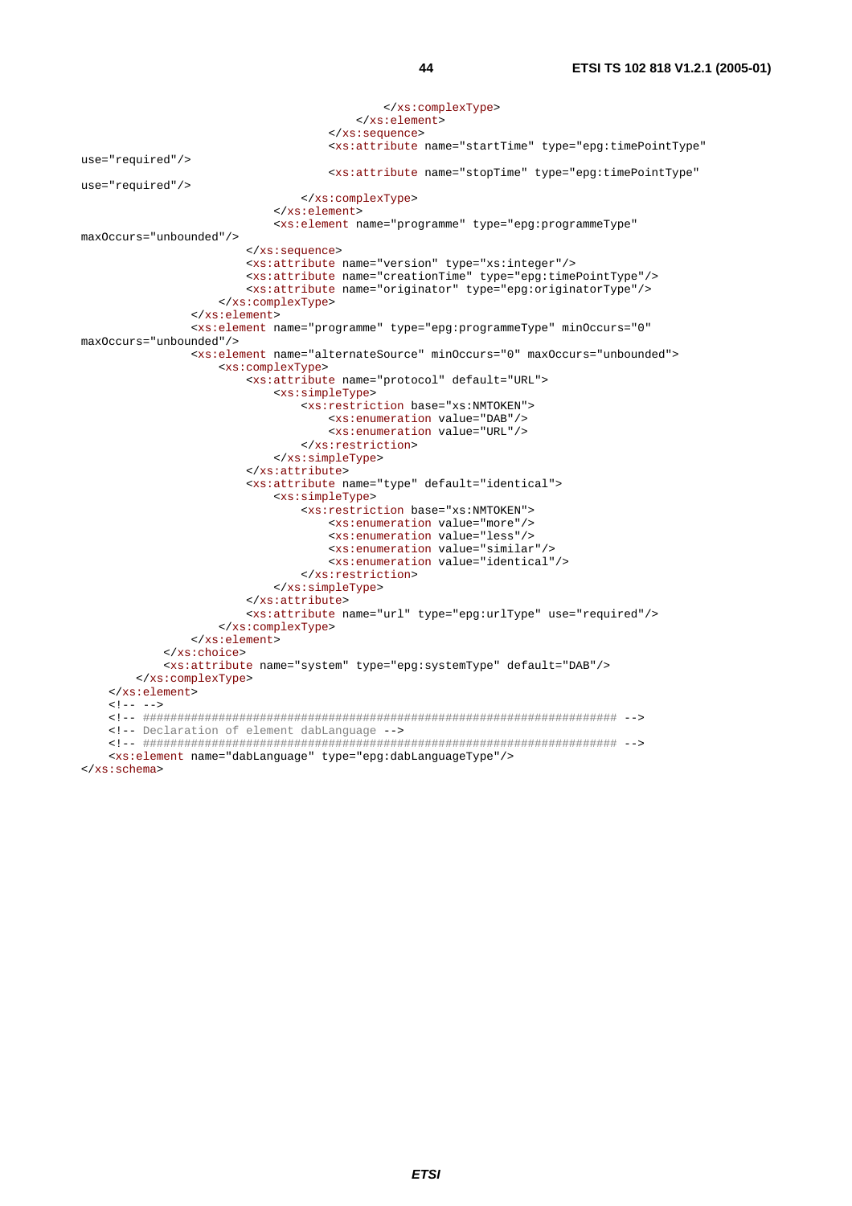```
                                        </xs:complexType>
                                    </xs:element>
                                </xs:sequence>
                                <xs:attribute name="startTime" type="epg:timePointType"
use="required"/>
                                <xs:attribute name="stopTime" type="epg:timePointType"
use="required"/>
                            </xs:complexType>
                        </xs:element>
                        <xs:element name="programme" type="epg:programmeType"
maxOccurs="unbounded"/>
                    </xs:sequence>
                    <xs:attribute name="version" type="xs:integer"/>
                    <xs:attribute name="creationTime" type="epg:timePointType"/>
                    <xs:attribute name="originator" type="epg:originatorType"/>
                </xs:complexType>
            </xs:element>
            <xs:element name="programme" type="epg:programmeType" minOccurs="0"
maxOccurs="unbounded"/>
            <xs:element name="alternateSource" minOccurs="0" maxOccurs="unbounded">
                <xs:complexType>
                    <xs:attribute name="protocol" default="URL">
                        <xs:simpleType>
                            <xs:restriction base="xs:NMTOKEN">
                                <xs:enumeration value="DAB"/>
                                <xs:enumeration value="URL"/>
                            </xs:restriction>
                        </xs:simpleType>
                    </xs:attribute>
                    <xs:attribute name="type" default="identical">
                        <xs:simpleType>
                            <xs:restriction base="xs:NMTOKEN">
                                <xs:enumeration value="more"/>
                                <xs:enumeration value="less"/>
                                <xs:enumeration value="similar"/>
                                <xs:enumeration value="identical"/>
                            </xs:restriction>
                        </xs:simpleType>
                    </xs:attribute>
                    <xs:attribute name="url" type="epg:urlType" use="required"/>
                </xs:complexType>
            </xs:element>
        </xs:choice>
        <xs:attribute name="system" type="epg:systemType" default="DAB"/>
    </xs:complexType>
</xs:element>
<!-- -->
<!-- ##################################################################### -->
<!-- Declaration of element dabLanguage -->
<!-- ##################################################################### -->
<xs:element name="dabLanguage" type="epg:dabLanguageType"/>
</xs:schema>
```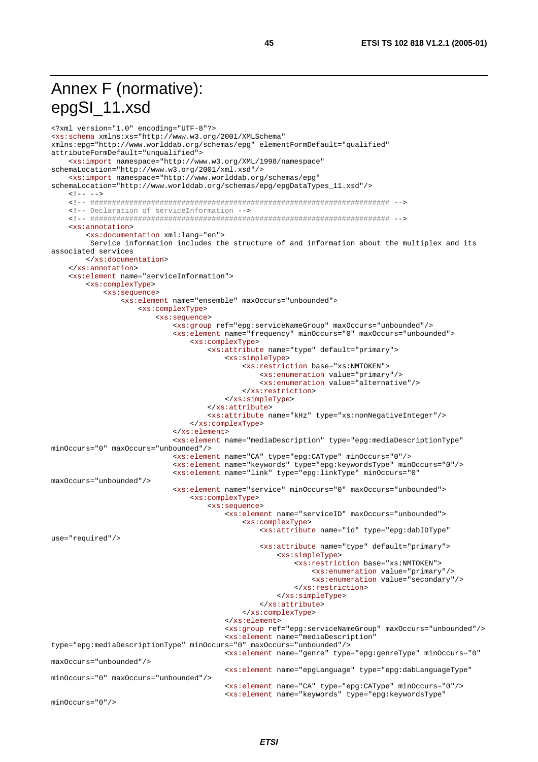# Annex F (normative): epgSI_11.xsd

```
<?xml version="1.0" encoding="UTF-8"?>
<xs:schema xmlns:xs="http://www.w3.org/2001/XMLSchema"
xmlns:epg="http://www.worlddab.org/schemas/epg" elementFormDefault="qualified"
attributeFormDefault="unqualified">
    <xs:import namespace="http://www.w3.org/XML/1998/namespace"
schemaLocation="http://www.w3.org/2001/xml.xsd"/>
    <xs:import namespace="http://www.worlddab.org/schemas/epg"
schemaLocation="http://www.worlddab.org/schemas/epg/epgDataTypes_11.xsd"/>
    <!-- -->
    <!-- ##################################################################### -->
    <!-- Declaration of serviceInformation -->
    <!-- ##################################################################### -->
    <xs:annotation>
        <xs:documentation xml:lang="en">
         Service information includes the structure of and information about the multiplex and its
associated services
        </xs:documentation>
    </xs:annotation>
    <xs:element name="serviceInformation">
        <xs:complexType>
            <xs:sequence>
                <xs:element name="ensemble" maxOccurs="unbounded">
                    <xs:complexType>
                        <xs:sequence>
                            <xs:group ref="epg:serviceNameGroup" maxOccurs="unbounded"/>
                            <xs:element name="frequency" minOccurs="0" maxOccurs="unbounded">
                                <xs:complexType>
                                    <xs:attribute name="type" default="primary">
                                        <xs:simpleType>
                                            <xs:restriction base="xs:NMTOKEN">
                                                <xs:enumeration value="primary"/>
                                                <xs:enumeration value="alternative"/>
                                            </xs:restriction>
                                        </xs:simpleType>
                                    </xs:attribute>
                                    <xs:attribute name="kHz" type="xs:nonNegativeInteger"/>
                                </xs:complexType>
                            </xs:element>
                            <xs:element name="mediaDescription" type="epg:mediaDescriptionType"
minOccurs="0" maxOccurs="unbounded"/>
                            <xs:element name="CA" type="epg:CAType" minOccurs="0"/>
                            <xs:element name="keywords" type="epg:keywordsType" minOccurs="0"/>
                            <xs:element name="link" type="epg:linkType" minOccurs="0"
maxOccurs="unbounded"/>
                            <xs:element name="service" minOccurs="0" maxOccurs="unbounded">
                                <xs:complexType>
                                    <xs:sequence>
                                        <xs:element name="serviceID" maxOccurs="unbounded">
                                            <xs:complexType>
                                                <xs:attribute name="id" type="epg:dabIDType"
use="required"/>
                                                <xs:attribute name="type" default="primary">
                                                    <xs:simpleType>
                                                        <xs:restriction base="xs:NMTOKEN">
                                                            <xs:enumeration value="primary"/>
                                                            <xs:enumeration value="secondary"/>
                                                        </xs:restriction>
                                                    </xs:simpleType>
                                                </xs:attribute>
                                            </xs:complexType>
                                        </xs:element>
                                        <xs:group ref="epg:serviceNameGroup" maxOccurs="unbounded"/>
                                        <xs:element name="mediaDescription"
type="epg:mediaDescriptionType" minOccurs="0" maxOccurs="unbounded"/>
                                        <xs:element name="genre" type="epg:genreType" minOccurs="0"
maxOccurs="unbounded"/>
                                        <xs:element name="epgLanguage" type="epg:dabLanguageType"
minOccurs="0" maxOccurs="unbounded"/>
                                        <xs:element name="CA" type="epg:CAType" minOccurs="0"/>
                                        <xs:element name="keywords" type="epg:keywordsType"
minOccurs="0"/>
```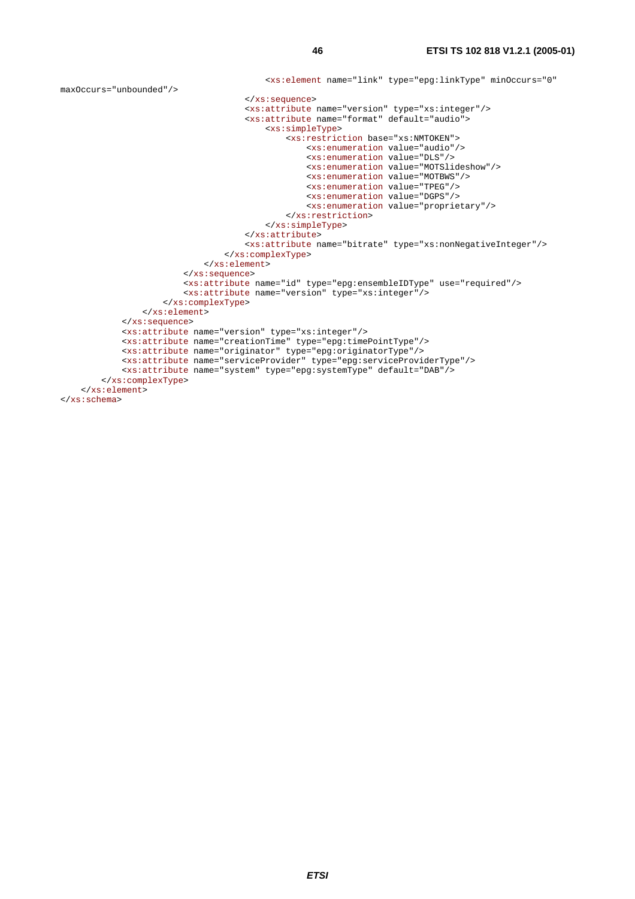```
                                        <xs:element name="link" type="epg:linkType" minOccurs="0"
maxOccurs="unbounded"/>
                                    </xs:sequence>
                                    <xs:attribute name="version" type="xs:integer"/>
                                    <xs:attribute name="format" default="audio">
                                        <xs:simpleType>
                                            <xs:restriction base="xs:NMTOKEN">
                                                <xs:enumeration value="audio"/>
                                                <xs:enumeration value="DLS"/>
                                                <xs:enumeration value="MOTSlideshow"/>
                                                <xs:enumeration value="MOTBWS"/>
                                                <xs:enumeration value="TPEG"/>
                                                <xs:enumeration value="DGPS"/>
                                                <xs:enumeration value="proprietary"/>
                                            </xs:restriction>
                                        </xs:simpleType>
                                    </xs:attribute>
                                    <xs:attribute name="bitrate" type="xs:nonNegativeInteger"/>
                                </xs:complexType>
                            </xs:element>
                        </xs:sequence>
                        <xs:attribute name="id" type="epg:ensembleIDType" use="required"/>
                        <xs:attribute name="version" type="xs:integer"/>
                    </xs:complexType>
                </xs:element>
            </xs:sequence>
            <xs:attribute name="version" type="xs:integer"/>
            <xs:attribute name="creationTime" type="epg:timePointType"/>
            <xs:attribute name="originator" type="epg:originatorType"/>
            <xs:attribute name="serviceProvider" type="epg:serviceProviderType"/>
            <xs:attribute name="system" type="epg:systemType" default="DAB"/>
        </xs:complexType>
    </xs:element>
</xs:schema>
```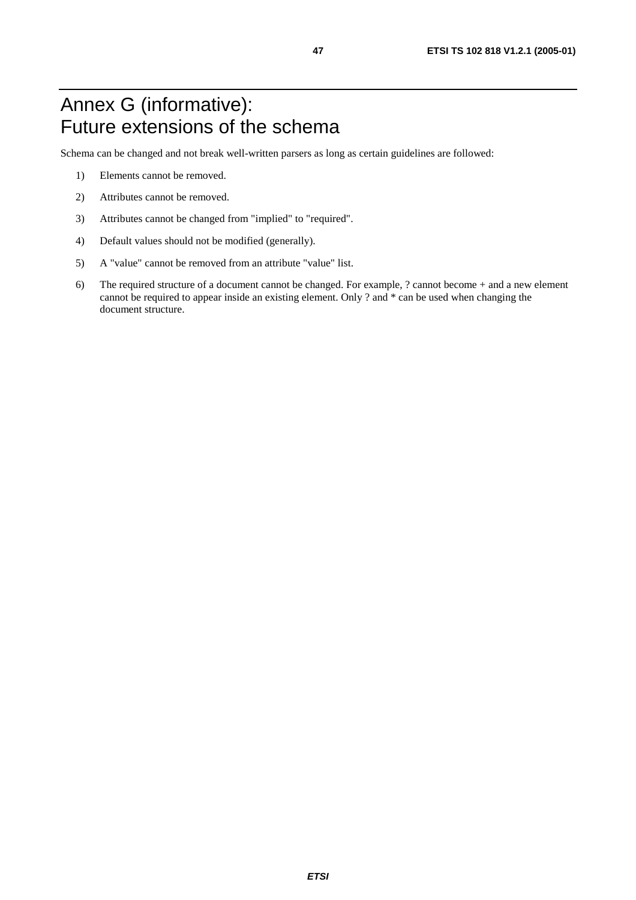# Annex G (informative): Future extensions of the schema

Schema can be changed and not break well-written parsers as long as certain guidelines are followed:

1) Elements cannot be removed.

2) Attributes cannot be removed.

3) Attributes cannot be changed from "implied" to "required".

4) Default values should not be modified (generally).

5) A "value" cannot be removed from an attribute "value" list.

6) The required structure of a document cannot be changed. For example, ? cannot become + and a new element cannot be required to appear inside an existing element. Only ? and * can be used when changing the document structure.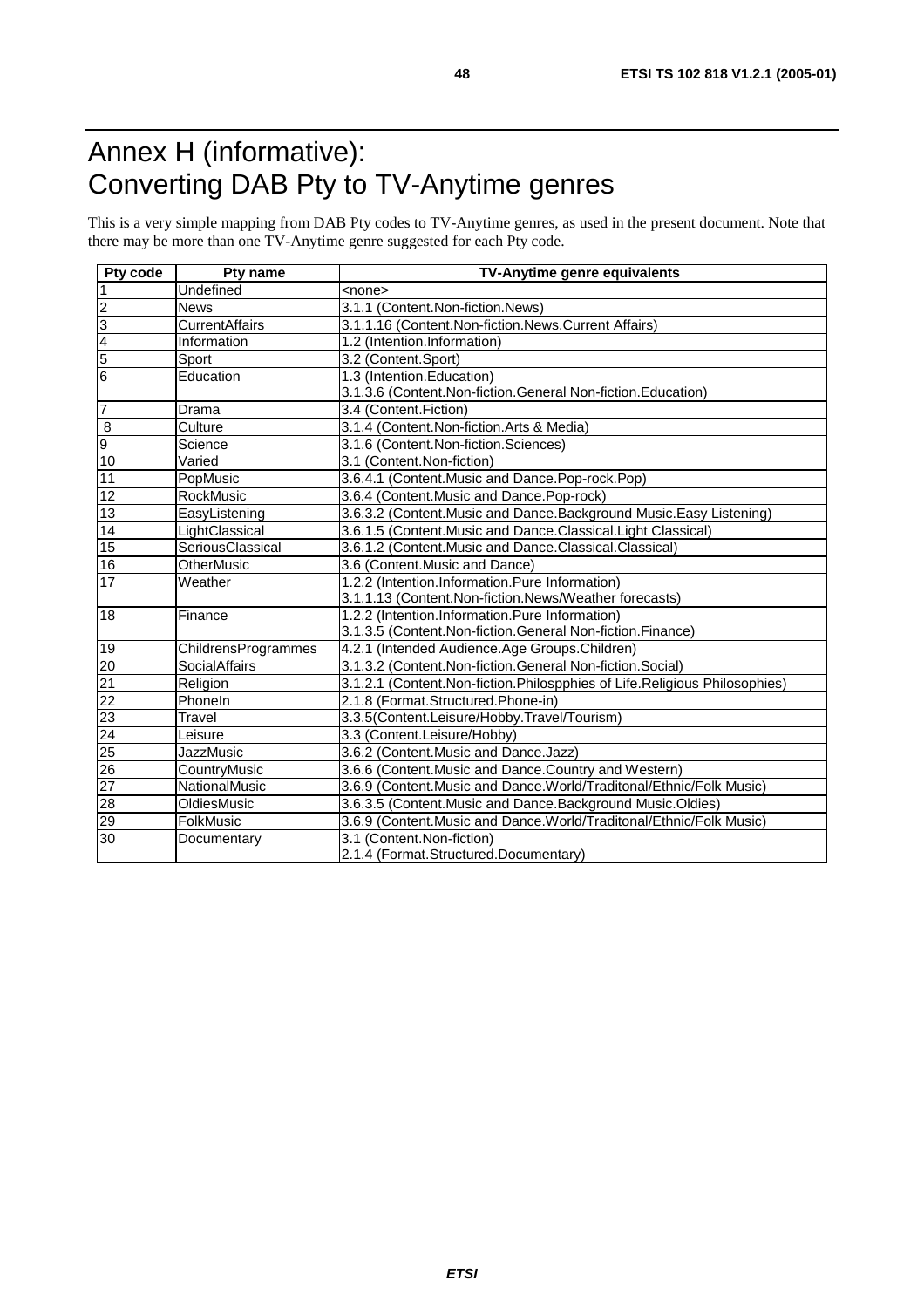# Annex H (informative): Converting DAB Pty to TV-Anytime genres

This is a very simple mapping from DAB Pty codes to TV-Anytime genres, as used in the present document. Note that there may be more than one TV-Anytime genre suggested for each Pty code.

| Pty code | Pty name | TV-Anytime genre equivalents |
|---|---|---|
| 1 | Undefined | <none> |
| 2 | News | 3.1.1 (Content.Non-fiction.News) |
| 3 | CurrentAffairs | 3.1.1.16 (Content.Non-fiction.News.Current Affairs) |
| 4 | Information | 1.2 (Intention.Information) |
| 5 | Sport | 3.2 (Content.Sport) |
| 6 | Education | 1.3 (Intention.Education)<br>3.1.3.6 (Content.Non-fiction.General Non-fiction.Education) |
| 7 | Drama | 3.4 (Content.Fiction) |
| 8 | Culture | 3.1.4 (Content.Non-fiction.Arts & Media) |
| 9 | Science | 3.1.6 (Content.Non-fiction.Sciences) |
| 10 | Varied | 3.1 (Content.Non-fiction) |
| 11 | PopMusic | 3.6.4.1 (Content.Music and Dance.Pop-rock.Pop) |
| 12 | RockMusic | 3.6.4 (Content.Music and Dance.Pop-rock) |
| 13 | EasyListening | 3.6.3.2 (Content.Music and Dance.Background Music.Easy Listening) |
| 14 | LightClassical | 3.6.1.5 (Content.Music and Dance.Classical.Light Classical) |
| 15 | SeriousClassical | 3.6.1.2 (Content.Music and Dance.Classical.Classical) |
| 16 | OtherMusic | 3.6 (Content.Music and Dance) |
| 17 | Weather | 1.2.2 (Intention.Information.Pure Information)<br>3.1.1.13 (Content.Non-fiction.News/Weather forecasts) |
| 18 | Finance | 1.2.2 (Intention.Information.Pure Information)<br>3.1.3.5 (Content.Non-fiction.General Non-fiction.Finance) |
| 19 | ChildrensProgrammes | 4.2.1 (Intended Audience.Age Groups.Children) |
| 20 | SocialAffairs | 3.1.3.2 (Content.Non-fiction.General Non-fiction.Social) |
| 21 | Religion | 3.1.2.1 (Content.Non-fiction.Philospphies of Life.Religious Philosophies) |
| 22 | PhoneIn | 2.1.8 (Format.Structured.Phone-in) |
| 23 | Travel | 3.3.5(Content.Leisure/Hobby.Travel/Tourism) |
| 24 | Leisure | 3.3 (Content.Leisure/Hobby) |
| 25 | JazzMusic | 3.6.2 (Content.Music and Dance.Jazz) |
| 26 | CountryMusic | 3.6.6 (Content.Music and Dance.Country and Western) |
| 27 | NationalMusic | 3.6.9 (Content.Music and Dance.World/Traditonal/Ethnic/Folk Music) |
| 28 | OldiesMusic | 3.6.3.5 (Content.Music and Dance.Background Music.Oldies) |
| 29 | FolkMusic | 3.6.9 (Content.Music and Dance.World/Traditonal/Ethnic/Folk Music) |
| 30 | Documentary | 3.1 (Content.Non-fiction)<br>2.1.4 (Format.Structured.Documentary) |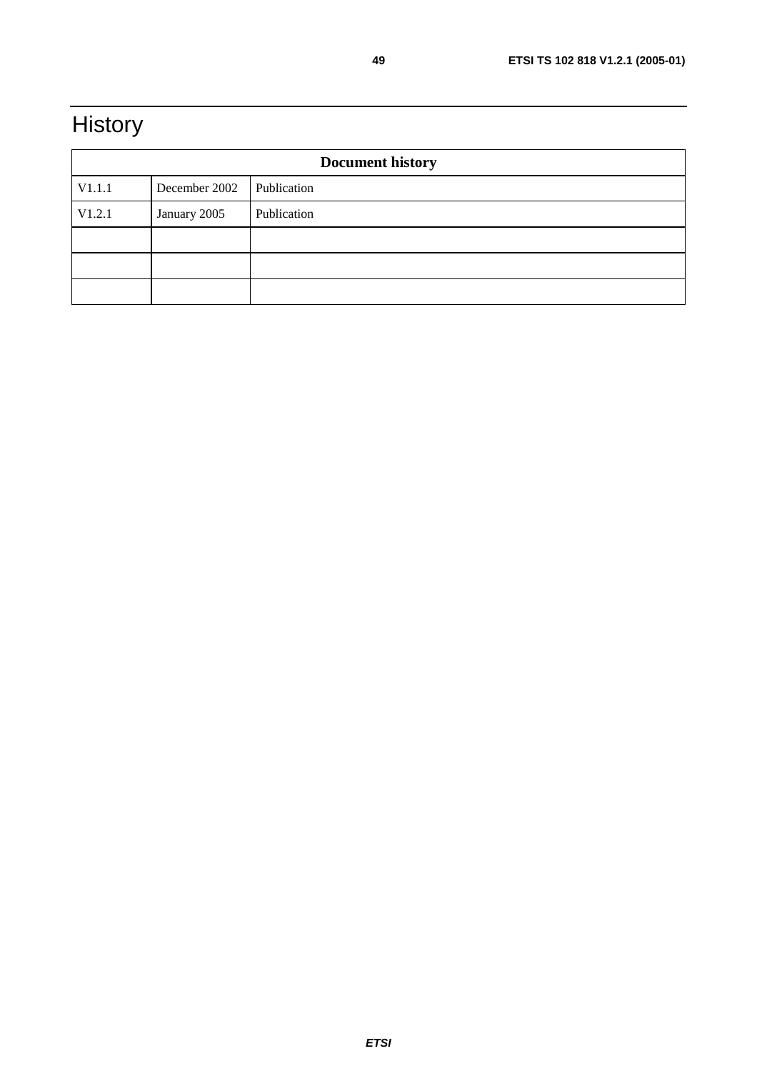# History

| Document history | | |
|---|---|---|
| V1.1.1 | December 2002 | Publication |
| V1.2.1 | January 2005 | Publication |
| | | |
| | | |
| | | |